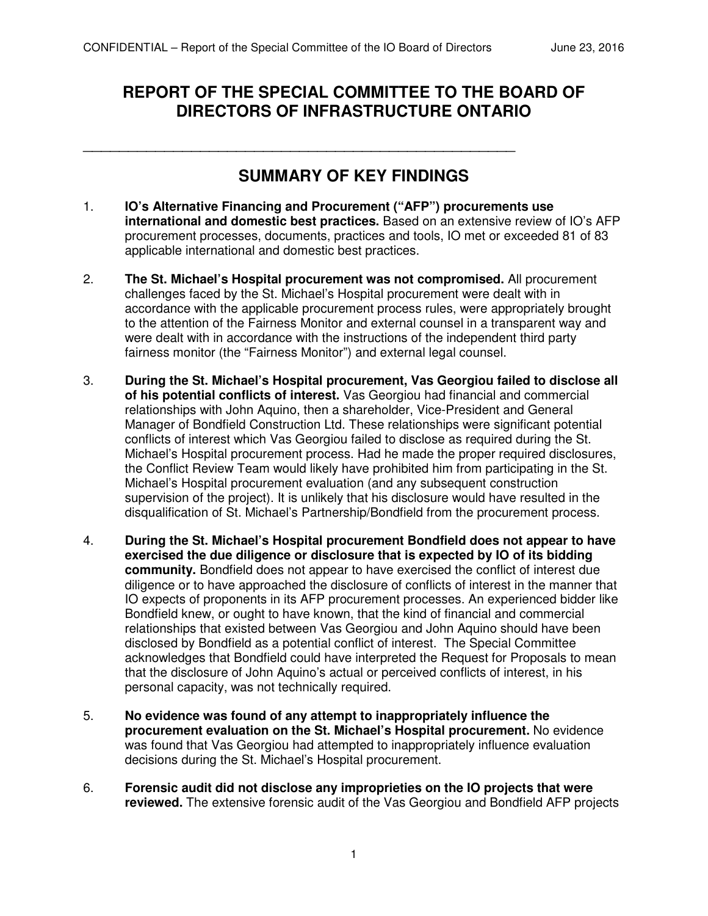# REPORT OF THE SPECIAL COMMITTEE TO THE BOARD OF DIRECTORS OF INFRASTRUCTURE ONTARIO

---

## SUMMARY OF KEY FINDINGS

1. **IO's Alternative Financing and Procurement ("AFP") procurements use international and domestic best practices.** Based on an extensive review of IO's AFP procurement processes, documents, practices and tools, IO met or exceeded 81 of 83 applicable international and domestic best practices.

2. **The St. Michael's Hospital procurement was not compromised.** All procurement challenges faced by the St. Michael's Hospital procurement were dealt with in accordance with the applicable procurement process rules, were appropriately brought to the attention of the Fairness Monitor and external counsel in a transparent way and were dealt with in accordance with the instructions of the independent third party fairness monitor (the "Fairness Monitor") and external legal counsel.

3. **During the St. Michael's Hospital procurement, Vas Georgiou failed to disclose all of his potential conflicts of interest.** Vas Georgiou had financial and commercial relationships with John Aquino, then a shareholder, Vice-President and General Manager of Bondfield Construction Ltd. These relationships were significant potential conflicts of interest which Vas Georgiou failed to disclose as required during the St. Michael's Hospital procurement process. Had he made the proper required disclosures, the Conflict Review Team would likely have prohibited him from participating in the St. Michael's Hospital procurement evaluation (and any subsequent construction supervision of the project). It is unlikely that his disclosure would have resulted in the disqualification of St. Michael's Partnership/Bondfield from the procurement process.

4. **During the St. Michael's Hospital procurement Bondfield does not appear to have exercised the due diligence or disclosure that is expected by IO of its bidding community.** Bondfield does not appear to have exercised the conflict of interest due diligence or to have approached the disclosure of conflicts of interest in the manner that IO expects of proponents in its AFP procurement processes. An experienced bidder like Bondfield knew, or ought to have known, that the kind of financial and commercial relationships that existed between Vas Georgiou and John Aquino should have been disclosed by Bondfield as a potential conflict of interest. The Special Committee acknowledges that Bondfield could have interpreted the Request for Proposals to mean that the disclosure of John Aquino's actual or perceived conflicts of interest, in his personal capacity, was not technically required.

5. **No evidence was found of any attempt to inappropriately influence the procurement evaluation on the St. Michael's Hospital procurement.** No evidence was found that Vas Georgiou had attempted to inappropriately influence evaluation decisions during the St. Michael's Hospital procurement.

6. **Forensic audit did not disclose any improprieties on the IO projects that were reviewed.** The extensive forensic audit of the Vas Georgiou and Bondfield AFP projects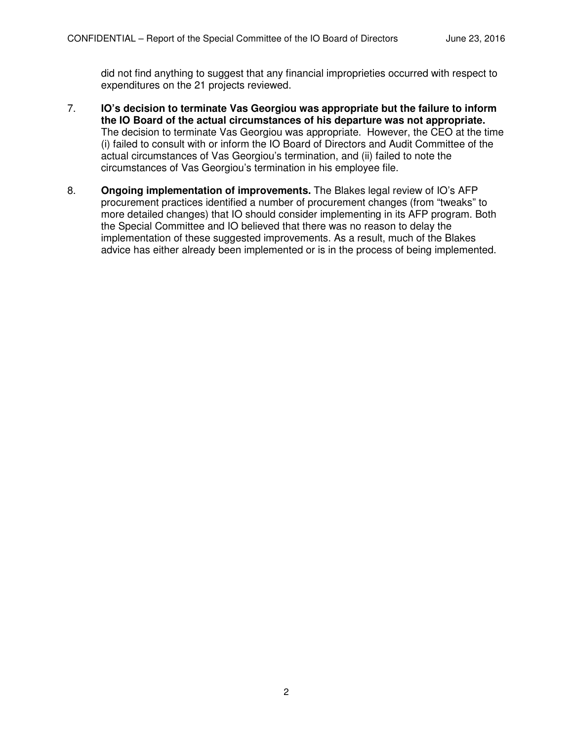did not find anything to suggest that any financial improprieties occurred with respect to expenditures on the 21 projects reviewed.

7. **IO's decision to terminate Vas Georgiou was appropriate but the failure to inform the IO Board of the actual circumstances of his departure was not appropriate.** The decision to terminate Vas Georgiou was appropriate. However, the CEO at the time (i) failed to consult with or inform the IO Board of Directors and Audit Committee of the actual circumstances of Vas Georgiou's termination, and (ii) failed to note the circumstances of Vas Georgiou's termination in his employee file.

8. **Ongoing implementation of improvements.** The Blakes legal review of IO's AFP procurement practices identified a number of procurement changes (from "tweaks" to more detailed changes) that IO should consider implementing in its AFP program. Both the Special Committee and IO believed that there was no reason to delay the implementation of these suggested improvements. As a result, much of the Blakes advice has either already been implemented or is in the process of being implemented.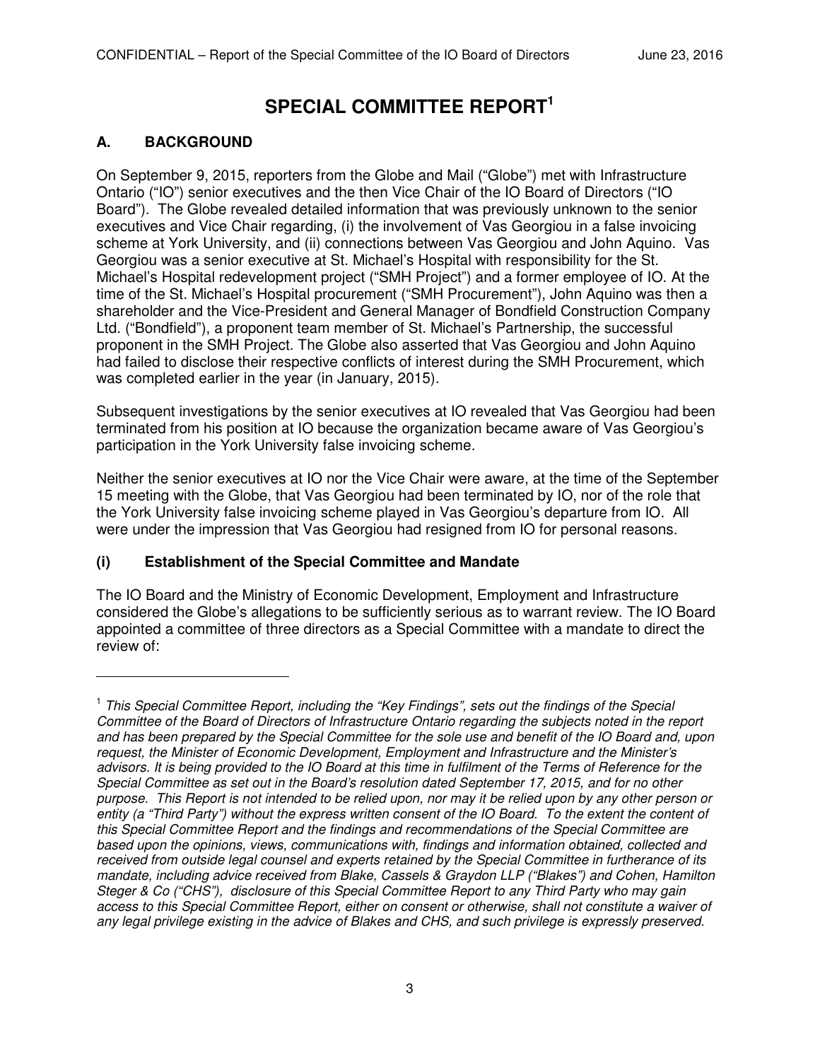# SPECIAL COMMITTEE REPORT[1]

## A. BACKGROUND

On September 9, 2015, reporters from the Globe and Mail ("Globe") met with Infrastructure Ontario ("IO") senior executives and the then Vice Chair of the IO Board of Directors ("IO Board"). The Globe revealed detailed information that was previously unknown to the senior executives and Vice Chair regarding, (i) the involvement of Vas Georgiou in a false invoicing scheme at York University, and (ii) connections between Vas Georgiou and John Aquino. Vas Georgiou was a senior executive at St. Michael's Hospital with responsibility for the St. Michael's Hospital redevelopment project ("SMH Project") and a former employee of IO. At the time of the St. Michael's Hospital procurement ("SMH Procurement"), John Aquino was then a shareholder and the Vice-President and General Manager of Bondfield Construction Company Ltd. ("Bondfield"), a proponent team member of St. Michael's Partnership, the successful proponent in the SMH Project. The Globe also asserted that Vas Georgiou and John Aquino had failed to disclose their respective conflicts of interest during the SMH Procurement, which was completed earlier in the year (in January, 2015).

Subsequent investigations by the senior executives at IO revealed that Vas Georgiou had been terminated from his position at IO because the organization became aware of Vas Georgiou's participation in the York University false invoicing scheme.

Neither the senior executives at IO nor the Vice Chair were aware, at the time of the September 15 meeting with the Globe, that Vas Georgiou had been terminated by IO, nor of the role that the York University false invoicing scheme played in Vas Georgiou's departure from IO. All were under the impression that Vas Georgiou had resigned from IO for personal reasons.

### (i) Establishment of the Special Committee and Mandate

The IO Board and the Ministry of Economic Development, Employment and Infrastructure considered the Globe's allegations to be sufficiently serious as to warrant review. The IO Board appointed a committee of three directors as a Special Committee with a mandate to direct the review of:

---

[1] *This Special Committee Report, including the "Key Findings", sets out the findings of the Special Committee of the Board of Directors of Infrastructure Ontario regarding the subjects noted in the report and has been prepared by the Special Committee for the sole use and benefit of the IO Board and, upon request, the Minister of Economic Development, Employment and Infrastructure and the Minister's advisors. It is being provided to the IO Board at this time in fulfilment of the Terms of Reference for the Special Committee as set out in the Board's resolution dated September 17, 2015, and for no other purpose. This Report is not intended to be relied upon, nor may it be relied upon by any other person or entity (a "Third Party") without the express written consent of the IO Board. To the extent the content of this Special Committee Report and the findings and recommendations of the Special Committee are based upon the opinions, views, communications with, findings and information obtained, collected and received from outside legal counsel and experts retained by the Special Committee in furtherance of its mandate, including advice received from Blake, Cassels & Graydon LLP ("Blakes") and Cohen, Hamilton Steger & Co ("CHS"), disclosure of this Special Committee Report to any Third Party who may gain access to this Special Committee Report, either on consent or otherwise, shall not constitute a waiver of any legal privilege existing in the advice of Blakes and CHS, and such privilege is expressly preserved.*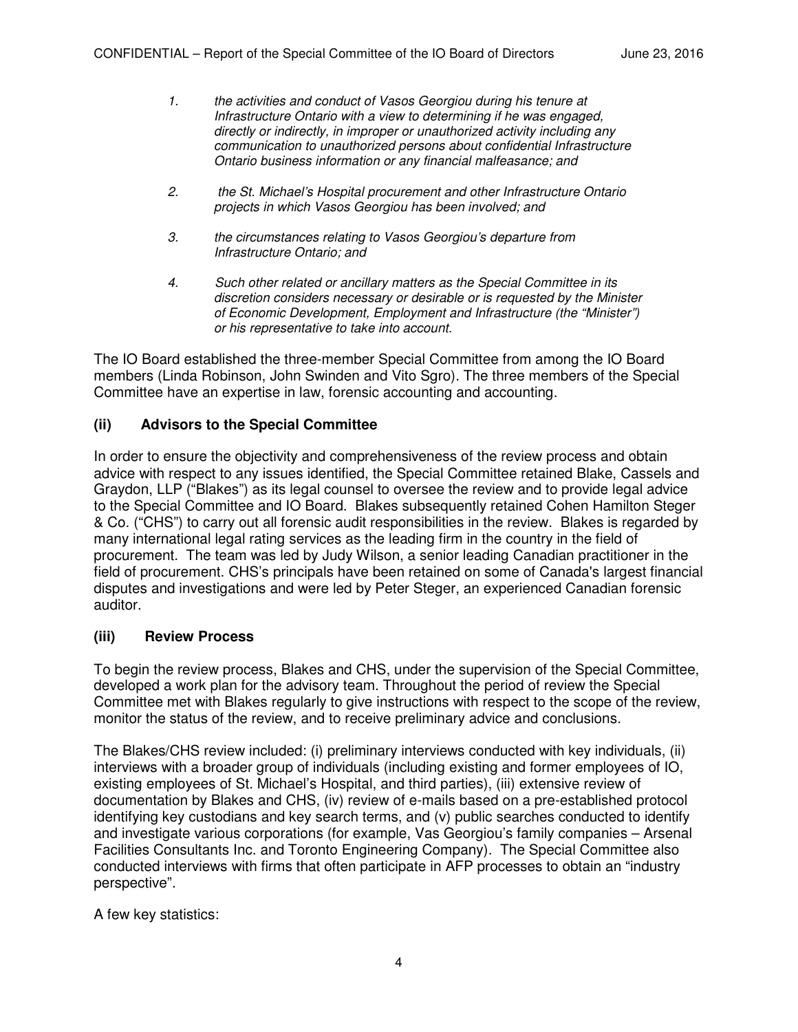1. *the activities and conduct of Vasos Georgiou during his tenure at Infrastructure Ontario with a view to determining if he was engaged, directly or indirectly, in improper or unauthorized activity including any communication to unauthorized persons about confidential Infrastructure Ontario business information or any financial malfeasance; and*

2. *the St. Michael's Hospital procurement and other Infrastructure Ontario projects in which Vasos Georgiou has been involved; and*

3. *the circumstances relating to Vasos Georgiou's departure from Infrastructure Ontario; and*

4. *Such other related or ancillary matters as the Special Committee in its discretion considers necessary or desirable or is requested by the Minister of Economic Development, Employment and Infrastructure (the "Minister") or his representative to take into account.*

The IO Board established the three-member Special Committee from among the IO Board members (Linda Robinson, John Swinden and Vito Sgro). The three members of the Special Committee have an expertise in law, forensic accounting and accounting.

### (ii) Advisors to the Special Committee

In order to ensure the objectivity and comprehensiveness of the review process and obtain advice with respect to any issues identified, the Special Committee retained Blake, Cassels and Graydon, LLP ("Blakes") as its legal counsel to oversee the review and to provide legal advice to the Special Committee and IO Board. Blakes subsequently retained Cohen Hamilton Steger & Co. ("CHS") to carry out all forensic audit responsibilities in the review. Blakes is regarded by many international legal rating services as the leading firm in the country in the field of procurement. The team was led by Judy Wilson, a senior leading Canadian practitioner in the field of procurement. CHS's principals have been retained on some of Canada's largest financial disputes and investigations and were led by Peter Steger, an experienced Canadian forensic auditor.

### (iii) Review Process

To begin the review process, Blakes and CHS, under the supervision of the Special Committee, developed a work plan for the advisory team. Throughout the period of review the Special Committee met with Blakes regularly to give instructions with respect to the scope of the review, monitor the status of the review, and to receive preliminary advice and conclusions.

The Blakes/CHS review included: (i) preliminary interviews conducted with key individuals, (ii) interviews with a broader group of individuals (including existing and former employees of IO, existing employees of St. Michael's Hospital, and third parties), (iii) extensive review of documentation by Blakes and CHS, (iv) review of e-mails based on a pre-established protocol identifying key custodians and key search terms, and (v) public searches conducted to identify and investigate various corporations (for example, Vas Georgiou's family companies – Arsenal Facilities Consultants Inc. and Toronto Engineering Company). The Special Committee also conducted interviews with firms that often participate in AFP processes to obtain an "industry perspective".

A few key statistics: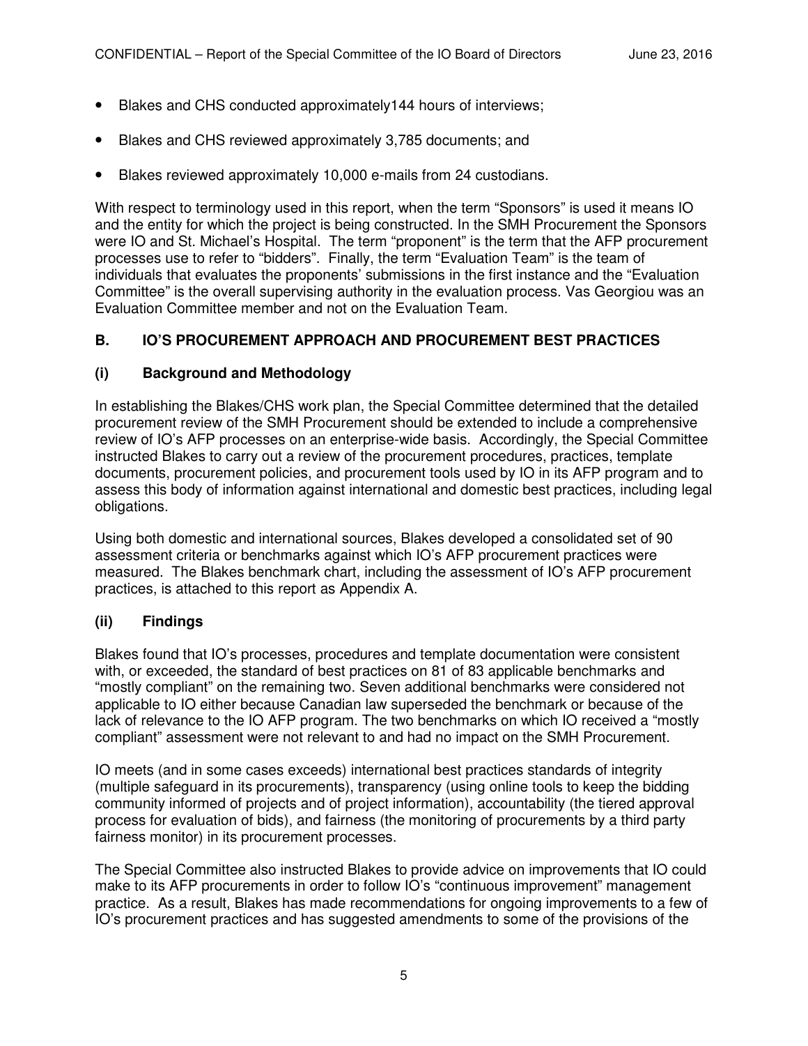- Blakes and CHS conducted approximately144 hours of interviews;
- Blakes and CHS reviewed approximately 3,785 documents; and
- Blakes reviewed approximately 10,000 e-mails from 24 custodians.

With respect to terminology used in this report, when the term "Sponsors" is used it means IO and the entity for which the project is being constructed. In the SMH Procurement the Sponsors were IO and St. Michael's Hospital. The term "proponent" is the term that the AFP procurement processes use to refer to "bidders". Finally, the term "Evaluation Team" is the team of individuals that evaluates the proponents' submissions in the first instance and the "Evaluation Committee" is the overall supervising authority in the evaluation process. Vas Georgiou was an Evaluation Committee member and not on the Evaluation Team.

## B. IO'S PROCUREMENT APPROACH AND PROCUREMENT BEST PRACTICES

### (i) Background and Methodology

In establishing the Blakes/CHS work plan, the Special Committee determined that the detailed procurement review of the SMH Procurement should be extended to include a comprehensive review of IO's AFP processes on an enterprise-wide basis. Accordingly, the Special Committee instructed Blakes to carry out a review of the procurement procedures, practices, template documents, procurement policies, and procurement tools used by IO in its AFP program and to assess this body of information against international and domestic best practices, including legal obligations.

Using both domestic and international sources, Blakes developed a consolidated set of 90 assessment criteria or benchmarks against which IO's AFP procurement practices were measured. The Blakes benchmark chart, including the assessment of IO's AFP procurement practices, is attached to this report as Appendix A.

### (ii) Findings

Blakes found that IO's processes, procedures and template documentation were consistent with, or exceeded, the standard of best practices on 81 of 83 applicable benchmarks and "mostly compliant" on the remaining two. Seven additional benchmarks were considered not applicable to IO either because Canadian law superseded the benchmark or because of the lack of relevance to the IO AFP program. The two benchmarks on which IO received a "mostly compliant" assessment were not relevant to and had no impact on the SMH Procurement.

IO meets (and in some cases exceeds) international best practices standards of integrity (multiple safeguard in its procurements), transparency (using online tools to keep the bidding community informed of projects and of project information), accountability (the tiered approval process for evaluation of bids), and fairness (the monitoring of procurements by a third party fairness monitor) in its procurement processes.

The Special Committee also instructed Blakes to provide advice on improvements that IO could make to its AFP procurements in order to follow IO's "continuous improvement" management practice. As a result, Blakes has made recommendations for ongoing improvements to a few of IO's procurement practices and has suggested amendments to some of the provisions of the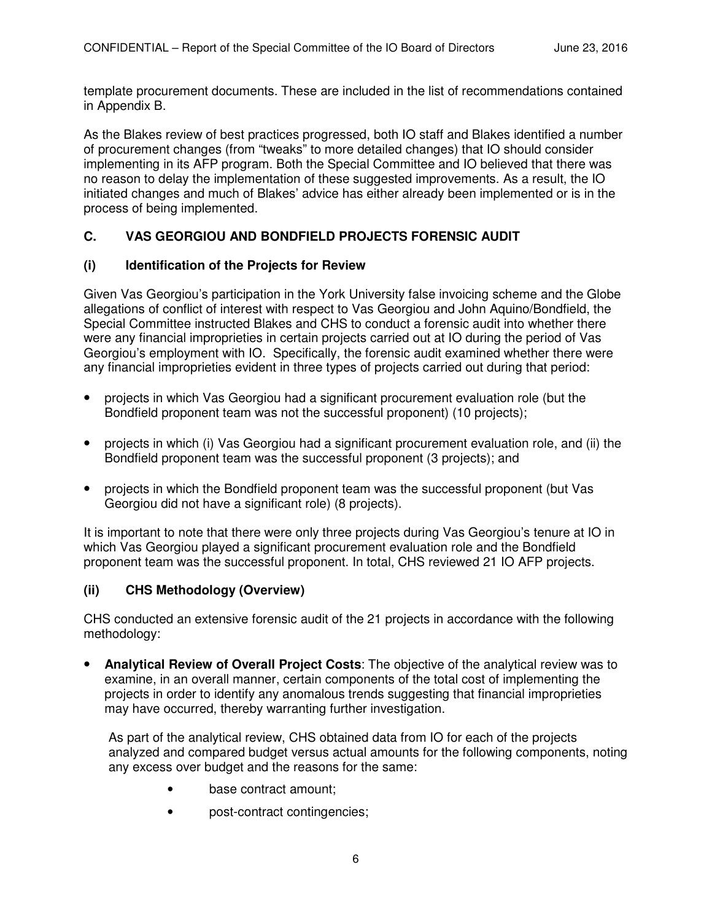template procurement documents. These are included in the list of recommendations contained in Appendix B.

As the Blakes review of best practices progressed, both IO staff and Blakes identified a number of procurement changes (from "tweaks" to more detailed changes) that IO should consider implementing in its AFP program. Both the Special Committee and IO believed that there was no reason to delay the implementation of these suggested improvements. As a result, the IO initiated changes and much of Blakes' advice has either already been implemented or is in the process of being implemented.

## C. VAS GEORGIOU AND BONDFIELD PROJECTS FORENSIC AUDIT

### (i) Identification of the Projects for Review

Given Vas Georgiou's participation in the York University false invoicing scheme and the Globe allegations of conflict of interest with respect to Vas Georgiou and John Aquino/Bondfield, the Special Committee instructed Blakes and CHS to conduct a forensic audit into whether there were any financial improprieties in certain projects carried out at IO during the period of Vas Georgiou's employment with IO. Specifically, the forensic audit examined whether there were any financial improprieties evident in three types of projects carried out during that period:

- projects in which Vas Georgiou had a significant procurement evaluation role (but the Bondfield proponent team was not the successful proponent) (10 projects);
- projects in which (i) Vas Georgiou had a significant procurement evaluation role, and (ii) the Bondfield proponent team was the successful proponent (3 projects); and
- projects in which the Bondfield proponent team was the successful proponent (but Vas Georgiou did not have a significant role) (8 projects).

It is important to note that there were only three projects during Vas Georgiou's tenure at IO in which Vas Georgiou played a significant procurement evaluation role and the Bondfield proponent team was the successful proponent. In total, CHS reviewed 21 IO AFP projects.

### (ii) CHS Methodology (Overview)

CHS conducted an extensive forensic audit of the 21 projects in accordance with the following methodology:

- **Analytical Review of Overall Project Costs**: The objective of the analytical review was to examine, in an overall manner, certain components of the total cost of implementing the projects in order to identify any anomalous trends suggesting that financial improprieties may have occurred, thereby warranting further investigation.

  As part of the analytical review, CHS obtained data from IO for each of the projects analyzed and compared budget versus actual amounts for the following components, noting any excess over budget and the reasons for the same:

  - base contract amount;
  - post-contract contingencies;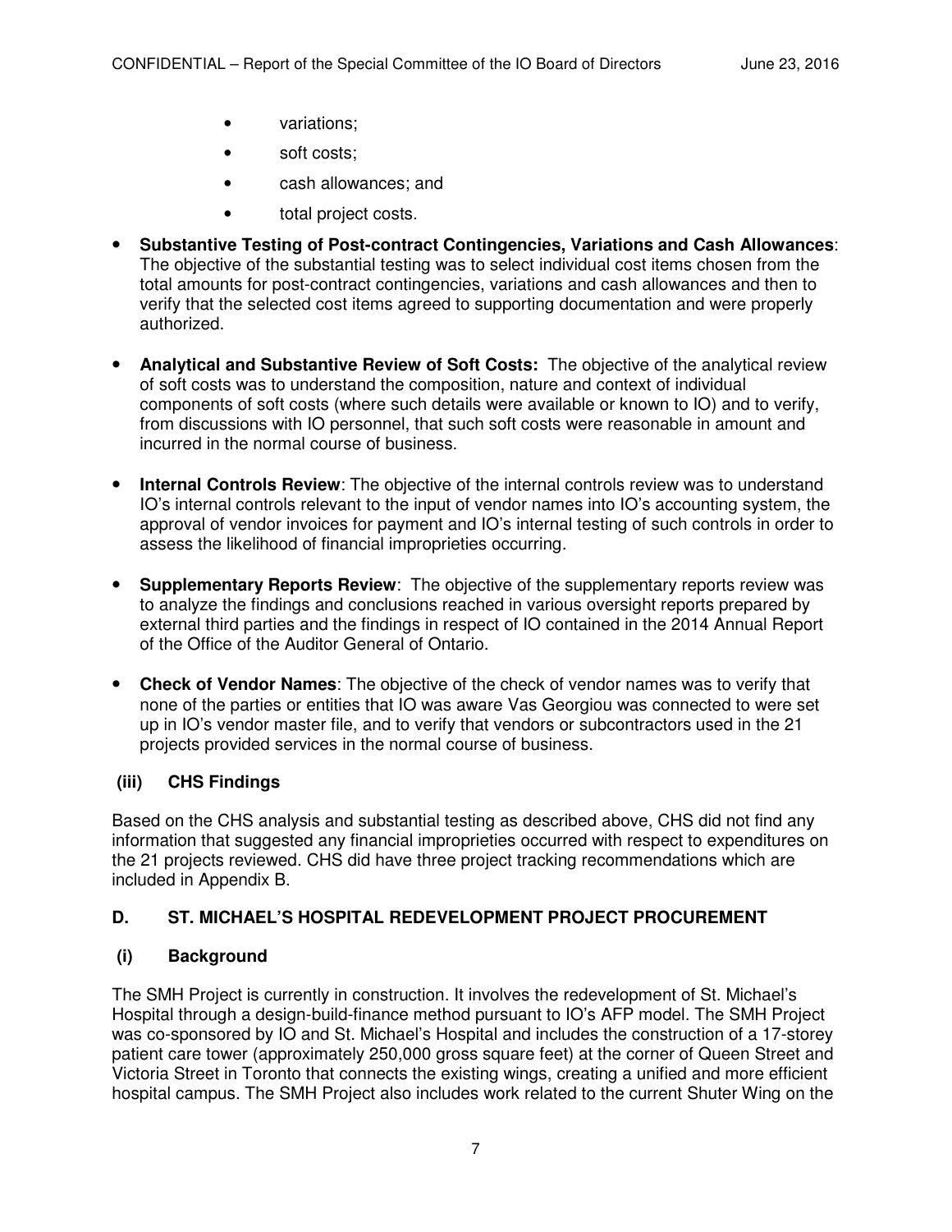- variations;
- soft costs;
- cash allowances; and
- total project costs.

- **Substantive Testing of Post-contract Contingencies, Variations and Cash Allowances**: The objective of the substantial testing was to select individual cost items chosen from the total amounts for post-contract contingencies, variations and cash allowances and then to verify that the selected cost items agreed to supporting documentation and were properly authorized.

- **Analytical and Substantive Review of Soft Costs:** The objective of the analytical review of soft costs was to understand the composition, nature and context of individual components of soft costs (where such details were available or known to IO) and to verify, from discussions with IO personnel, that such soft costs were reasonable in amount and incurred in the normal course of business.

- **Internal Controls Review**: The objective of the internal controls review was to understand IO's internal controls relevant to the input of vendor names into IO's accounting system, the approval of vendor invoices for payment and IO's internal testing of such controls in order to assess the likelihood of financial improprieties occurring.

- **Supplementary Reports Review**: The objective of the supplementary reports review was to analyze the findings and conclusions reached in various oversight reports prepared by external third parties and the findings in respect of IO contained in the 2014 Annual Report of the Office of the Auditor General of Ontario.

- **Check of Vendor Names**: The objective of the check of vendor names was to verify that none of the parties or entities that IO was aware Vas Georgiou was connected to were set up in IO's vendor master file, and to verify that vendors or subcontractors used in the 21 projects provided services in the normal course of business.

### (iii) CHS Findings

Based on the CHS analysis and substantial testing as described above, CHS did not find any information that suggested any financial improprieties occurred with respect to expenditures on the 21 projects reviewed. CHS did have three project tracking recommendations which are included in Appendix B.

## D. ST. MICHAEL'S HOSPITAL REDEVELOPMENT PROJECT PROCUREMENT

### (i) Background

The SMH Project is currently in construction. It involves the redevelopment of St. Michael's Hospital through a design-build-finance method pursuant to IO's AFP model. The SMH Project was co-sponsored by IO and St. Michael's Hospital and includes the construction of a 17-storey patient care tower (approximately 250,000 gross square feet) at the corner of Queen Street and Victoria Street in Toronto that connects the existing wings, creating a unified and more efficient hospital campus. The SMH Project also includes work related to the current Shuter Wing on the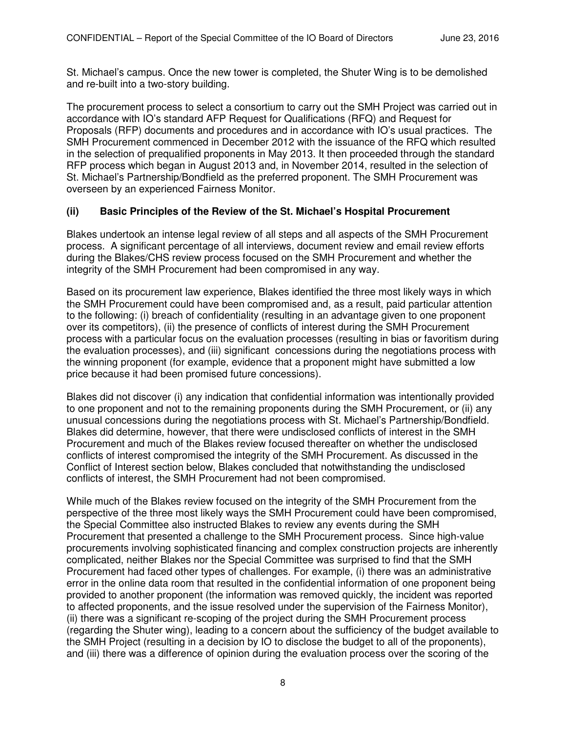St. Michael's campus. Once the new tower is completed, the Shuter Wing is to be demolished and re-built into a two-story building.

The procurement process to select a consortium to carry out the SMH Project was carried out in accordance with IO's standard AFP Request for Qualifications (RFQ) and Request for Proposals (RFP) documents and procedures and in accordance with IO's usual practices. The SMH Procurement commenced in December 2012 with the issuance of the RFQ which resulted in the selection of prequalified proponents in May 2013. It then proceeded through the standard RFP process which began in August 2013 and, in November 2014, resulted in the selection of St. Michael's Partnership/Bondfield as the preferred proponent. The SMH Procurement was overseen by an experienced Fairness Monitor.

### (ii) Basic Principles of the Review of the St. Michael's Hospital Procurement

Blakes undertook an intense legal review of all steps and all aspects of the SMH Procurement process. A significant percentage of all interviews, document review and email review efforts during the Blakes/CHS review process focused on the SMH Procurement and whether the integrity of the SMH Procurement had been compromised in any way.

Based on its procurement law experience, Blakes identified the three most likely ways in which the SMH Procurement could have been compromised and, as a result, paid particular attention to the following: (i) breach of confidentiality (resulting in an advantage given to one proponent over its competitors), (ii) the presence of conflicts of interest during the SMH Procurement process with a particular focus on the evaluation processes (resulting in bias or favoritism during the evaluation processes), and (iii) significant concessions during the negotiations process with the winning proponent (for example, evidence that a proponent might have submitted a low price because it had been promised future concessions).

Blakes did not discover (i) any indication that confidential information was intentionally provided to one proponent and not to the remaining proponents during the SMH Procurement, or (ii) any unusual concessions during the negotiations process with St. Michael's Partnership/Bondfield. Blakes did determine, however, that there were undisclosed conflicts of interest in the SMH Procurement and much of the Blakes review focused thereafter on whether the undisclosed conflicts of interest compromised the integrity of the SMH Procurement. As discussed in the Conflict of Interest section below, Blakes concluded that notwithstanding the undisclosed conflicts of interest, the SMH Procurement had not been compromised.

While much of the Blakes review focused on the integrity of the SMH Procurement from the perspective of the three most likely ways the SMH Procurement could have been compromised, the Special Committee also instructed Blakes to review any events during the SMH Procurement that presented a challenge to the SMH Procurement process. Since high-value procurements involving sophisticated financing and complex construction projects are inherently complicated, neither Blakes nor the Special Committee was surprised to find that the SMH Procurement had faced other types of challenges. For example, (i) there was an administrative error in the online data room that resulted in the confidential information of one proponent being provided to another proponent (the information was removed quickly, the incident was reported to affected proponents, and the issue resolved under the supervision of the Fairness Monitor), (ii) there was a significant re-scoping of the project during the SMH Procurement process (regarding the Shuter wing), leading to a concern about the sufficiency of the budget available to the SMH Project (resulting in a decision by IO to disclose the budget to all of the proponents), and (iii) there was a difference of opinion during the evaluation process over the scoring of the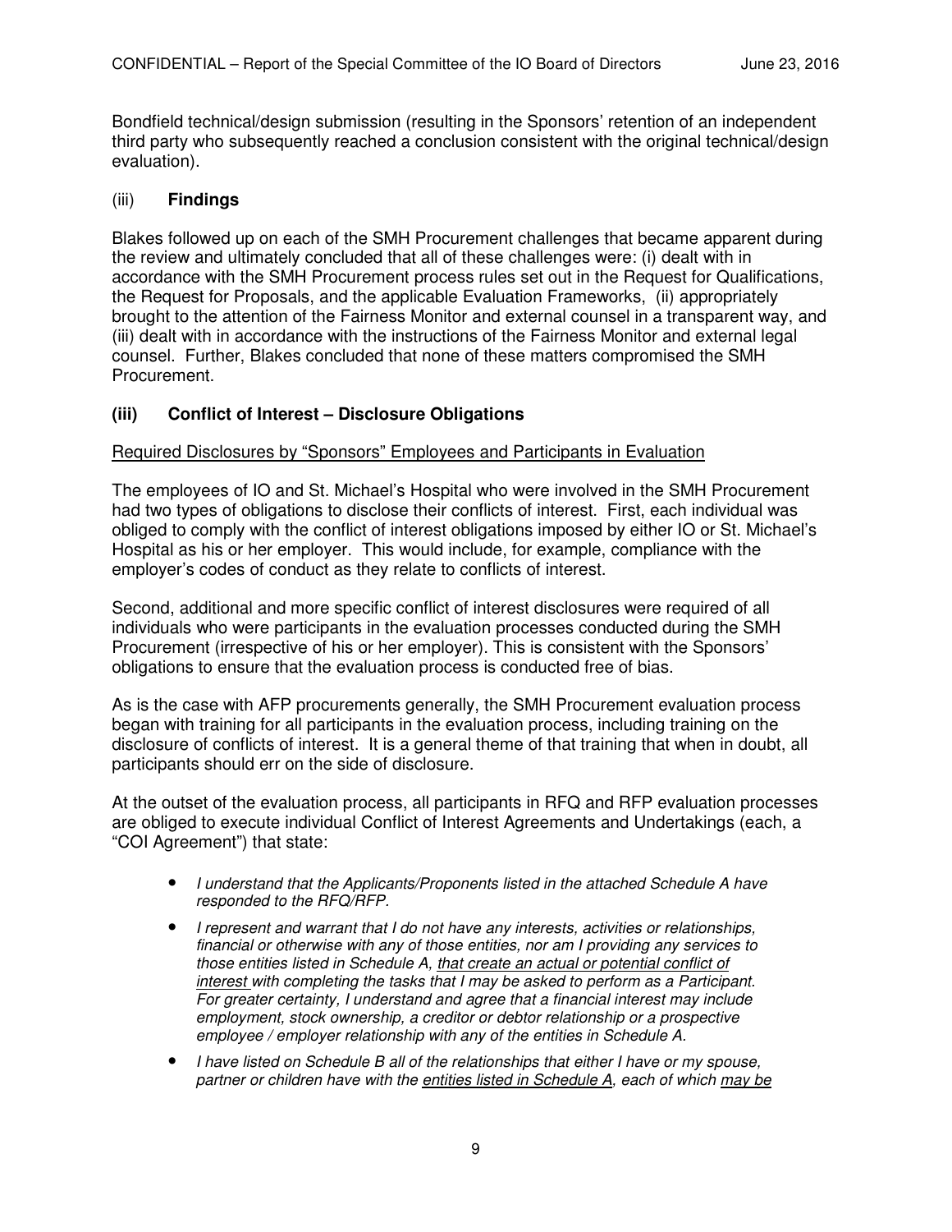Bondfield technical/design submission (resulting in the Sponsors' retention of an independent third party who subsequently reached a conclusion consistent with the original technical/design evaluation).

### (iii) **Findings**

Blakes followed up on each of the SMH Procurement challenges that became apparent during the review and ultimately concluded that all of these challenges were: (i) dealt with in accordance with the SMH Procurement process rules set out in the Request for Qualifications, the Request for Proposals, and the applicable Evaluation Frameworks, (ii) appropriately brought to the attention of the Fairness Monitor and external counsel in a transparent way, and (iii) dealt with in accordance with the instructions of the Fairness Monitor and external legal counsel. Further, Blakes concluded that none of these matters compromised the SMH Procurement.

### **(iii) Conflict of Interest – Disclosure Obligations**

<u>Required Disclosures by "Sponsors" Employees and Participants in Evaluation</u>

The employees of IO and St. Michael's Hospital who were involved in the SMH Procurement had two types of obligations to disclose their conflicts of interest. First, each individual was obliged to comply with the conflict of interest obligations imposed by either IO or St. Michael's Hospital as his or her employer. This would include, for example, compliance with the employer's codes of conduct as they relate to conflicts of interest.

Second, additional and more specific conflict of interest disclosures were required of all individuals who were participants in the evaluation processes conducted during the SMH Procurement (irrespective of his or her employer). This is consistent with the Sponsors' obligations to ensure that the evaluation process is conducted free of bias.

As is the case with AFP procurements generally, the SMH Procurement evaluation process began with training for all participants in the evaluation process, including training on the disclosure of conflicts of interest. It is a general theme of that training that when in doubt, all participants should err on the side of disclosure.

At the outset of the evaluation process, all participants in RFQ and RFP evaluation processes are obliged to execute individual Conflict of Interest Agreements and Undertakings (each, a "COI Agreement") that state:

- *I understand that the Applicants/Proponents listed in the attached Schedule A have responded to the RFQ/RFP.*
- *I represent and warrant that I do not have any interests, activities or relationships, financial or otherwise with any of those entities, nor am I providing any services to those entities listed in Schedule A, <u>that create an actual or potential conflict of interest</u> with completing the tasks that I may be asked to perform as a Participant. For greater certainty, I understand and agree that a financial interest may include employment, stock ownership, a creditor or debtor relationship or a prospective employee / employer relationship with any of the entities in Schedule A.*
- *I have listed on Schedule B all of the relationships that either I have or my spouse, partner or children have with the <u>entities listed in Schedule A</u>, each of which <u>may be</u>*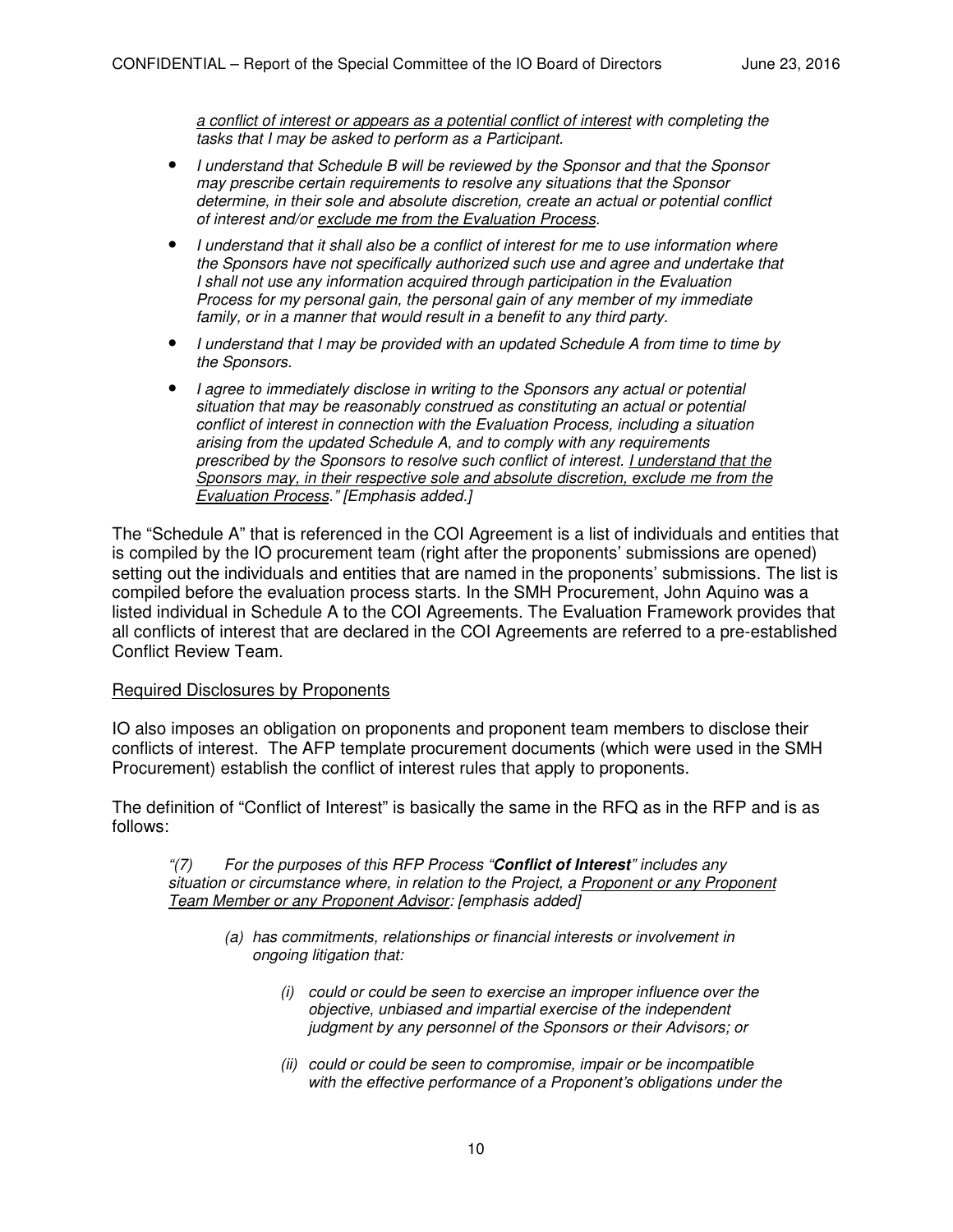*a conflict of interest or appears as a potential conflict of interest with completing the tasks that I may be asked to perform as a Participant.*

- *I understand that Schedule B will be reviewed by the Sponsor and that the Sponsor may prescribe certain requirements to resolve any situations that the Sponsor determine, in their sole and absolute discretion, create an actual or potential conflict of interest and/or exclude me from the Evaluation Process.*
- *I understand that it shall also be a conflict of interest for me to use information where the Sponsors have not specifically authorized such use and agree and undertake that I shall not use any information acquired through participation in the Evaluation Process for my personal gain, the personal gain of any member of my immediate family, or in a manner that would result in a benefit to any third party.*
- *I understand that I may be provided with an updated Schedule A from time to time by the Sponsors.*
- *I agree to immediately disclose in writing to the Sponsors any actual or potential situation that may be reasonably construed as constituting an actual or potential conflict of interest in connection with the Evaluation Process, including a situation arising from the updated Schedule A, and to comply with any requirements prescribed by the Sponsors to resolve such conflict of interest. I understand that the Sponsors may, in their respective sole and absolute discretion, exclude me from the Evaluation Process." [Emphasis added.]*

The "Schedule A" that is referenced in the COI Agreement is a list of individuals and entities that is compiled by the IO procurement team (right after the proponents' submissions are opened) setting out the individuals and entities that are named in the proponents' submissions. The list is compiled before the evaluation process starts. In the SMH Procurement, John Aquino was a listed individual in Schedule A to the COI Agreements. The Evaluation Framework provides that all conflicts of interest that are declared in the COI Agreements are referred to a pre-established Conflict Review Team.

Required Disclosures by Proponents

IO also imposes an obligation on proponents and proponent team members to disclose their conflicts of interest. The AFP template procurement documents (which were used in the SMH Procurement) establish the conflict of interest rules that apply to proponents.

The definition of "Conflict of Interest" is basically the same in the RFQ as in the RFP and is as follows:

*"(7) For the purposes of this RFP Process "**Conflict of Interest**" includes any situation or circumstance where, in relation to the Project, a Proponent or any Proponent Team Member or any Proponent Advisor: [emphasis added]*

> *(a) has commitments, relationships or financial interests or involvement in ongoing litigation that:*
>
> > *(i) could or could be seen to exercise an improper influence over the objective, unbiased and impartial exercise of the independent judgment by any personnel of the Sponsors or their Advisors; or*
> >
> > *(ii) could or could be seen to compromise, impair or be incompatible with the effective performance of a Proponent's obligations under the*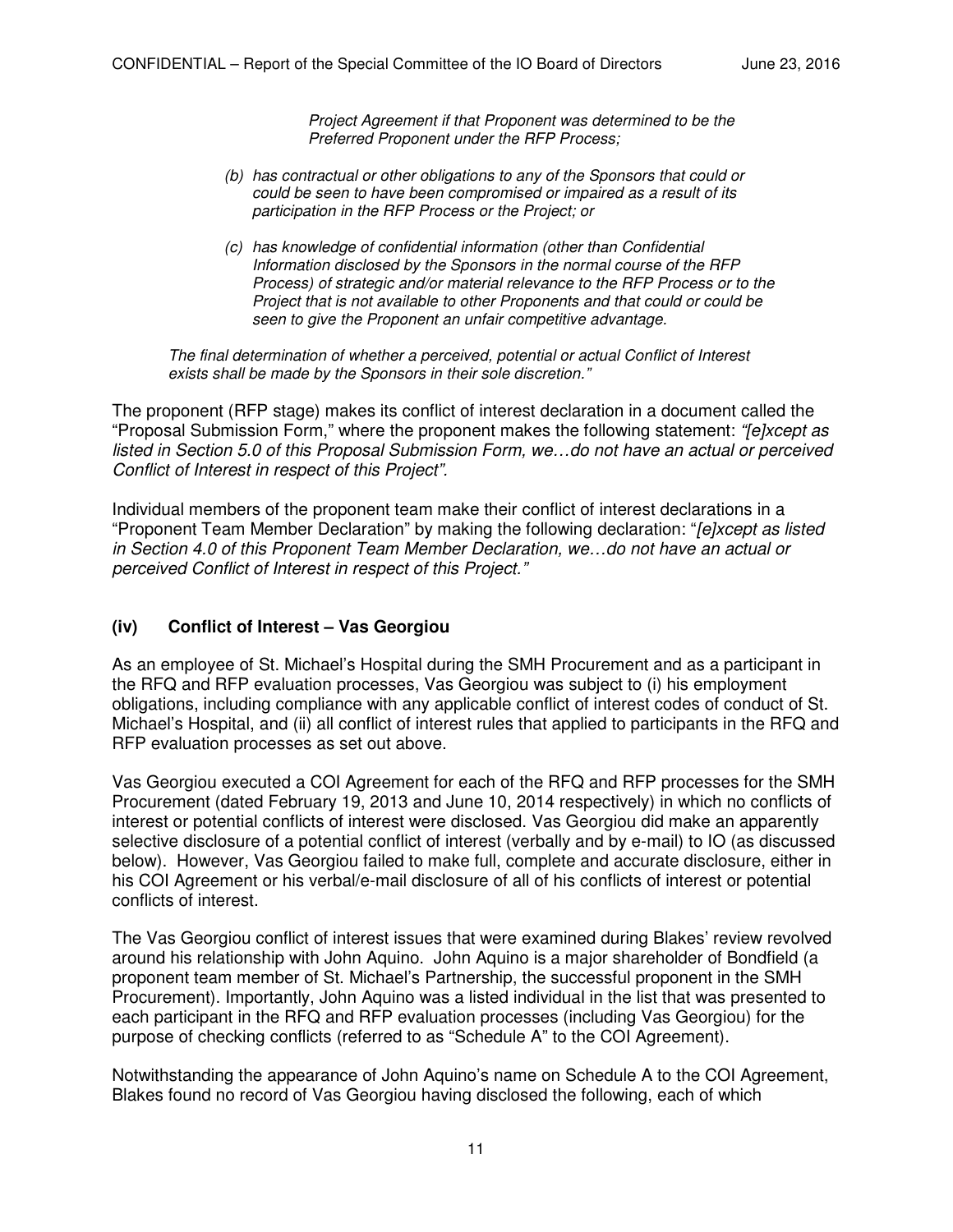*Project Agreement if that Proponent was determined to be the Preferred Proponent under the RFP Process;*

> *(b) has contractual or other obligations to any of the Sponsors that could or could be seen to have been compromised or impaired as a result of its participation in the RFP Process or the Project; or*
>
> *(c) has knowledge of confidential information (other than Confidential Information disclosed by the Sponsors in the normal course of the RFP Process) of strategic and/or material relevance to the RFP Process or to the Project that is not available to other Proponents and that could or could be seen to give the Proponent an unfair competitive advantage.*
>
> *The final determination of whether a perceived, potential or actual Conflict of Interest exists shall be made by the Sponsors in their sole discretion."*

The proponent (RFP stage) makes its conflict of interest declaration in a document called the "Proposal Submission Form," where the proponent makes the following statement: *"[e]xcept as listed in Section 5.0 of this Proposal Submission Form, we…do not have an actual or perceived Conflict of Interest in respect of this Project".*

Individual members of the proponent team make their conflict of interest declarations in a "Proponent Team Member Declaration" by making the following declaration: "*[e]xcept as listed in Section 4.0 of this Proponent Team Member Declaration, we…do not have an actual or perceived Conflict of Interest in respect of this Project."*

### (iv) Conflict of Interest – Vas Georgiou

As an employee of St. Michael's Hospital during the SMH Procurement and as a participant in the RFQ and RFP evaluation processes, Vas Georgiou was subject to (i) his employment obligations, including compliance with any applicable conflict of interest codes of conduct of St. Michael's Hospital, and (ii) all conflict of interest rules that applied to participants in the RFQ and RFP evaluation processes as set out above.

Vas Georgiou executed a COI Agreement for each of the RFQ and RFP processes for the SMH Procurement (dated February 19, 2013 and June 10, 2014 respectively) in which no conflicts of interest or potential conflicts of interest were disclosed. Vas Georgiou did make an apparently selective disclosure of a potential conflict of interest (verbally and by e-mail) to IO (as discussed below). However, Vas Georgiou failed to make full, complete and accurate disclosure, either in his COI Agreement or his verbal/e-mail disclosure of all of his conflicts of interest or potential conflicts of interest.

The Vas Georgiou conflict of interest issues that were examined during Blakes' review revolved around his relationship with John Aquino. John Aquino is a major shareholder of Bondfield (a proponent team member of St. Michael's Partnership, the successful proponent in the SMH Procurement). Importantly, John Aquino was a listed individual in the list that was presented to each participant in the RFQ and RFP evaluation processes (including Vas Georgiou) for the purpose of checking conflicts (referred to as "Schedule A" to the COI Agreement).

Notwithstanding the appearance of John Aquino's name on Schedule A to the COI Agreement, Blakes found no record of Vas Georgiou having disclosed the following, each of which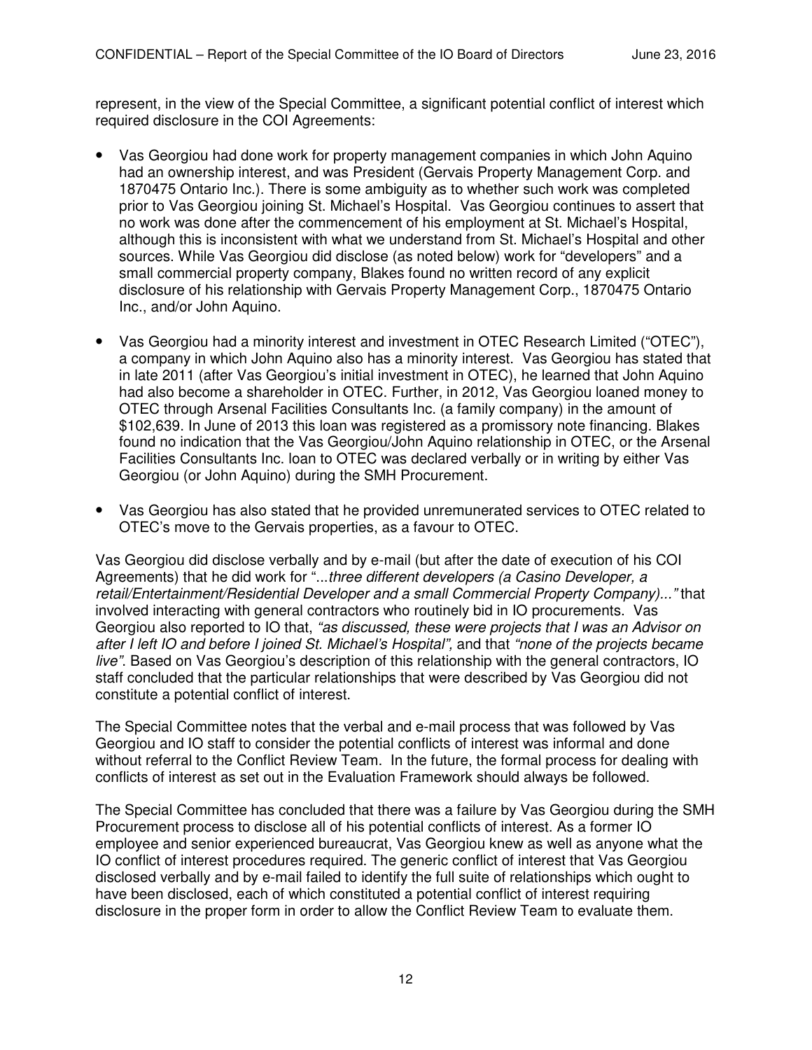represent, in the view of the Special Committee, a significant potential conflict of interest which required disclosure in the COI Agreements:

- Vas Georgiou had done work for property management companies in which John Aquino had an ownership interest, and was President (Gervais Property Management Corp. and 1870475 Ontario Inc.). There is some ambiguity as to whether such work was completed prior to Vas Georgiou joining St. Michael's Hospital. Vas Georgiou continues to assert that no work was done after the commencement of his employment at St. Michael's Hospital, although this is inconsistent with what we understand from St. Michael's Hospital and other sources. While Vas Georgiou did disclose (as noted below) work for "developers" and a small commercial property company, Blakes found no written record of any explicit disclosure of his relationship with Gervais Property Management Corp., 1870475 Ontario Inc., and/or John Aquino.

- Vas Georgiou had a minority interest and investment in OTEC Research Limited ("OTEC"), a company in which John Aquino also has a minority interest. Vas Georgiou has stated that in late 2011 (after Vas Georgiou's initial investment in OTEC), he learned that John Aquino had also become a shareholder in OTEC. Further, in 2012, Vas Georgiou loaned money to OTEC through Arsenal Facilities Consultants Inc. (a family company) in the amount of $102,639. In June of 2013 this loan was registered as a promissory note financing. Blakes found no indication that the Vas Georgiou/John Aquino relationship in OTEC, or the Arsenal Facilities Consultants Inc. loan to OTEC was declared verbally or in writing by either Vas Georgiou (or John Aquino) during the SMH Procurement.

- Vas Georgiou has also stated that he provided unremunerated services to OTEC related to OTEC's move to the Gervais properties, as a favour to OTEC.

Vas Georgiou did disclose verbally and by e-mail (but after the date of execution of his COI Agreements) that he did work for "...*three different developers (a Casino Developer, a retail/Entertainment/Residential Developer and a small Commercial Property Company)...*" that involved interacting with general contractors who routinely bid in IO procurements. Vas Georgiou also reported to IO that, *"as discussed, these were projects that I was an Advisor on after I left IO and before I joined St. Michael's Hospital"*, and that *"none of the projects became live"*. Based on Vas Georgiou's description of this relationship with the general contractors, IO staff concluded that the particular relationships that were described by Vas Georgiou did not constitute a potential conflict of interest.

The Special Committee notes that the verbal and e-mail process that was followed by Vas Georgiou and IO staff to consider the potential conflicts of interest was informal and done without referral to the Conflict Review Team. In the future, the formal process for dealing with conflicts of interest as set out in the Evaluation Framework should always be followed.

The Special Committee has concluded that there was a failure by Vas Georgiou during the SMH Procurement process to disclose all of his potential conflicts of interest. As a former IO employee and senior experienced bureaucrat, Vas Georgiou knew as well as anyone what the IO conflict of interest procedures required. The generic conflict of interest that Vas Georgiou disclosed verbally and by e-mail failed to identify the full suite of relationships which ought to have been disclosed, each of which constituted a potential conflict of interest requiring disclosure in the proper form in order to allow the Conflict Review Team to evaluate them.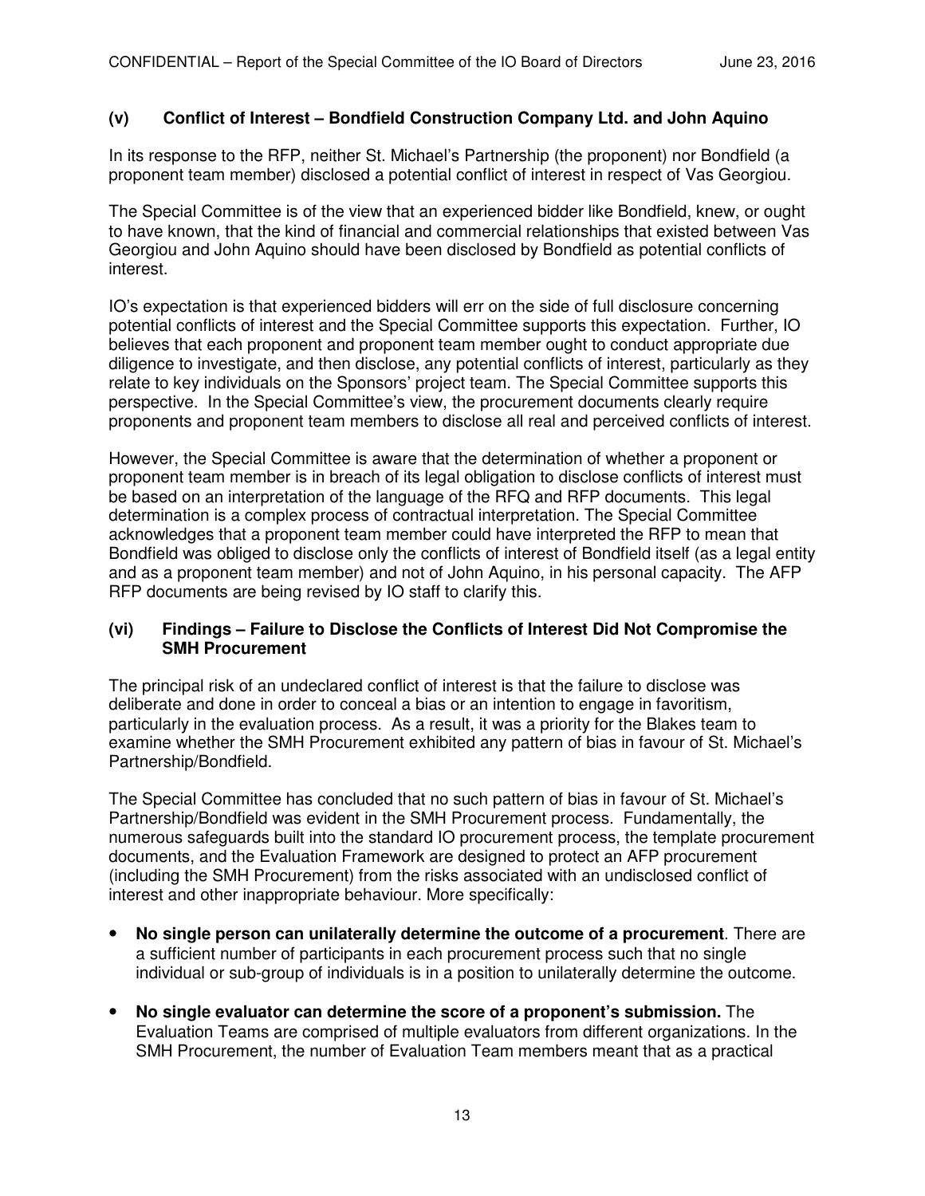### (v) Conflict of Interest – Bondfield Construction Company Ltd. and John Aquino

In its response to the RFP, neither St. Michael's Partnership (the proponent) nor Bondfield (a proponent team member) disclosed a potential conflict of interest in respect of Vas Georgiou.

The Special Committee is of the view that an experienced bidder like Bondfield, knew, or ought to have known, that the kind of financial and commercial relationships that existed between Vas Georgiou and John Aquino should have been disclosed by Bondfield as potential conflicts of interest.

IO's expectation is that experienced bidders will err on the side of full disclosure concerning potential conflicts of interest and the Special Committee supports this expectation. Further, IO believes that each proponent and proponent team member ought to conduct appropriate due diligence to investigate, and then disclose, any potential conflicts of interest, particularly as they relate to key individuals on the Sponsors' project team. The Special Committee supports this perspective. In the Special Committee's view, the procurement documents clearly require proponents and proponent team members to disclose all real and perceived conflicts of interest.

However, the Special Committee is aware that the determination of whether a proponent or proponent team member is in breach of its legal obligation to disclose conflicts of interest must be based on an interpretation of the language of the RFQ and RFP documents. This legal determination is a complex process of contractual interpretation. The Special Committee acknowledges that a proponent team member could have interpreted the RFP to mean that Bondfield was obliged to disclose only the conflicts of interest of Bondfield itself (as a legal entity and as a proponent team member) and not of John Aquino, in his personal capacity. The AFP RFP documents are being revised by IO staff to clarify this.

### (vi) Findings – Failure to Disclose the Conflicts of Interest Did Not Compromise the SMH Procurement

The principal risk of an undeclared conflict of interest is that the failure to disclose was deliberate and done in order to conceal a bias or an intention to engage in favoritism, particularly in the evaluation process. As a result, it was a priority for the Blakes team to examine whether the SMH Procurement exhibited any pattern of bias in favour of St. Michael's Partnership/Bondfield.

The Special Committee has concluded that no such pattern of bias in favour of St. Michael's Partnership/Bondfield was evident in the SMH Procurement process. Fundamentally, the numerous safeguards built into the standard IO procurement process, the template procurement documents, and the Evaluation Framework are designed to protect an AFP procurement (including the SMH Procurement) from the risks associated with an undisclosed conflict of interest and other inappropriate behaviour. More specifically:

- **No single person can unilaterally determine the outcome of a procurement**. There are a sufficient number of participants in each procurement process such that no single individual or sub-group of individuals is in a position to unilaterally determine the outcome.
- **No single evaluator can determine the score of a proponent's submission.** The Evaluation Teams are comprised of multiple evaluators from different organizations. In the SMH Procurement, the number of Evaluation Team members meant that as a practical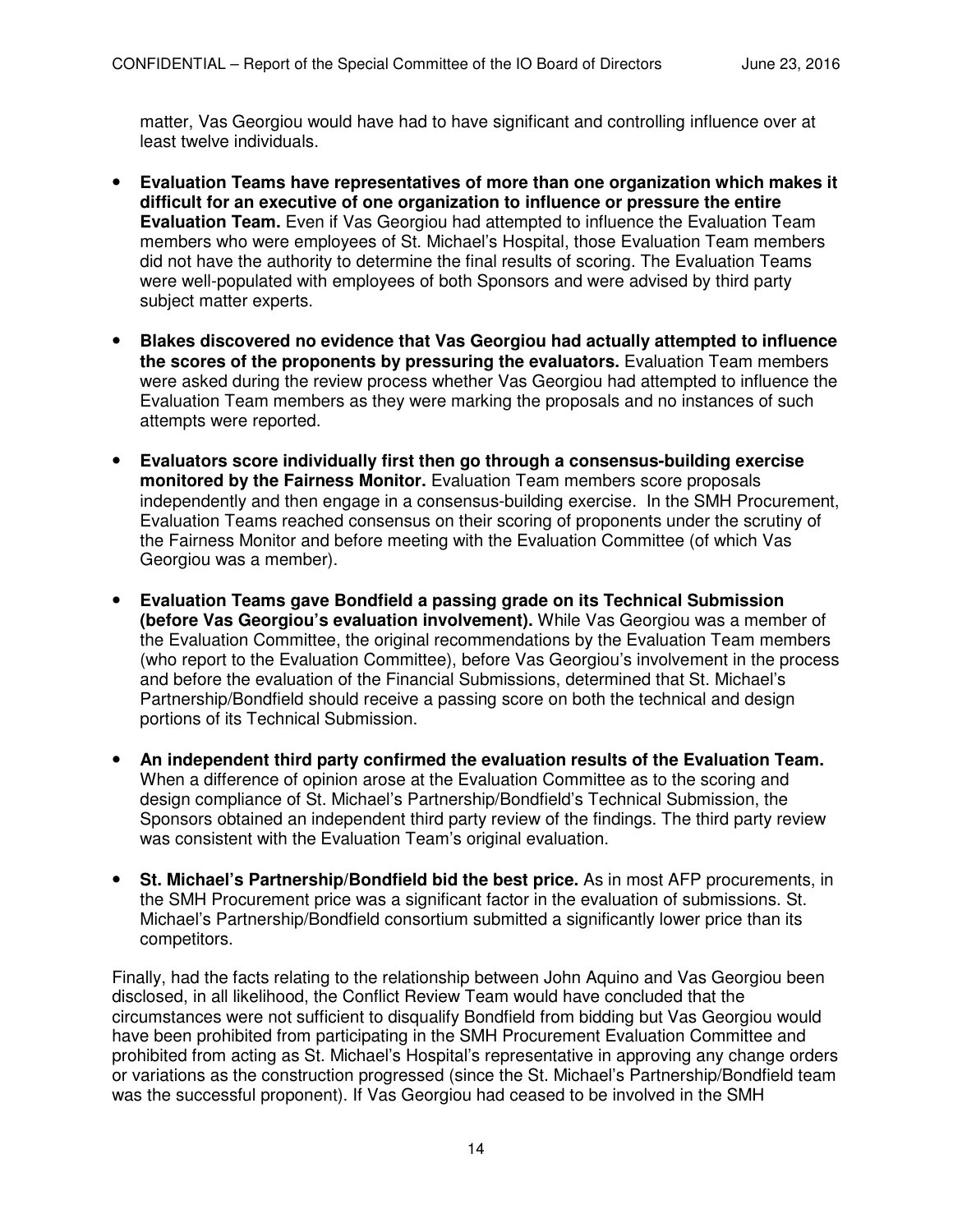matter, Vas Georgiou would have had to have significant and controlling influence over at least twelve individuals.

- **Evaluation Teams have representatives of more than one organization which makes it difficult for an executive of one organization to influence or pressure the entire Evaluation Team.** Even if Vas Georgiou had attempted to influence the Evaluation Team members who were employees of St. Michael's Hospital, those Evaluation Team members did not have the authority to determine the final results of scoring. The Evaluation Teams were well-populated with employees of both Sponsors and were advised by third party subject matter experts.

- **Blakes discovered no evidence that Vas Georgiou had actually attempted to influence the scores of the proponents by pressuring the evaluators.** Evaluation Team members were asked during the review process whether Vas Georgiou had attempted to influence the Evaluation Team members as they were marking the proposals and no instances of such attempts were reported.

- **Evaluators score individually first then go through a consensus-building exercise monitored by the Fairness Monitor.** Evaluation Team members score proposals independently and then engage in a consensus-building exercise. In the SMH Procurement, Evaluation Teams reached consensus on their scoring of proponents under the scrutiny of the Fairness Monitor and before meeting with the Evaluation Committee (of which Vas Georgiou was a member).

- **Evaluation Teams gave Bondfield a passing grade on its Technical Submission (before Vas Georgiou's evaluation involvement).** While Vas Georgiou was a member of the Evaluation Committee, the original recommendations by the Evaluation Team members (who report to the Evaluation Committee), before Vas Georgiou's involvement in the process and before the evaluation of the Financial Submissions, determined that St. Michael's Partnership/Bondfield should receive a passing score on both the technical and design portions of its Technical Submission.

- **An independent third party confirmed the evaluation results of the Evaluation Team.** When a difference of opinion arose at the Evaluation Committee as to the scoring and design compliance of St. Michael's Partnership/Bondfield's Technical Submission, the Sponsors obtained an independent third party review of the findings. The third party review was consistent with the Evaluation Team's original evaluation.

- **St. Michael's Partnership/Bondfield bid the best price.** As in most AFP procurements, in the SMH Procurement price was a significant factor in the evaluation of submissions. St. Michael's Partnership/Bondfield consortium submitted a significantly lower price than its competitors.

Finally, had the facts relating to the relationship between John Aquino and Vas Georgiou been disclosed, in all likelihood, the Conflict Review Team would have concluded that the circumstances were not sufficient to disqualify Bondfield from bidding but Vas Georgiou would have been prohibited from participating in the SMH Procurement Evaluation Committee and prohibited from acting as St. Michael's Hospital's representative in approving any change orders or variations as the construction progressed (since the St. Michael's Partnership/Bondfield team was the successful proponent). If Vas Georgiou had ceased to be involved in the SMH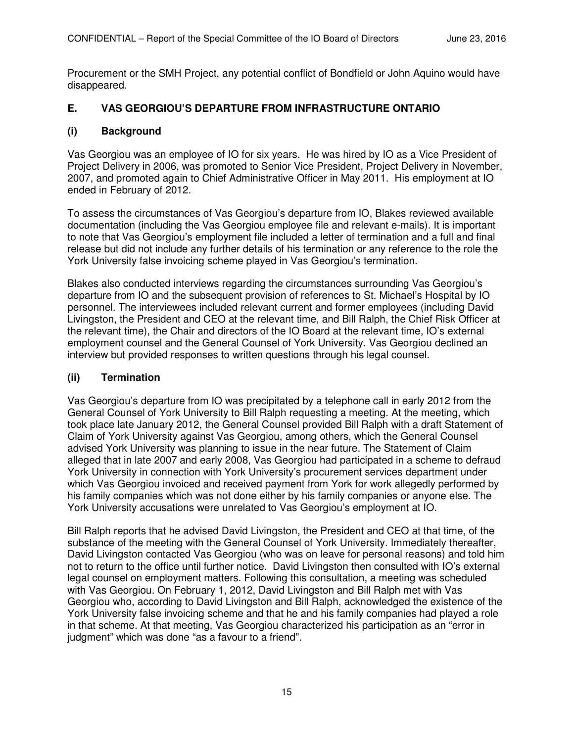Procurement or the SMH Project, any potential conflict of Bondfield or John Aquino would have disappeared.

## E. VAS GEORGIOU'S DEPARTURE FROM INFRASTRUCTURE ONTARIO

### (i) Background

Vas Georgiou was an employee of IO for six years. He was hired by IO as a Vice President of Project Delivery in 2006, was promoted to Senior Vice President, Project Delivery in November, 2007, and promoted again to Chief Administrative Officer in May 2011. His employment at IO ended in February of 2012.

To assess the circumstances of Vas Georgiou's departure from IO, Blakes reviewed available documentation (including the Vas Georgiou employee file and relevant e-mails). It is important to note that Vas Georgiou's employment file included a letter of termination and a full and final release but did not include any further details of his termination or any reference to the role the York University false invoicing scheme played in Vas Georgiou's termination.

Blakes also conducted interviews regarding the circumstances surrounding Vas Georgiou's departure from IO and the subsequent provision of references to St. Michael's Hospital by IO personnel. The interviewees included relevant current and former employees (including David Livingston, the President and CEO at the relevant time, and Bill Ralph, the Chief Risk Officer at the relevant time), the Chair and directors of the IO Board at the relevant time, IO's external employment counsel and the General Counsel of York University. Vas Georgiou declined an interview but provided responses to written questions through his legal counsel.

### (ii) Termination

Vas Georgiou's departure from IO was precipitated by a telephone call in early 2012 from the General Counsel of York University to Bill Ralph requesting a meeting. At the meeting, which took place late January 2012, the General Counsel provided Bill Ralph with a draft Statement of Claim of York University against Vas Georgiou, among others, which the General Counsel advised York University was planning to issue in the near future. The Statement of Claim alleged that in late 2007 and early 2008, Vas Georgiou had participated in a scheme to defraud York University in connection with York University's procurement services department under which Vas Georgiou invoiced and received payment from York for work allegedly performed by his family companies which was not done either by his family companies or anyone else. The York University accusations were unrelated to Vas Georgiou's employment at IO.

Bill Ralph reports that he advised David Livingston, the President and CEO at that time, of the substance of the meeting with the General Counsel of York University. Immediately thereafter, David Livingston contacted Vas Georgiou (who was on leave for personal reasons) and told him not to return to the office until further notice. David Livingston then consulted with IO's external legal counsel on employment matters. Following this consultation, a meeting was scheduled with Vas Georgiou. On February 1, 2012, David Livingston and Bill Ralph met with Vas Georgiou who, according to David Livingston and Bill Ralph, acknowledged the existence of the York University false invoicing scheme and that he and his family companies had played a role in that scheme. At that meeting, Vas Georgiou characterized his participation as an "error in judgment" which was done "as a favour to a friend".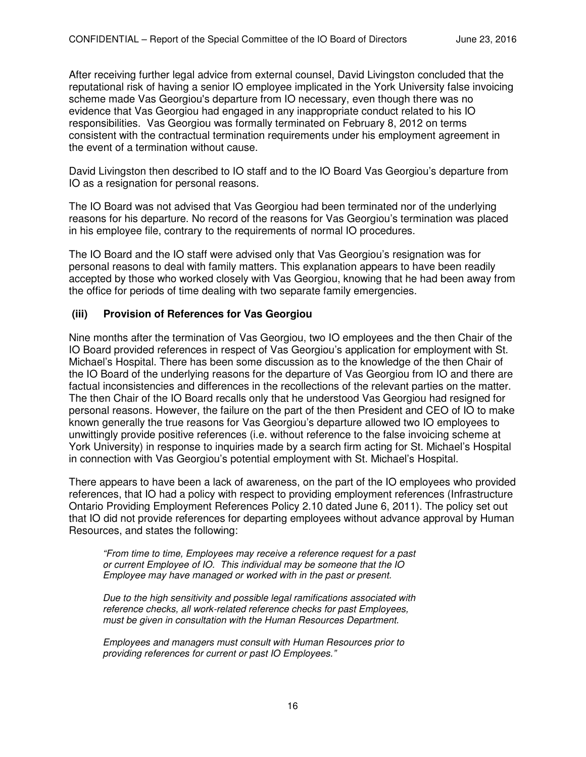After receiving further legal advice from external counsel, David Livingston concluded that the reputational risk of having a senior IO employee implicated in the York University false invoicing scheme made Vas Georgiou's departure from IO necessary, even though there was no evidence that Vas Georgiou had engaged in any inappropriate conduct related to his IO responsibilities. Vas Georgiou was formally terminated on February 8, 2012 on terms consistent with the contractual termination requirements under his employment agreement in the event of a termination without cause.

David Livingston then described to IO staff and to the IO Board Vas Georgiou's departure from IO as a resignation for personal reasons.

The IO Board was not advised that Vas Georgiou had been terminated nor of the underlying reasons for his departure. No record of the reasons for Vas Georgiou's termination was placed in his employee file, contrary to the requirements of normal IO procedures.

The IO Board and the IO staff were advised only that Vas Georgiou's resignation was for personal reasons to deal with family matters. This explanation appears to have been readily accepted by those who worked closely with Vas Georgiou, knowing that he had been away from the office for periods of time dealing with two separate family emergencies.

### (iii) Provision of References for Vas Georgiou

Nine months after the termination of Vas Georgiou, two IO employees and the then Chair of the IO Board provided references in respect of Vas Georgiou's application for employment with St. Michael's Hospital. There has been some discussion as to the knowledge of the then Chair of the IO Board of the underlying reasons for the departure of Vas Georgiou from IO and there are factual inconsistencies and differences in the recollections of the relevant parties on the matter. The then Chair of the IO Board recalls only that he understood Vas Georgiou had resigned for personal reasons. However, the failure on the part of the then President and CEO of IO to make known generally the true reasons for Vas Georgiou's departure allowed two IO employees to unwittingly provide positive references (i.e. without reference to the false invoicing scheme at York University) in response to inquiries made by a search firm acting for St. Michael's Hospital in connection with Vas Georgiou's potential employment with St. Michael's Hospital.

There appears to have been a lack of awareness, on the part of the IO employees who provided references, that IO had a policy with respect to providing employment references (Infrastructure Ontario Providing Employment References Policy 2.10 dated June 6, 2011). The policy set out that IO did not provide references for departing employees without advance approval by Human Resources, and states the following:

> *"From time to time, Employees may receive a reference request for a past or current Employee of IO. This individual may be someone that the IO Employee may have managed or worked with in the past or present.*
>
> *Due to the high sensitivity and possible legal ramifications associated with reference checks, all work-related reference checks for past Employees, must be given in consultation with the Human Resources Department.*
>
> *Employees and managers must consult with Human Resources prior to providing references for current or past IO Employees."*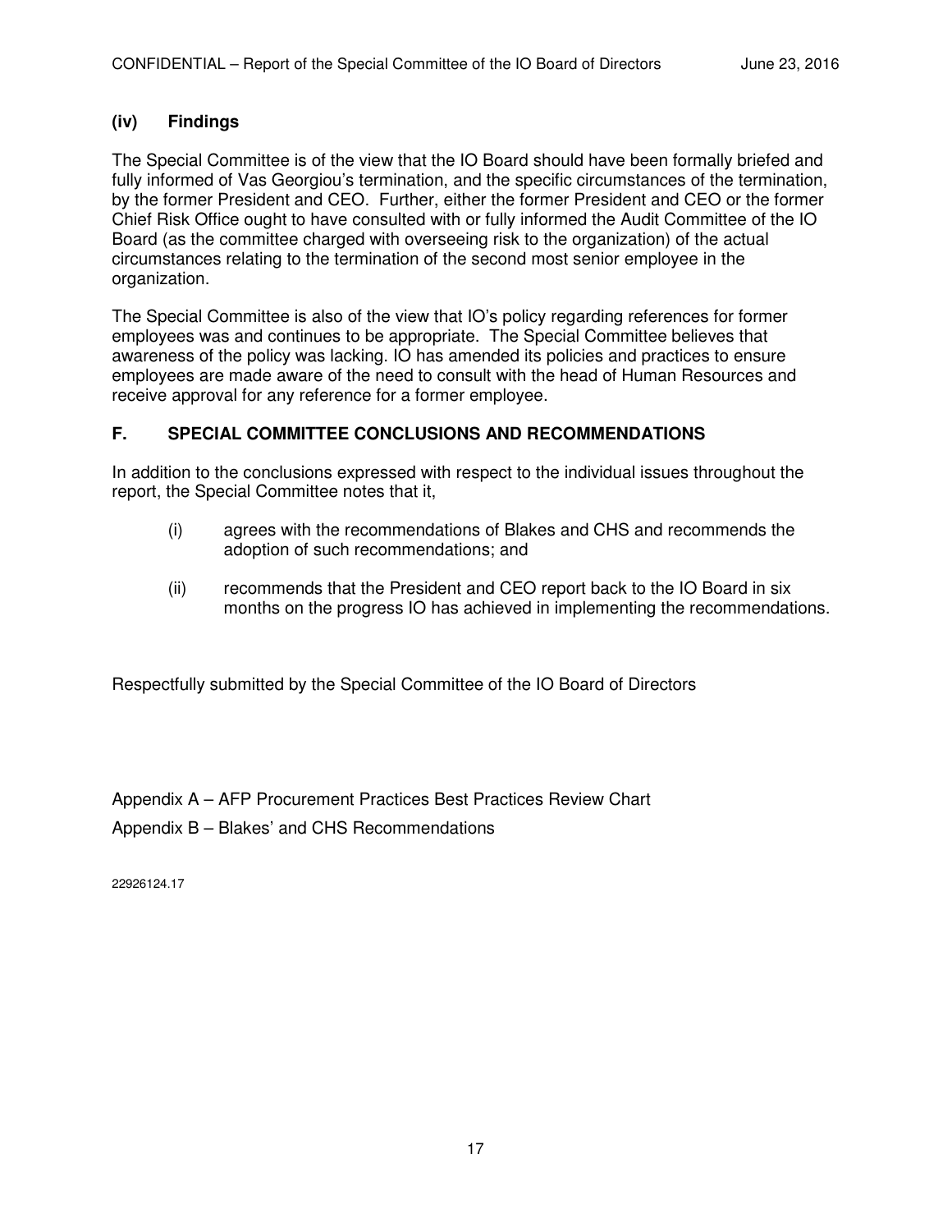### (iv) Findings

The Special Committee is of the view that the IO Board should have been formally briefed and fully informed of Vas Georgiou's termination, and the specific circumstances of the termination, by the former President and CEO. Further, either the former President and CEO or the former Chief Risk Office ought to have consulted with or fully informed the Audit Committee of the IO Board (as the committee charged with overseeing risk to the organization) of the actual circumstances relating to the termination of the second most senior employee in the organization.

The Special Committee is also of the view that IO's policy regarding references for former employees was and continues to be appropriate. The Special Committee believes that awareness of the policy was lacking. IO has amended its policies and practices to ensure employees are made aware of the need to consult with the head of Human Resources and receive approval for any reference for a former employee.

## F. SPECIAL COMMITTEE CONCLUSIONS AND RECOMMENDATIONS

In addition to the conclusions expressed with respect to the individual issues throughout the report, the Special Committee notes that it,

(i) agrees with the recommendations of Blakes and CHS and recommends the adoption of such recommendations; and

(ii) recommends that the President and CEO report back to the IO Board in six months on the progress IO has achieved in implementing the recommendations.

Respectfully submitted by the Special Committee of the IO Board of Directors

Appendix A – AFP Procurement Practices Best Practices Review Chart

Appendix B – Blakes' and CHS Recommendations

22926124.17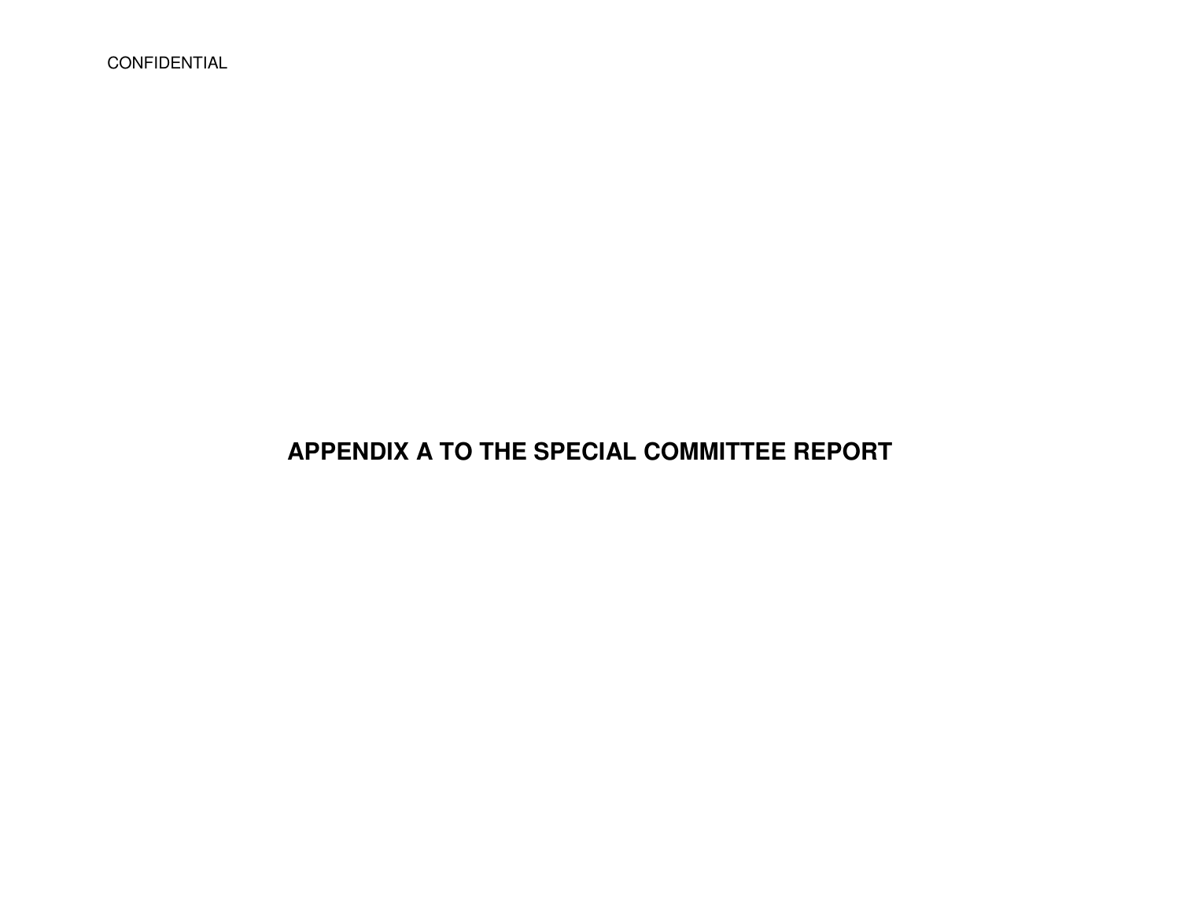CONFIDENTIAL

# APPENDIX A TO THE SPECIAL COMMITTEE REPORT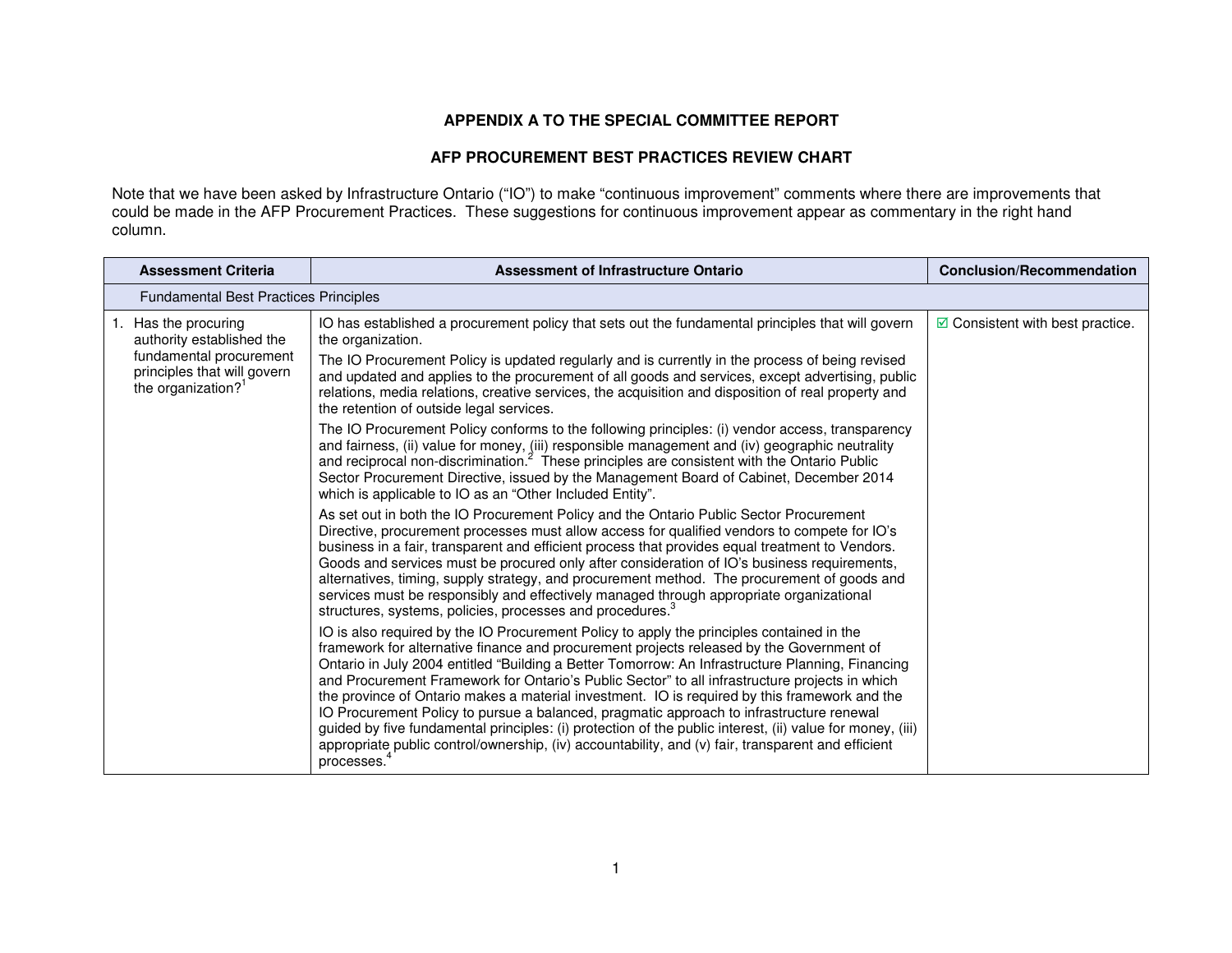**APPENDIX A TO THE SPECIAL COMMITTEE REPORT**

**AFP PROCUREMENT BEST PRACTICES REVIEW CHART**

Note that we have been asked by Infrastructure Ontario ("IO") to make "continuous improvement" comments where there are improvements that could be made in the AFP Procurement Practices. These suggestions for continuous improvement appear as commentary in the right hand column.

| Assessment Criteria | Assessment of Infrastructure Ontario | Conclusion/Recommendation |
|---|---|---|
| Fundamental Best Practices Principles | | |
| 1. Has the procuring authority established the fundamental procurement principles that will govern the organization?[1] | IO has established a procurement policy that sets out the fundamental principles that will govern the organization.<br><br>The IO Procurement Policy is updated regularly and is currently in the process of being revised and updated and applies to the procurement of all goods and services, except advertising, public relations, media relations, creative services, the acquisition and disposition of real property and the retention of outside legal services.<br><br>The IO Procurement Policy conforms to the following principles: (i) vendor access, transparency and fairness, (ii) value for money, (iii) responsible management and (iv) geographic neutrality and reciprocal non-discrimination.[2] These principles are consistent with the Ontario Public Sector Procurement Directive, issued by the Management Board of Cabinet, December 2014 which is applicable to IO as an "Other Included Entity".<br><br>As set out in both the IO Procurement Policy and the Ontario Public Sector Procurement Directive, procurement processes must allow access for qualified vendors to compete for IO's business in a fair, transparent and efficient process that provides equal treatment to Vendors. Goods and services must be procured only after consideration of IO's business requirements, alternatives, timing, supply strategy, and procurement method. The procurement of goods and services must be responsibly and effectively managed through appropriate organizational structures, systems, policies, processes and procedures.[3]<br><br>IO is also required by the IO Procurement Policy to apply the principles contained in the framework for alternative finance and procurement projects released by the Government of Ontario in July 2004 entitled "Building a Better Tomorrow: An Infrastructure Planning, Financing and Procurement Framework for Ontario's Public Sector" to all infrastructure projects in which the province of Ontario makes a material investment. IO is required by this framework and the IO Procurement Policy to pursue a balanced, pragmatic approach to infrastructure renewal guided by five fundamental principles: (i) protection of the public interest, (ii) value for money, (iii) appropriate public control/ownership, (iv) accountability, and (v) fair, transparent and efficient processes.[4] | ☑ Consistent with best practice. |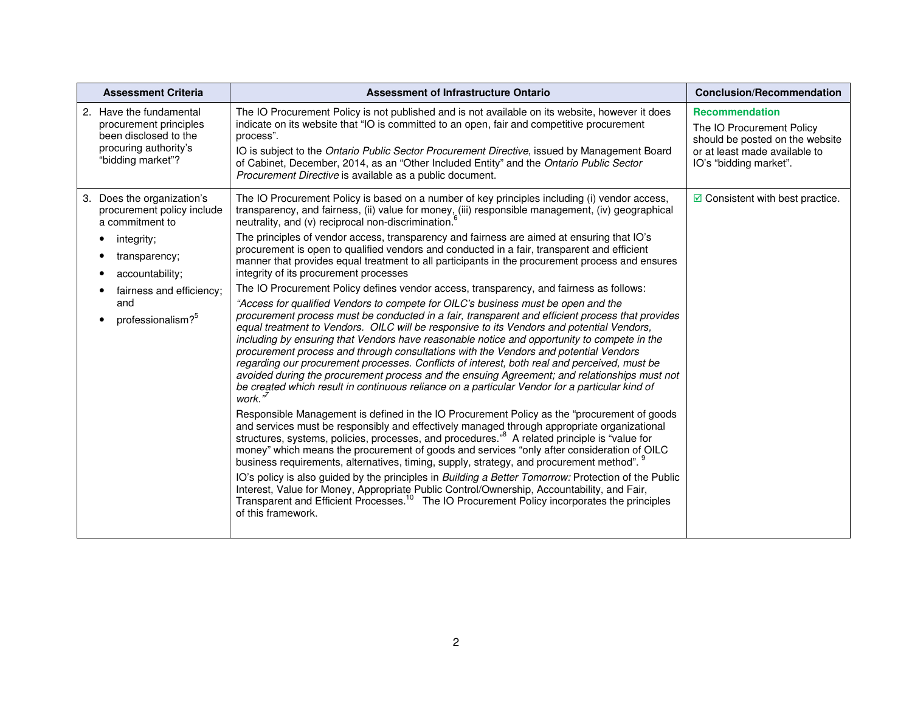| Assessment Criteria | Assessment of Infrastructure Ontario | Conclusion/Recommendation |
|---|---|---|
| 2. Have the fundamental procurement principles been disclosed to the procuring authority's "bidding market"? | The IO Procurement Policy is not published and is not available on its website, however it does indicate on its website that "IO is committed to an open, fair and competitive procurement process".<br><br>IO is subject to the *Ontario Public Sector Procurement Directive*, issued by Management Board of Cabinet, December, 2014, as an "Other Included Entity" and the *Ontario Public Sector Procurement Directive* is available as a public document. | **Recommendation**<br><br>The IO Procurement Policy should be posted on the website or at least made available to IO's "bidding market". |
| 3. Does the organization's procurement policy include a commitment to<br>• integrity;<br>• transparency;<br>• accountability;<br>• fairness and efficiency; and<br>• professionalism?[5] | The IO Procurement Policy is based on a number of key principles including (i) vendor access, transparency, and fairness, (ii) value for money, (iii) responsible management, (iv) geographical neutrality, and (v) reciprocal non-discrimination.[6]<br><br>The principles of vendor access, transparency and fairness are aimed at ensuring that IO's procurement is open to qualified vendors and conducted in a fair, transparent and efficient manner that provides equal treatment to all participants in the procurement process and ensures integrity of its procurement processes<br><br>The IO Procurement Policy defines vendor access, transparency, and fairness as follows:<br><br>*"Access for qualified Vendors to compete for OILC's business must be open and the procurement process must be conducted in a fair, transparent and efficient process that provides equal treatment to Vendors. OILC will be responsive to its Vendors and potential Vendors, including by ensuring that Vendors have reasonable notice and opportunity to compete in the procurement process and through consultations with the Vendors and potential Vendors regarding our procurement processes. Conflicts of interest, both real and perceived, must be avoided during the procurement process and the ensuing Agreement; and relationships must not be created which result in continuous reliance on a particular Vendor for a particular kind of work."*[7]<br><br>Responsible Management is defined in the IO Procurement Policy as the "procurement of goods and services must be responsibly and effectively managed through appropriate organizational structures, systems, policies, processes, and procedures."[8] A related principle is "value for money" which means the procurement of goods and services "only after consideration of OILC business requirements, alternatives, timing, supply, strategy, and procurement method".[9]<br><br>IO's policy is also guided by the principles in *Building a Better Tomorrow:* Protection of the Public Interest, Value for Money, Appropriate Public Control/Ownership, Accountability, and Fair, Transparent and Efficient Processes.[10] The IO Procurement Policy incorporates the principles of this framework. | ☑ Consistent with best practice. |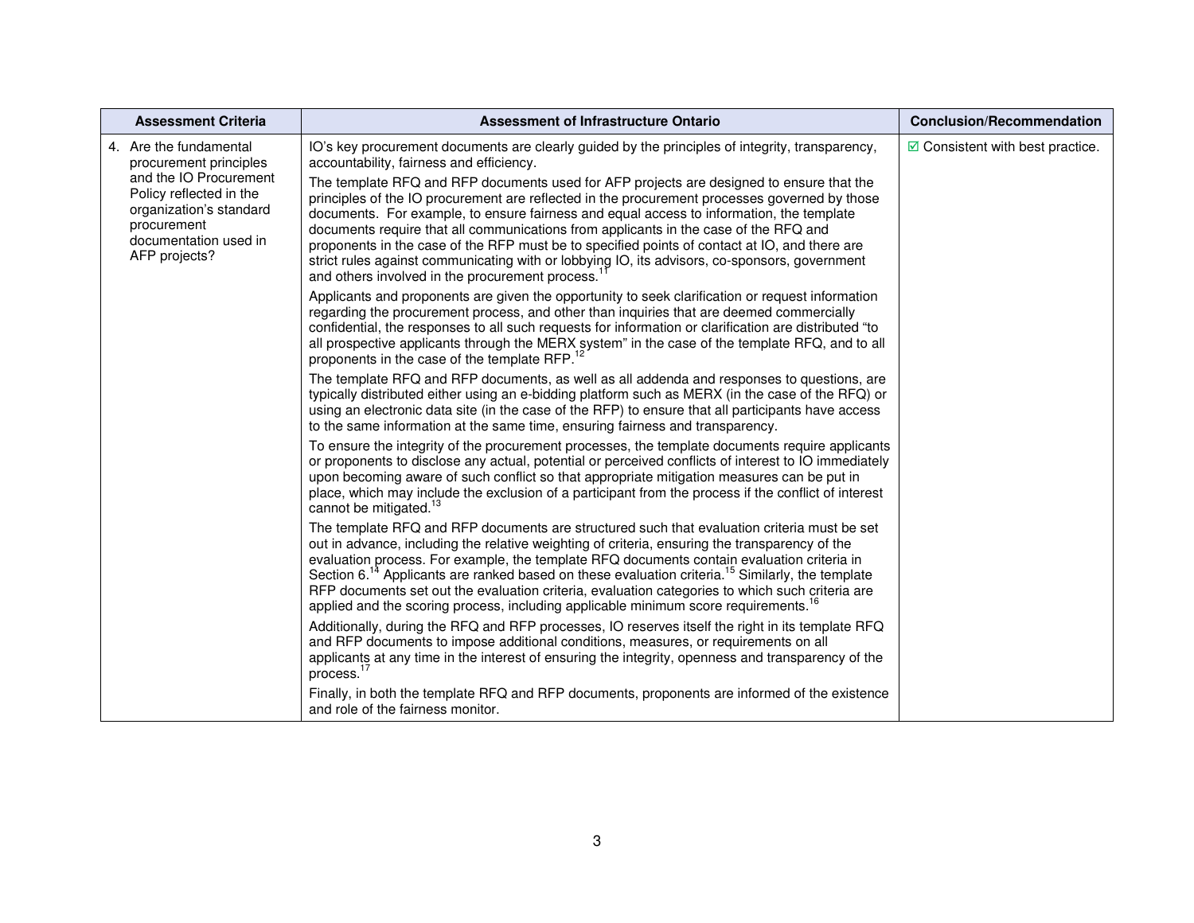| Assessment Criteria | Assessment of Infrastructure Ontario | Conclusion/Recommendation |
|---|---|---|
| 4. Are the fundamental procurement principles and the IO Procurement Policy reflected in the organization's standard procurement documentation used in AFP projects? | IO's key procurement documents are clearly guided by the principles of integrity, transparency, accountability, fairness and efficiency.<br><br>The template RFQ and RFP documents used for AFP projects are designed to ensure that the principles of the IO procurement are reflected in the procurement processes governed by those documents. For example, to ensure fairness and equal access to information, the template documents require that all communications from applicants in the case of the RFQ and proponents in the case of the RFP must be to specified points of contact at IO, and there are strict rules against communicating with or lobbying IO, its advisors, co-sponsors, government and others involved in the procurement process.[11]<br><br>Applicants and proponents are given the opportunity to seek clarification or request information regarding the procurement process, and other than inquiries that are deemed commercially confidential, the responses to all such requests for information or clarification are distributed "to all prospective applicants through the MERX system" in the case of the template RFQ, and to all proponents in the case of the template RFP.[12]<br><br>The template RFQ and RFP documents, as well as all addenda and responses to questions, are typically distributed either using an e-bidding platform such as MERX (in the case of the RFQ) or using an electronic data site (in the case of the RFP) to ensure that all participants have access to the same information at the same time, ensuring fairness and transparency.<br><br>To ensure the integrity of the procurement processes, the template documents require applicants or proponents to disclose any actual, potential or perceived conflicts of interest to IO immediately upon becoming aware of such conflict so that appropriate mitigation measures can be put in place, which may include the exclusion of a participant from the process if the conflict of interest cannot be mitigated.[13]<br><br>The template RFQ and RFP documents are structured such that evaluation criteria must be set out in advance, including the relative weighting of criteria, ensuring the transparency of the evaluation process. For example, the template RFQ documents contain evaluation criteria in Section 6.[14] Applicants are ranked based on these evaluation criteria.[15] Similarly, the template RFP documents set out the evaluation criteria, evaluation categories to which such criteria are applied and the scoring process, including applicable minimum score requirements.[16]<br><br>Additionally, during the RFQ and RFP processes, IO reserves itself the right in its template RFQ and RFP documents to impose additional conditions, measures, or requirements on all applicants at any time in the interest of ensuring the integrity, openness and transparency of the process.[17]<br><br>Finally, in both the template RFQ and RFP documents, proponents are informed of the existence and role of the fairness monitor. | ☑ Consistent with best practice. |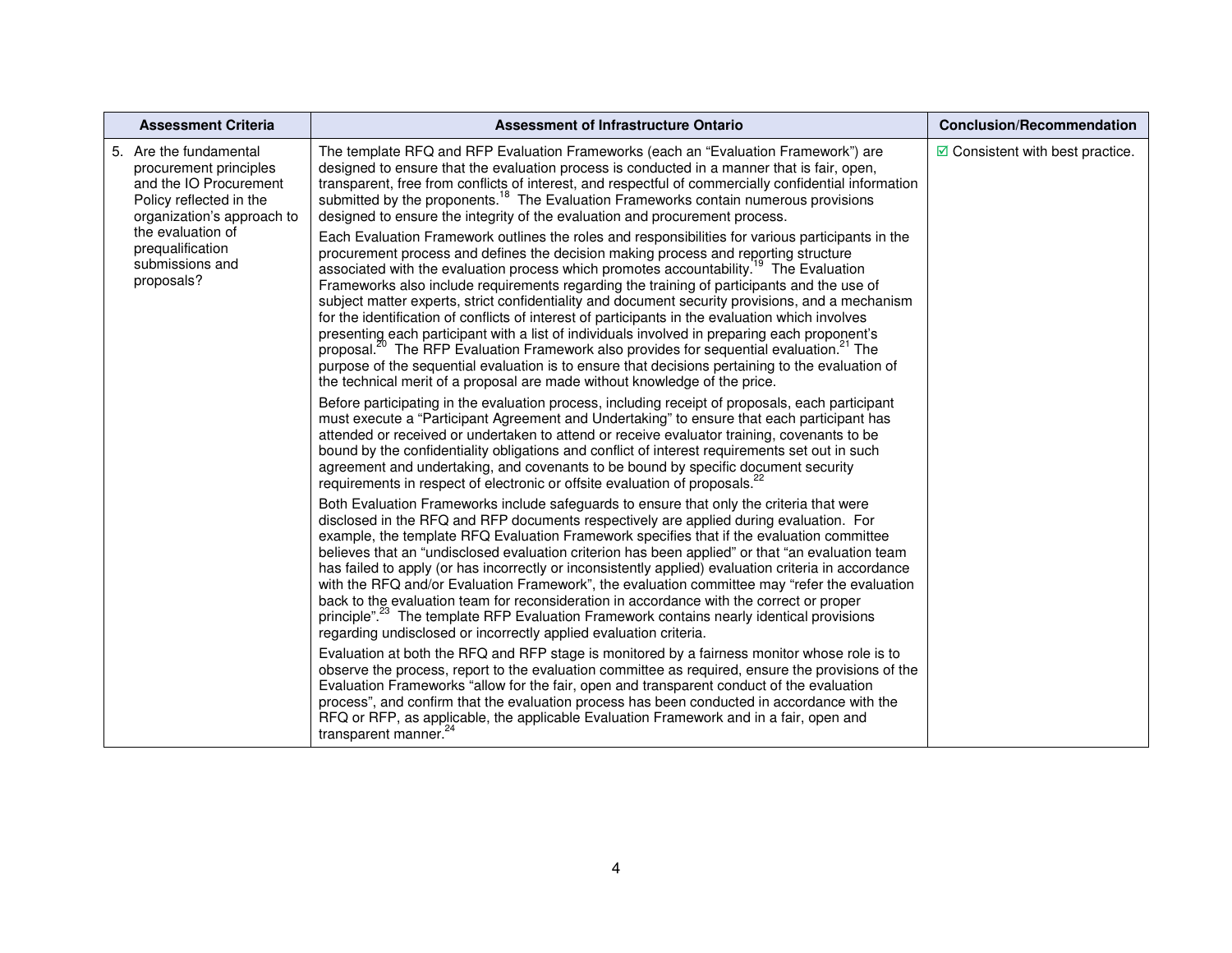| Assessment Criteria | Assessment of Infrastructure Ontario | Conclusion/Recommendation |
|---|---|---|
| 5. Are the fundamental procurement principles and the IO Procurement Policy reflected in the organization's approach to the evaluation of prequalification submissions and proposals? | The template RFQ and RFP Evaluation Frameworks (each an "Evaluation Framework") are designed to ensure that the evaluation process is conducted in a manner that is fair, open, transparent, free from conflicts of interest, and respectful of commercially confidential information submitted by the proponents.[18] The Evaluation Frameworks contain numerous provisions designed to ensure the integrity of the evaluation and procurement process.<br><br>Each Evaluation Framework outlines the roles and responsibilities for various participants in the procurement process and defines the decision making process and reporting structure associated with the evaluation process which promotes accountability.[19] The Evaluation Frameworks also include requirements regarding the training of participants and the use of subject matter experts, strict confidentiality and document security provisions, and a mechanism for the identification of conflicts of interest of participants in the evaluation which involves presenting each participant with a list of individuals involved in preparing each proponent's proposal.[20] The RFP Evaluation Framework also provides for sequential evaluation.[21] The purpose of the sequential evaluation is to ensure that decisions pertaining to the evaluation of the technical merit of a proposal are made without knowledge of the price.<br><br>Before participating in the evaluation process, including receipt of proposals, each participant must execute a "Participant Agreement and Undertaking" to ensure that each participant has attended or received or undertaken to attend or receive evaluator training, covenants to be bound by the confidentiality obligations and conflict of interest requirements set out in such agreement and undertaking, and covenants to be bound by specific document security requirements in respect of electronic or offsite evaluation of proposals.[22]<br><br>Both Evaluation Frameworks include safeguards to ensure that only the criteria that were disclosed in the RFQ and RFP documents respectively are applied during evaluation. For example, the template RFQ Evaluation Framework specifies that if the evaluation committee believes that an "undisclosed evaluation criterion has been applied" or that "an evaluation team has failed to apply (or has incorrectly or inconsistently applied) evaluation criteria in accordance with the RFQ and/or Evaluation Framework", the evaluation committee may "refer the evaluation back to the evaluation team for reconsideration in accordance with the correct or proper principle".[23] The template RFP Evaluation Framework contains nearly identical provisions regarding undisclosed or incorrectly applied evaluation criteria.<br><br>Evaluation at both the RFQ and RFP stage is monitored by a fairness monitor whose role is to observe the process, report to the evaluation committee as required, ensure the provisions of the Evaluation Frameworks "allow for the fair, open and transparent conduct of the evaluation process", and confirm that the evaluation process has been conducted in accordance with the RFQ or RFP, as applicable, the applicable Evaluation Framework and in a fair, open and transparent manner.[24] | ☑ Consistent with best practice. |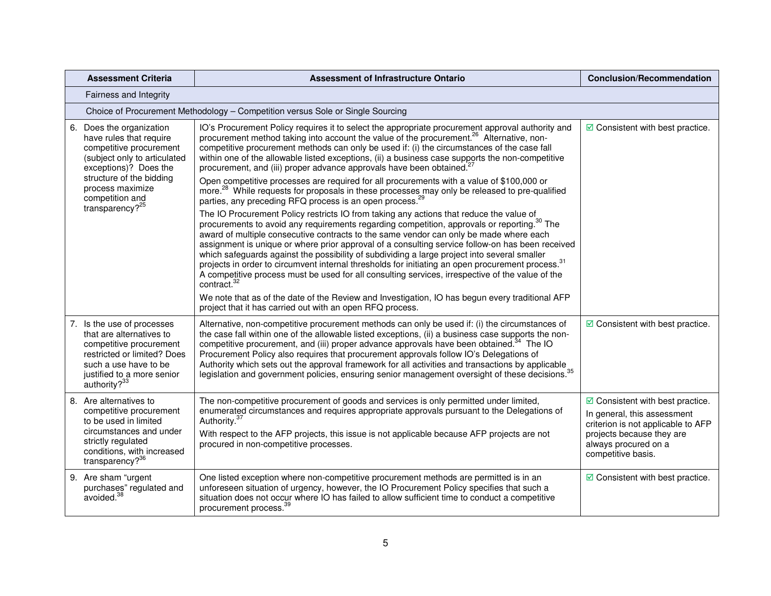| Assessment Criteria | Assessment of Infrastructure Ontario | Conclusion/Recommendation |
|---|---|---|
| Fairness and Integrity | | |
| Choice of Procurement Methodology – Competition versus Sole or Single Sourcing | | |
| 6. Does the organization have rules that require competitive procurement (subject only to articulated exceptions)? Does the structure of the bidding process maximize competition and transparency?[25] | IO's Procurement Policy requires it to select the appropriate procurement approval authority and procurement method taking into account the value of the procurement.[26] Alternative, non-competitive procurement methods can only be used if: (i) the circumstances of the case fall within one of the allowable listed exceptions, (ii) a business case supports the non-competitive procurement, and (iii) proper advance approvals have been obtained.[27]<br><br>Open competitive processes are required for all procurements with a value of $100,000 or more.[28] While requests for proposals in these processes may only be released to pre-qualified parties, any preceding RFQ process is an open process.[29]<br><br>The IO Procurement Policy restricts IO from taking any actions that reduce the value of procurements to avoid any requirements regarding competition, approvals or reporting.[30] The award of multiple consecutive contracts to the same vendor can only be made where each assignment is unique or where prior approval of a consulting service follow-on has been received which safeguards against the possibility of subdividing a large project into several smaller projects in order to circumvent internal thresholds for initiating an open procurement process.[31] A competitive process must be used for all consulting services, irrespective of the value of the contract.[32]<br><br>We note that as of the date of the Review and Investigation, IO has begun every traditional AFP project that it has carried out with an open RFQ process. | ☑ Consistent with best practice. |
| 7. Is the use of processes that are alternatives to competitive procurement restricted or limited? Does such a use have to be justified to a more senior authority?[33] | Alternative, non-competitive procurement methods can only be used if: (i) the circumstances of the case fall within one of the allowable listed exceptions, (ii) a business case supports the non-competitive procurement, and (iii) proper advance approvals have been obtained.[34] The IO Procurement Policy also requires that procurement approvals follow IO's Delegations of Authority which sets out the approval framework for all activities and transactions by applicable legislation and government policies, ensuring senior management oversight of these decisions.[35] | ☑ Consistent with best practice. |
| 8. Are alternatives to competitive procurement to be used in limited circumstances and under strictly regulated conditions, with increased transparency?[36] | The non-competitive procurement of goods and services is only permitted under limited, enumerated circumstances and requires appropriate approvals pursuant to the Delegations of Authority.[37]<br><br>With respect to the AFP projects, this issue is not applicable because AFP projects are not procured in non-competitive processes. | ☑ Consistent with best practice.<br><br>In general, this assessment criterion is not applicable to AFP projects because they are always procured on a competitive basis. |
| 9. Are sham "urgent purchases" regulated and avoided.[38] | One listed exception where non-competitive procurement methods are permitted is in an unforeseen situation of urgency, however, the IO Procurement Policy specifies that such a situation does not occur where IO has failed to allow sufficient time to conduct a competitive procurement process.[39] | ☑ Consistent with best practice. |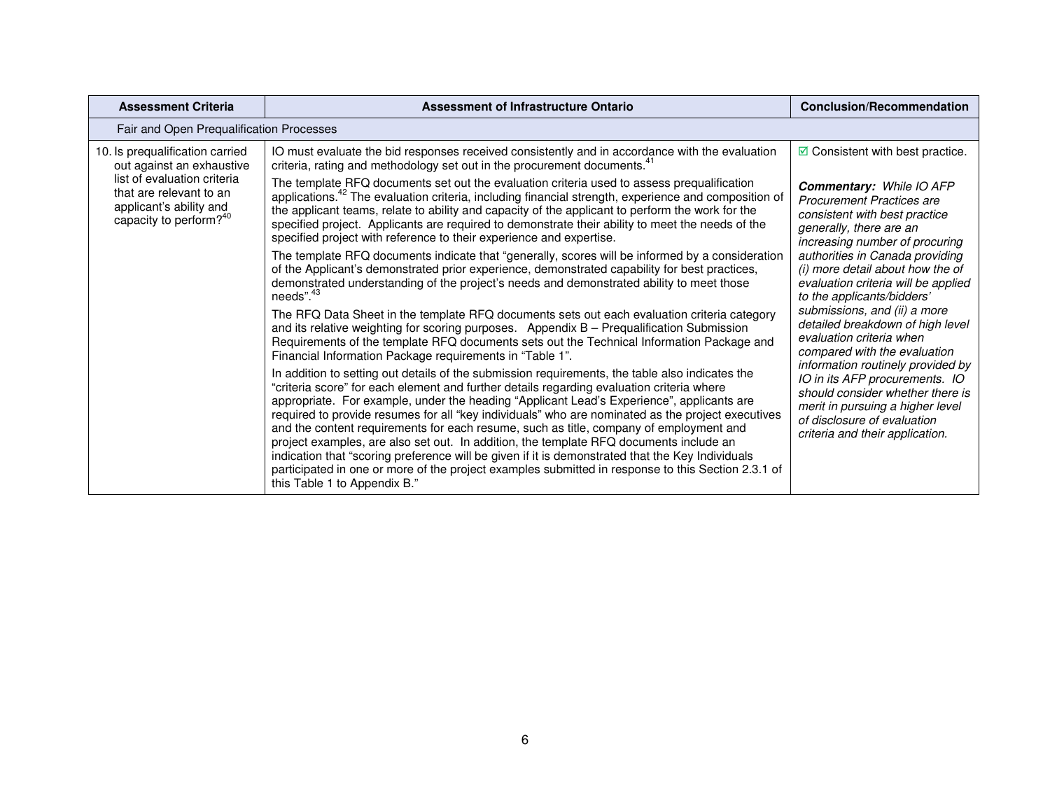| Assessment Criteria | Assessment of Infrastructure Ontario | Conclusion/Recommendation |
|---|---|---|
| Fair and Open Prequalification Processes | | |
| 10. Is prequalification carried out against an exhaustive list of evaluation criteria that are relevant to an applicant's ability and capacity to perform?[40] | IO must evaluate the bid responses received consistently and in accordance with the evaluation criteria, rating and methodology set out in the procurement documents.[41]<br><br>The template RFQ documents set out the evaluation criteria used to assess prequalification applications.[42] The evaluation criteria, including financial strength, experience and composition of the applicant teams, relate to ability and capacity of the applicant to perform the work for the specified project. Applicants are required to demonstrate their ability to meet the needs of the specified project with reference to their experience and expertise.<br><br>The template RFQ documents indicate that "generally, scores will be informed by a consideration of the Applicant's demonstrated prior experience, demonstrated capability for best practices, demonstrated understanding of the project's needs and demonstrated ability to meet those needs".[43]<br><br>The RFQ Data Sheet in the template RFQ documents sets out each evaluation criteria category and its relative weighting for scoring purposes. Appendix B – Prequalification Submission Requirements of the template RFQ documents sets out the Technical Information Package and Financial Information Package requirements in "Table 1".<br><br>In addition to setting out details of the submission requirements, the table also indicates the "criteria score" for each element and further details regarding evaluation criteria where appropriate. For example, under the heading "Applicant Lead's Experience", applicants are required to provide resumes for all "key individuals" who are nominated as the project executives and the content requirements for each resume, such as title, company of employment and project examples, are also set out. In addition, the template RFQ documents include an indication that "scoring preference will be given if it is demonstrated that the Key Individuals participated in one or more of the project examples submitted in response to this Section 2.3.1 of this Table 1 to Appendix B." | ☑ Consistent with best practice.<br><br>***Commentary:*** *While IO AFP Procurement Practices are consistent with best practice generally, there are an increasing number of procuring authorities in Canada providing (i) more detail about how the of evaluation criteria will be applied to the applicants/bidders' submissions, and (ii) a more detailed breakdown of high level evaluation criteria when compared with the evaluation information routinely provided by IO in its AFP procurements. IO should consider whether there is merit in pursuing a higher level of disclosure of evaluation criteria and their application.* |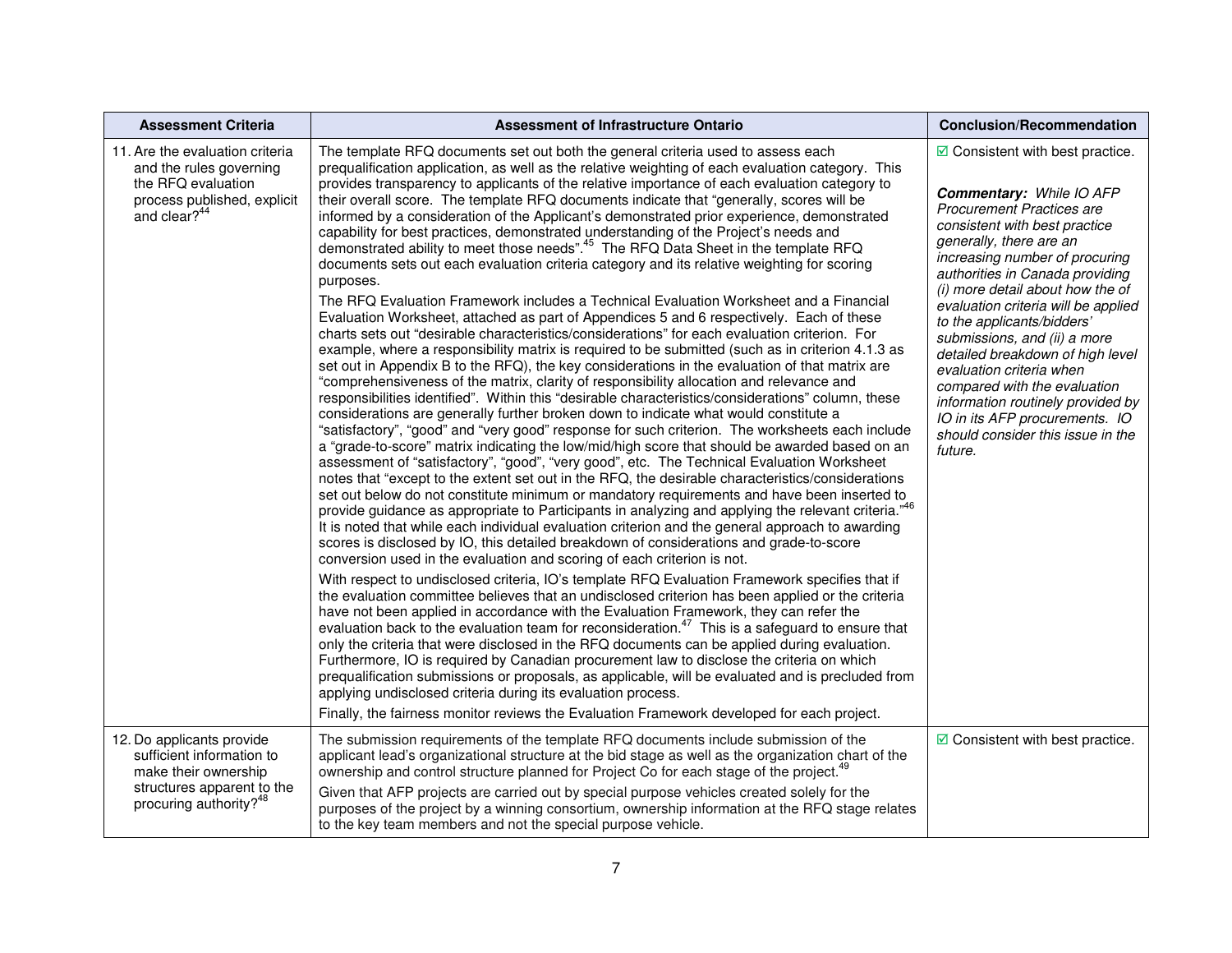| Assessment Criteria | Assessment of Infrastructure Ontario | Conclusion/Recommendation |
|---|---|---|
| 11. Are the evaluation criteria and the rules governing the RFQ evaluation process published, explicit and clear?[44] | The template RFQ documents set out both the general criteria used to assess each prequalification application, as well as the relative weighting of each evaluation category. This provides transparency to applicants of the relative importance of each evaluation category to their overall score. The template RFQ documents indicate that "generally, scores will be informed by a consideration of the Applicant's demonstrated prior experience, demonstrated capability for best practices, demonstrated understanding of the Project's needs and demonstrated ability to meet those needs".[45] The RFQ Data Sheet in the template RFQ documents sets out each evaluation criteria category and its relative weighting for scoring purposes.<br><br>The RFQ Evaluation Framework includes a Technical Evaluation Worksheet and a Financial Evaluation Worksheet, attached as part of Appendices 5 and 6 respectively. Each of these charts sets out "desirable characteristics/considerations" for each evaluation criterion. For example, where a responsibility matrix is required to be submitted (such as in criterion 4.1.3 as set out in Appendix B to the RFQ), the key considerations in the evaluation of that matrix are "comprehensiveness of the matrix, clarity of responsibility allocation and relevance and responsibilities identified". Within this "desirable characteristics/considerations" column, these considerations are generally further broken down to indicate what would constitute a "satisfactory", "good" and "very good" response for such criterion. The worksheets each include a "grade-to-score" matrix indicating the low/mid/high score that should be awarded based on an assessment of "satisfactory", "good", "very good", etc. The Technical Evaluation Worksheet notes that "except to the extent set out in the RFQ, the desirable characteristics/considerations set out below do not constitute minimum or mandatory requirements and have been inserted to provide guidance as appropriate to Participants in analyzing and applying the relevant criteria."[46] It is noted that while each individual evaluation criterion and the general approach to awarding scores is disclosed by IO, this detailed breakdown of considerations and grade-to-score conversion used in the evaluation and scoring of each criterion is not.<br><br>With respect to undisclosed criteria, IO's template RFQ Evaluation Framework specifies that if the evaluation committee believes that an undisclosed criterion has been applied or the criteria have not been applied in accordance with the Evaluation Framework, they can refer the evaluation back to the evaluation team for reconsideration.[47] This is a safeguard to ensure that only the criteria that were disclosed in the RFQ documents can be applied during evaluation. Furthermore, IO is required by Canadian procurement law to disclose the criteria on which prequalification submissions or proposals, as applicable, will be evaluated and is precluded from applying undisclosed criteria during its evaluation process.<br><br>Finally, the fairness monitor reviews the Evaluation Framework developed for each project. | ☑ Consistent with best practice.<br><br>***Commentary:*** *While IO AFP Procurement Practices are consistent with best practice generally, there are an increasing number of procuring authorities in Canada providing (i) more detail about how the of evaluation criteria will be applied to the applicants/bidders' submissions, and (ii) a more detailed breakdown of high level evaluation criteria when compared with the evaluation information routinely provided by IO in its AFP procurements. IO should consider this issue in the future.* |
| 12. Do applicants provide sufficient information to make their ownership structures apparent to the procuring authority?[48] | The submission requirements of the template RFQ documents include submission of the applicant lead's organizational structure at the bid stage as well as the organization chart of the ownership and control structure planned for Project Co for each stage of the project.[49]<br><br>Given that AFP projects are carried out by special purpose vehicles created solely for the purposes of the project by a winning consortium, ownership information at the RFQ stage relates to the key team members and not the special purpose vehicle. | ☑ Consistent with best practice. |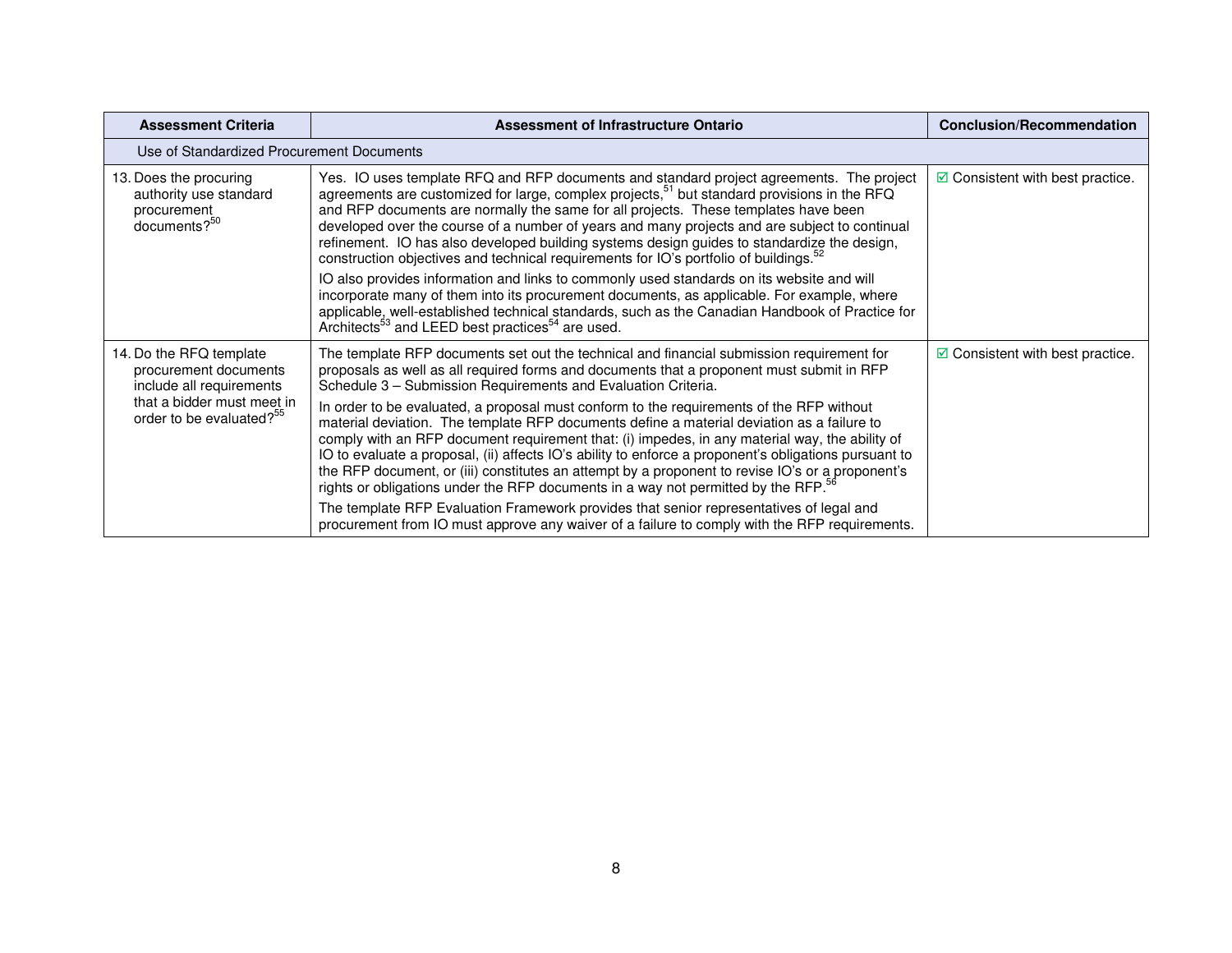| Assessment Criteria | Assessment of Infrastructure Ontario | Conclusion/Recommendation |
|---|---|---|
| Use of Standardized Procurement Documents | | |
| 13. Does the procuring authority use standard procurement documents?[50] | Yes. IO uses template RFQ and RFP documents and standard project agreements. The project agreements are customized for large, complex projects,[51] but standard provisions in the RFQ and RFP documents are normally the same for all projects. These templates have been developed over the course of a number of years and many projects and are subject to continual refinement. IO has also developed building systems design guides to standardize the design, construction objectives and technical requirements for IO's portfolio of buildings.[52]<br><br>IO also provides information and links to commonly used standards on its website and will incorporate many of them into its procurement documents, as applicable. For example, where applicable, well-established technical standards, such as the Canadian Handbook of Practice for Architects[53] and LEED best practices[54] are used. | ☑ Consistent with best practice. |
| 14. Do the RFQ template procurement documents include all requirements that a bidder must meet in order to be evaluated?[55] | The template RFP documents set out the technical and financial submission requirement for proposals as well as all required forms and documents that a proponent must submit in RFP Schedule 3 – Submission Requirements and Evaluation Criteria.<br><br>In order to be evaluated, a proposal must conform to the requirements of the RFP without material deviation. The template RFP documents define a material deviation as a failure to comply with an RFP document requirement that: (i) impedes, in any material way, the ability of IO to evaluate a proposal, (ii) affects IO's ability to enforce a proponent's obligations pursuant to the RFP document, or (iii) constitutes an attempt by a proponent to revise IO's or a proponent's rights or obligations under the RFP documents in a way not permitted by the RFP.[56]<br><br>The template RFP Evaluation Framework provides that senior representatives of legal and procurement from IO must approve any waiver of a failure to comply with the RFP requirements. | ☑ Consistent with best practice. |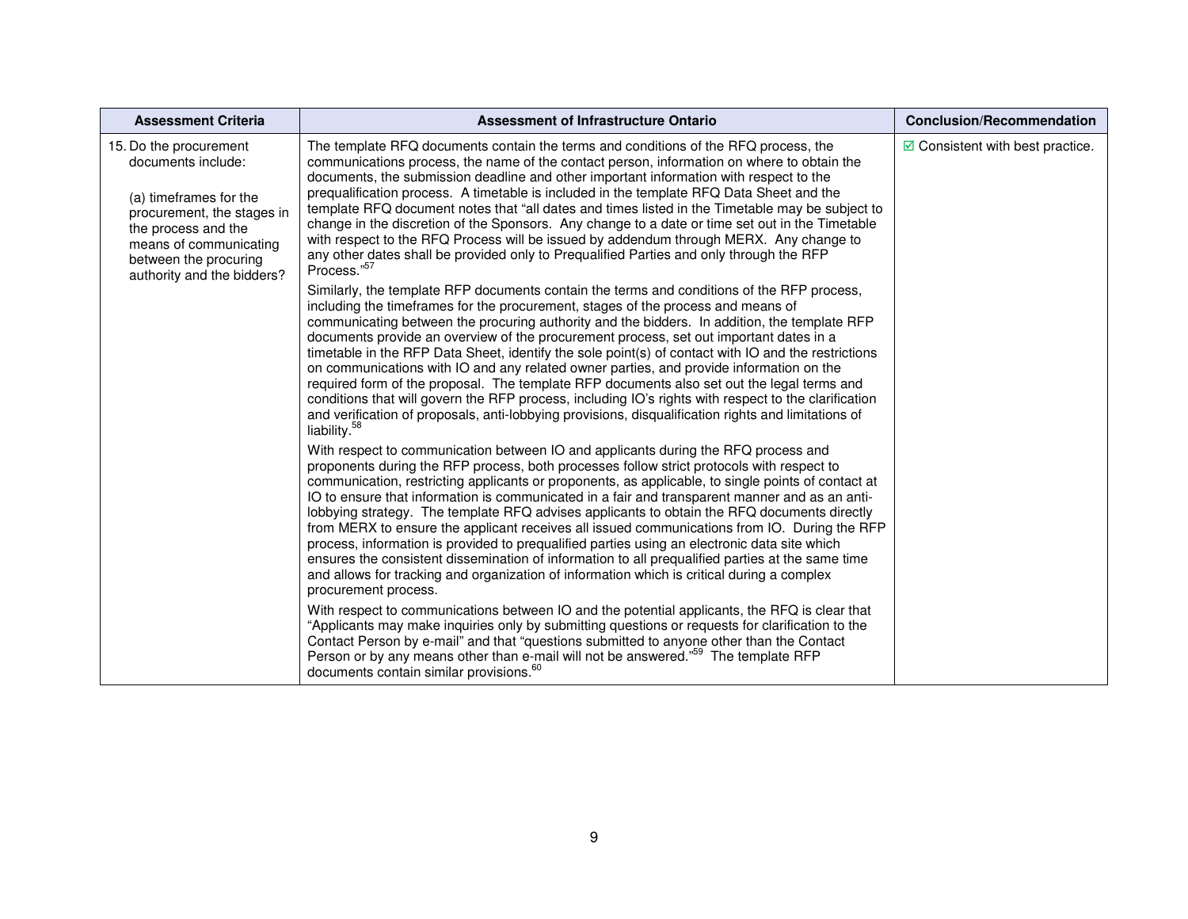| Assessment Criteria | Assessment of Infrastructure Ontario | Conclusion/Recommendation |
| --- | --- | --- |
| 15. Do the procurement documents include:<br><br>(a) timeframes for the procurement, the stages in the process and the means of communicating between the procuring authority and the bidders? | The template RFQ documents contain the terms and conditions of the RFQ process, the communications process, the name of the contact person, information on where to obtain the documents, the submission deadline and other important information with respect to the prequalification process. A timetable is included in the template RFQ Data Sheet and the template RFQ document notes that "all dates and times listed in the Timetable may be subject to change in the discretion of the Sponsors. Any change to a date or time set out in the Timetable with respect to the RFQ Process will be issued by addendum through MERX. Any change to any other dates shall be provided only to Prequalified Parties and only through the RFP Process."[57]<br><br>Similarly, the template RFP documents contain the terms and conditions of the RFP process, including the timeframes for the procurement, stages of the process and means of communicating between the procuring authority and the bidders. In addition, the template RFP documents provide an overview of the procurement process, set out important dates in a timetable in the RFP Data Sheet, identify the sole point(s) of contact with IO and the restrictions on communications with IO and any related owner parties, and provide information on the required form of the proposal. The template RFP documents also set out the legal terms and conditions that will govern the RFP process, including IO's rights with respect to the clarification and verification of proposals, anti-lobbying provisions, disqualification rights and limitations of liability.[58]<br><br>With respect to communication between IO and applicants during the RFQ process and proponents during the RFP process, both processes follow strict protocols with respect to communication, restricting applicants or proponents, as applicable, to single points of contact at IO to ensure that information is communicated in a fair and transparent manner and as an anti-lobbying strategy. The template RFQ advises applicants to obtain the RFQ documents directly from MERX to ensure the applicant receives all issued communications from IO. During the RFP process, information is provided to prequalified parties using an electronic data site which ensures the consistent dissemination of information to all prequalified parties at the same time and allows for tracking and organization of information which is critical during a complex procurement process.<br><br>With respect to communications between IO and the potential applicants, the RFQ is clear that "Applicants may make inquiries only by submitting questions or requests for clarification to the Contact Person by e-mail" and that "questions submitted to anyone other than the Contact Person or by any means other than e-mail will not be answered."[59] The template RFP documents contain similar provisions.[60] | ☑ Consistent with best practice. |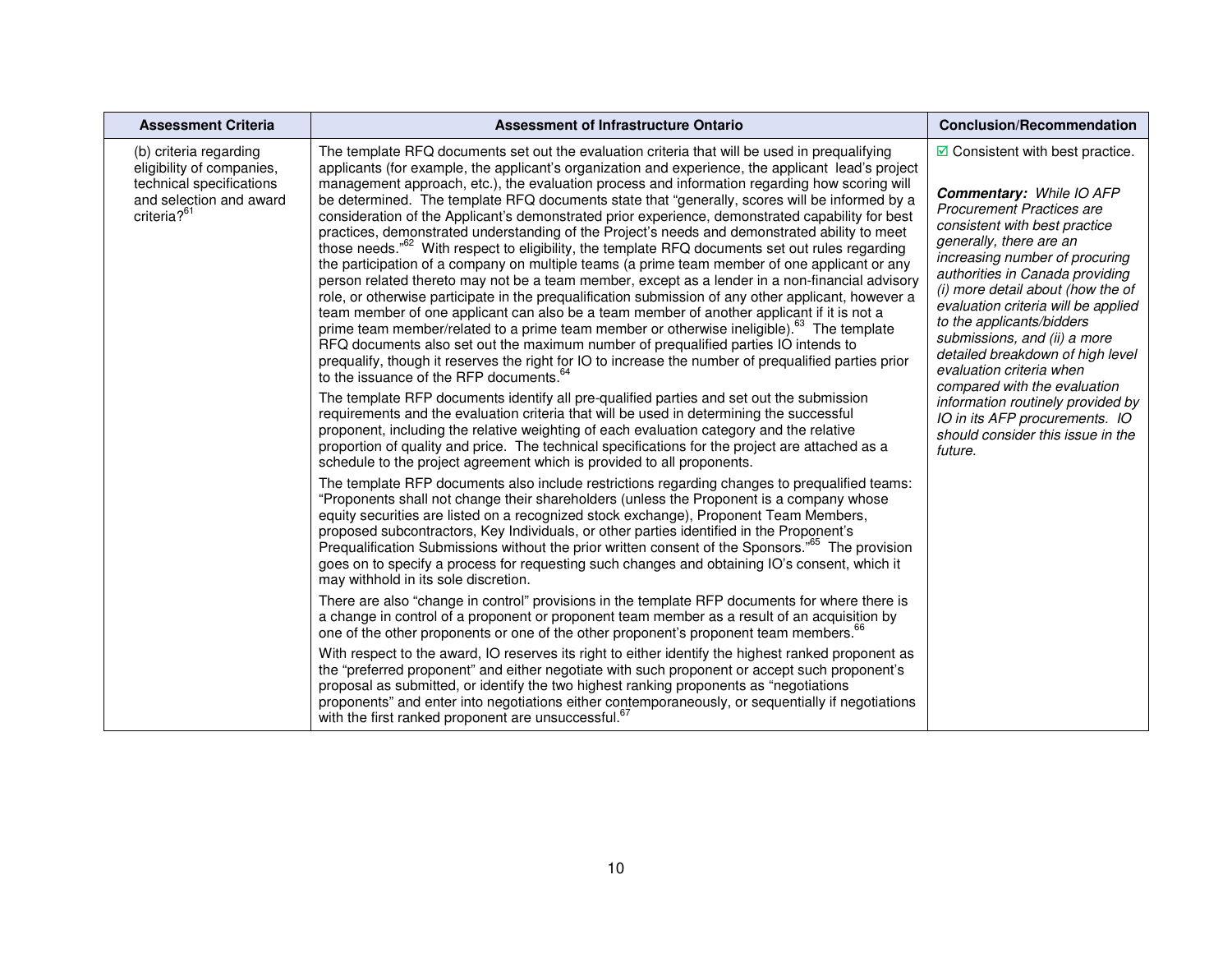| Assessment Criteria | Assessment of Infrastructure Ontario | Conclusion/Recommendation |
|---|---|---|
| (b) criteria regarding eligibility of companies, technical specifications and selection and award criteria?[61] | The template RFQ documents set out the evaluation criteria that will be used in prequalifying applicants (for example, the applicant's organization and experience, the applicant lead's project management approach, etc.), the evaluation process and information regarding how scoring will be determined. The template RFQ documents state that "generally, scores will be informed by a consideration of the Applicant's demonstrated prior experience, demonstrated capability for best practices, demonstrated understanding of the Project's needs and demonstrated ability to meet those needs."[62] With respect to eligibility, the template RFQ documents set out rules regarding the participation of a company on multiple teams (a prime team member of one applicant or any person related thereto may not be a team member, except as a lender in a non-financial advisory role, or otherwise participate in the prequalification submission of any other applicant, however a team member of one applicant can also be a team member of another applicant if it is not a prime team member/related to a prime team member or otherwise ineligible).[63] The template RFQ documents also set out the maximum number of prequalified parties IO intends to prequalify, though it reserves the right for IO to increase the number of prequalified parties prior to the issuance of the RFP documents.[64]<br><br>The template RFP documents identify all pre-qualified parties and set out the submission requirements and the evaluation criteria that will be used in determining the successful proponent, including the relative weighting of each evaluation category and the relative proportion of quality and price. The technical specifications for the project are attached as a schedule to the project agreement which is provided to all proponents.<br><br>The template RFP documents also include restrictions regarding changes to prequalified teams: "Proponents shall not change their shareholders (unless the Proponent is a company whose equity securities are listed on a recognized stock exchange), Proponent Team Members, proposed subcontractors, Key Individuals, or other parties identified in the Proponent's Prequalification Submissions without the prior written consent of the Sponsors."[65] The provision goes on to specify a process for requesting such changes and obtaining IO's consent, which it may withhold in its sole discretion.<br><br>There are also "change in control" provisions in the template RFP documents for where there is a change in control of a proponent or proponent team member as a result of an acquisition by one of the other proponents or one of the other proponent's proponent team members.[66]<br><br>With respect to the award, IO reserves its right to either identify the highest ranked proponent as the "preferred proponent" and either negotiate with such proponent or accept such proponent's proposal as submitted, or identify the two highest ranking proponents as "negotiations proponents" and enter into negotiations either contemporaneously, or sequentially if negotiations with the first ranked proponent are unsuccessful.[67] | ☑ Consistent with best practice.<br><br>***Commentary:*** *While IO AFP Procurement Practices are consistent with best practice generally, there are an increasing number of procuring authorities in Canada providing (i) more detail about (how the of evaluation criteria will be applied to the applicants/bidders submissions, and (ii) a more detailed breakdown of high level evaluation criteria when compared with the evaluation information routinely provided by IO in its AFP procurements. IO should consider this issue in the future.* |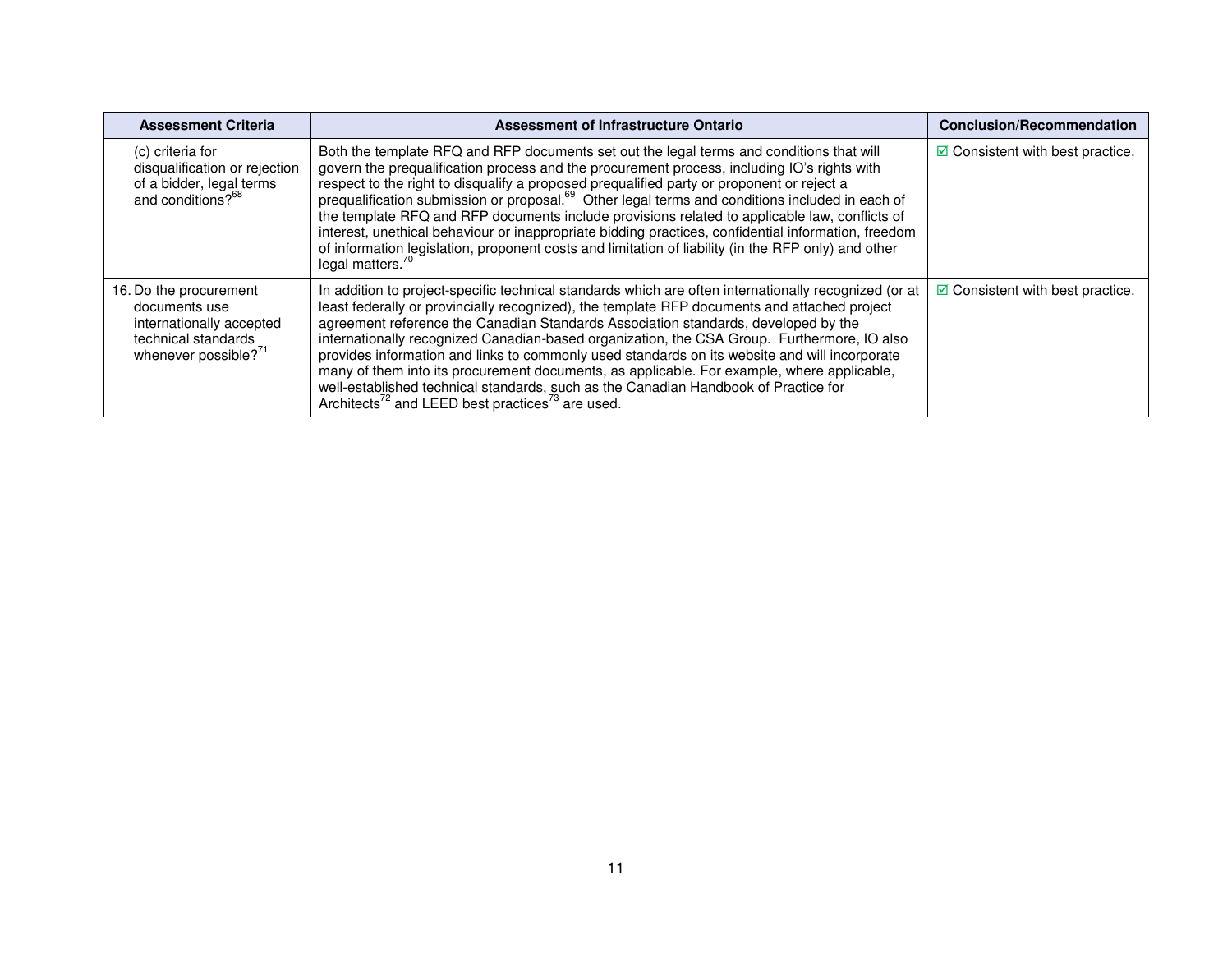| Assessment Criteria | Assessment of Infrastructure Ontario | Conclusion/Recommendation |
| --- | --- | --- |
| (c) criteria for disqualification or rejection of a bidder, legal terms and conditions?[68] | Both the template RFQ and RFP documents set out the legal terms and conditions that will govern the prequalification process and the procurement process, including IO's rights with respect to the right to disqualify a proposed prequalified party or proponent or reject a prequalification submission or proposal.[69] Other legal terms and conditions included in each of the template RFQ and RFP documents include provisions related to applicable law, conflicts of interest, unethical behaviour or inappropriate bidding practices, confidential information, freedom of information legislation, proponent costs and limitation of liability (in the RFP only) and other legal matters.[70] | ☑ Consistent with best practice. |
| 16. Do the procurement documents use internationally accepted technical standards whenever possible?[71] | In addition to project-specific technical standards which are often internationally recognized (or at least federally or provincially recognized), the template RFP documents and attached project agreement reference the Canadian Standards Association standards, developed by the internationally recognized Canadian-based organization, the CSA Group. Furthermore, IO also provides information and links to commonly used standards on its website and will incorporate many of them into its procurement documents, as applicable. For example, where applicable, well-established technical standards, such as the Canadian Handbook of Practice for Architects[72] and LEED best practices[73] are used. | ☑ Consistent with best practice. |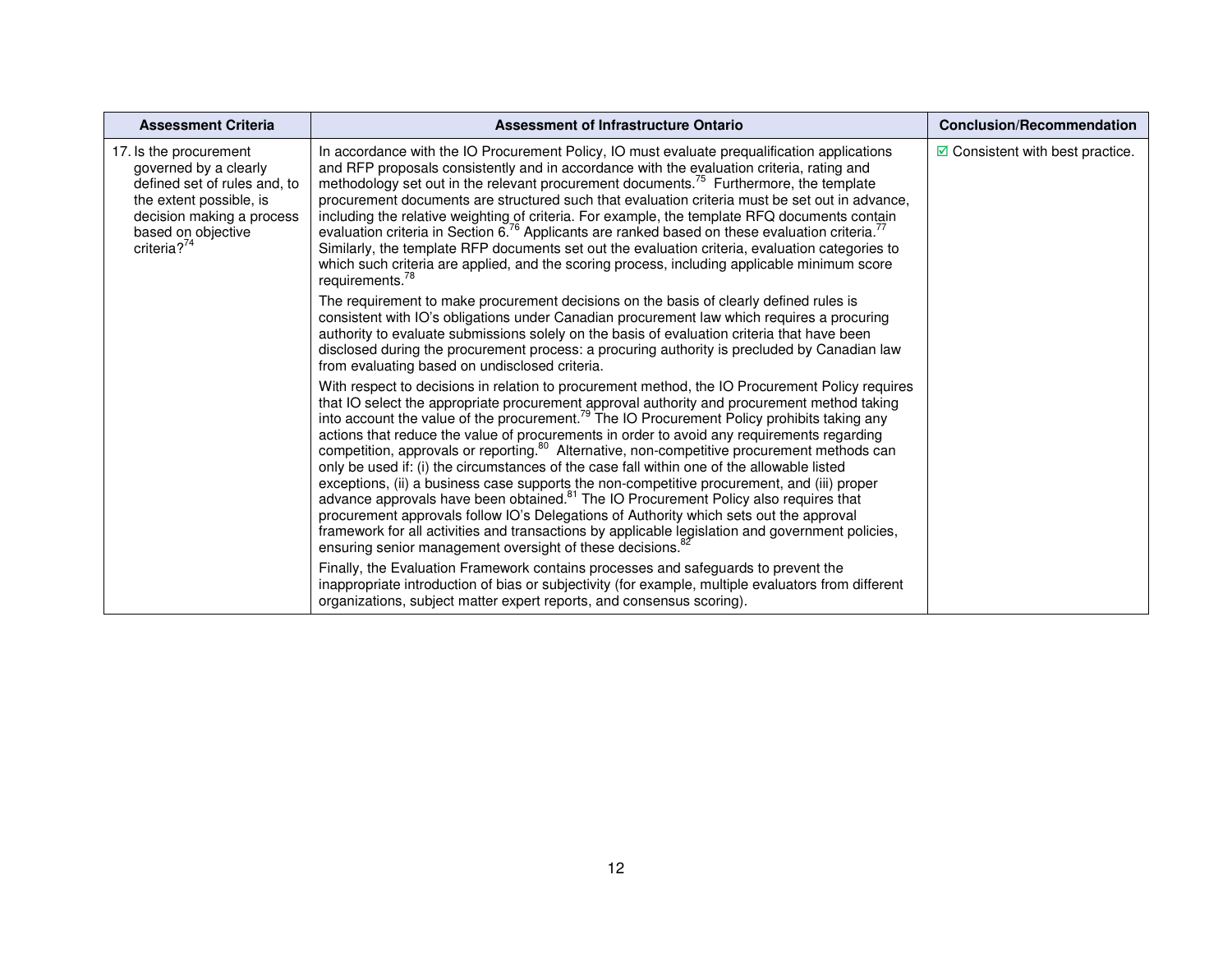| Assessment Criteria | Assessment of Infrastructure Ontario | Conclusion/Recommendation |
|---|---|---|
| 17. Is the procurement governed by a clearly defined set of rules and, to the extent possible, is decision making a process based on objective criteria?[74] | In accordance with the IO Procurement Policy, IO must evaluate prequalification applications and RFP proposals consistently and in accordance with the evaluation criteria, rating and methodology set out in the relevant procurement documents.[75] Furthermore, the template procurement documents are structured such that evaluation criteria must be set out in advance, including the relative weighting of criteria. For example, the template RFQ documents contain evaluation criteria in Section 6.[76] Applicants are ranked based on these evaluation criteria.[77] Similarly, the template RFP documents set out the evaluation criteria, evaluation categories to which such criteria are applied, and the scoring process, including applicable minimum score requirements.[78]<br><br>The requirement to make procurement decisions on the basis of clearly defined rules is consistent with IO's obligations under Canadian procurement law which requires a procuring authority to evaluate submissions solely on the basis of evaluation criteria that have been disclosed during the procurement process: a procuring authority is precluded by Canadian law from evaluating based on undisclosed criteria.<br><br>With respect to decisions in relation to procurement method, the IO Procurement Policy requires that IO select the appropriate procurement approval authority and procurement method taking into account the value of the procurement.[79] The IO Procurement Policy prohibits taking any actions that reduce the value of procurements in order to avoid any requirements regarding competition, approvals or reporting.[80] Alternative, non-competitive procurement methods can only be used if: (i) the circumstances of the case fall within one of the allowable listed exceptions, (ii) a business case supports the non-competitive procurement, and (iii) proper advance approvals have been obtained.[81] The IO Procurement Policy also requires that procurement approvals follow IO's Delegations of Authority which sets out the approval framework for all activities and transactions by applicable legislation and government policies, ensuring senior management oversight of these decisions.[82]<br><br>Finally, the Evaluation Framework contains processes and safeguards to prevent the inappropriate introduction of bias or subjectivity (for example, multiple evaluators from different organizations, subject matter expert reports, and consensus scoring). | ☑ Consistent with best practice. |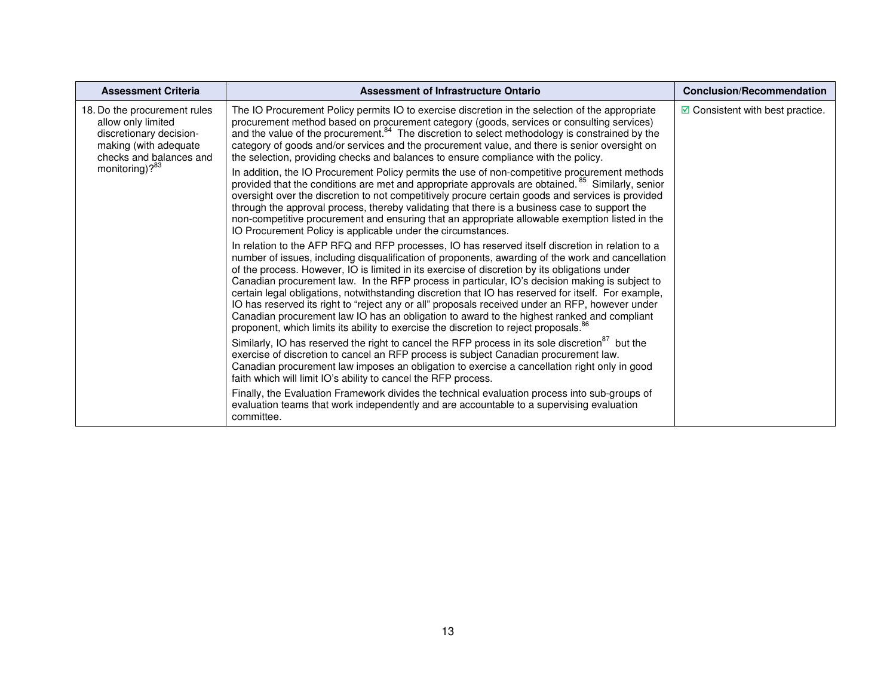| Assessment Criteria | Assessment of Infrastructure Ontario | Conclusion/Recommendation |
|---|---|---|
| 18. Do the procurement rules allow only limited discretionary decision-making (with adequate checks and balances and monitoring)?[83] | The IO Procurement Policy permits IO to exercise discretion in the selection of the appropriate procurement method based on procurement category (goods, services or consulting services) and the value of the procurement.[84] The discretion to select methodology is constrained by the category of goods and/or services and the procurement value, and there is senior oversight on the selection, providing checks and balances to ensure compliance with the policy.<br><br>In addition, the IO Procurement Policy permits the use of non-competitive procurement methods provided that the conditions are met and appropriate approvals are obtained.[85] Similarly, senior oversight over the discretion to not competitively procure certain goods and services is provided through the approval process, thereby validating that there is a business case to support the non-competitive procurement and ensuring that an appropriate allowable exemption listed in the IO Procurement Policy is applicable under the circumstances.<br><br>In relation to the AFP RFQ and RFP processes, IO has reserved itself discretion in relation to a number of issues, including disqualification of proponents, awarding of the work and cancellation of the process. However, IO is limited in its exercise of discretion by its obligations under Canadian procurement law. In the RFP process in particular, IO's decision making is subject to certain legal obligations, notwithstanding discretion that IO has reserved for itself. For example, IO has reserved its right to "reject any or all" proposals received under an RFP, however under Canadian procurement law IO has an obligation to award to the highest ranked and compliant proponent, which limits its ability to exercise the discretion to reject proposals.[86]<br><br>Similarly, IO has reserved the right to cancel the RFP process in its sole discretion[87] but the exercise of discretion to cancel an RFP process is subject Canadian procurement law. Canadian procurement law imposes an obligation to exercise a cancellation right only in good faith which will limit IO's ability to cancel the RFP process.<br><br>Finally, the Evaluation Framework divides the technical evaluation process into sub-groups of evaluation teams that work independently and are accountable to a supervising evaluation committee. | ☑ Consistent with best practice. |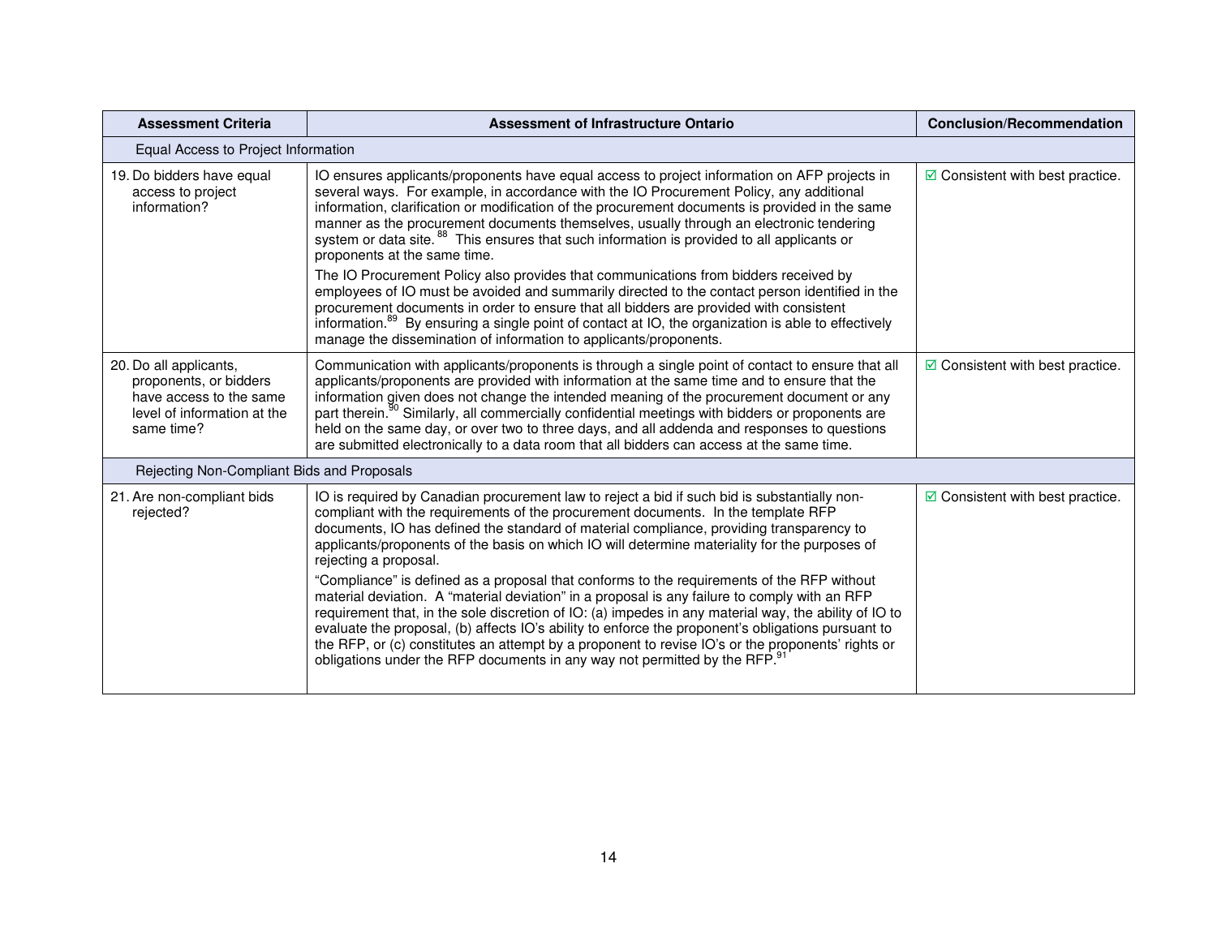| Assessment Criteria | Assessment of Infrastructure Ontario | Conclusion/Recommendation |
|---|---|---|
| **Equal Access to Project Information** | | |
| 19. Do bidders have equal access to project information? | IO ensures applicants/proponents have equal access to project information on AFP projects in several ways. For example, in accordance with the IO Procurement Policy, any additional information, clarification or modification of the procurement documents is provided in the same manner as the procurement documents themselves, usually through an electronic tendering system or data site.[88] This ensures that such information is provided to all applicants or proponents at the same time.<br><br>The IO Procurement Policy also provides that communications from bidders received by employees of IO must be avoided and summarily directed to the contact person identified in the procurement documents in order to ensure that all bidders are provided with consistent information.[89] By ensuring a single point of contact at IO, the organization is able to effectively manage the dissemination of information to applicants/proponents. | ☑ Consistent with best practice. |
| 20. Do all applicants, proponents, or bidders have access to the same level of information at the same time? | Communication with applicants/proponents is through a single point of contact to ensure that all applicants/proponents are provided with information at the same time and to ensure that the information given does not change the intended meaning of the procurement document or any part therein.[90] Similarly, all commercially confidential meetings with bidders or proponents are held on the same day, or over two to three days, and all addenda and responses to questions are submitted electronically to a data room that all bidders can access at the same time. | ☑ Consistent with best practice. |
| **Rejecting Non-Compliant Bids and Proposals** | | |
| 21. Are non-compliant bids rejected? | IO is required by Canadian procurement law to reject a bid if such bid is substantially non-compliant with the requirements of the procurement documents. In the template RFP documents, IO has defined the standard of material compliance, providing transparency to applicants/proponents of the basis on which IO will determine materiality for the purposes of rejecting a proposal.<br><br>"Compliance" is defined as a proposal that conforms to the requirements of the RFP without material deviation. A "material deviation" in a proposal is any failure to comply with an RFP requirement that, in the sole discretion of IO: (a) impedes in any material way, the ability of IO to evaluate the proposal, (b) affects IO's ability to enforce the proponent's obligations pursuant to the RFP, or (c) constitutes an attempt by a proponent to revise IO's or the proponents' rights or obligations under the RFP documents in any way not permitted by the RFP.[91] | ☑ Consistent with best practice. |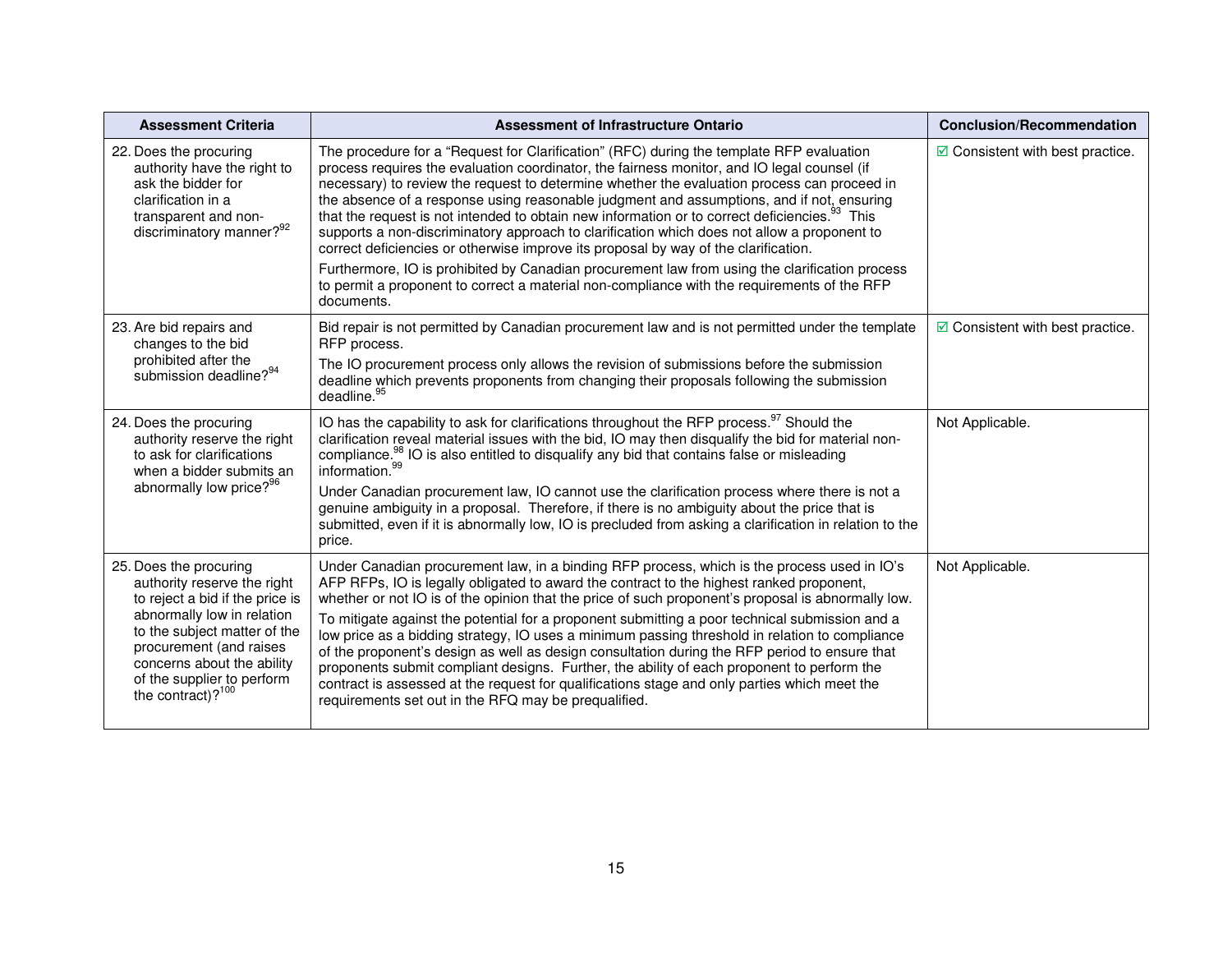| Assessment Criteria | Assessment of Infrastructure Ontario | Conclusion/Recommendation |
|---|---|---|
| 22. Does the procuring authority have the right to ask the bidder for clarification in a transparent and non-discriminatory manner?[92] | The procedure for a "Request for Clarification" (RFC) during the template RFP evaluation process requires the evaluation coordinator, the fairness monitor, and IO legal counsel (if necessary) to review the request to determine whether the evaluation process can proceed in the absence of a response using reasonable judgment and assumptions, and if not, ensuring that the request is not intended to obtain new information or to correct deficiencies.[93] This supports a non-discriminatory approach to clarification which does not allow a proponent to correct deficiencies or otherwise improve its proposal by way of the clarification.<br><br>Furthermore, IO is prohibited by Canadian procurement law from using the clarification process to permit a proponent to correct a material non-compliance with the requirements of the RFP documents. | ☑ Consistent with best practice. |
| 23. Are bid repairs and changes to the bid prohibited after the submission deadline?[94] | Bid repair is not permitted by Canadian procurement law and is not permitted under the template RFP process.<br><br>The IO procurement process only allows the revision of submissions before the submission deadline which prevents proponents from changing their proposals following the submission deadline.[95] | ☑ Consistent with best practice. |
| 24. Does the procuring authority reserve the right to ask for clarifications when a bidder submits an abnormally low price?[96] | IO has the capability to ask for clarifications throughout the RFP process.[97] Should the clarification reveal material issues with the bid, IO may then disqualify the bid for material non-compliance.[98] IO is also entitled to disqualify any bid that contains false or misleading information.[99]<br><br>Under Canadian procurement law, IO cannot use the clarification process where there is not a genuine ambiguity in a proposal. Therefore, if there is no ambiguity about the price that is submitted, even if it is abnormally low, IO is precluded from asking a clarification in relation to the price. | Not Applicable. |
| 25. Does the procuring authority reserve the right to reject a bid if the price is abnormally low in relation to the subject matter of the procurement (and raises concerns about the ability of the supplier to perform the contract)?[100] | Under Canadian procurement law, in a binding RFP process, which is the process used in IO's AFP RFPs, IO is legally obligated to award the contract to the highest ranked proponent, whether or not IO is of the opinion that the price of such proponent's proposal is abnormally low.<br><br>To mitigate against the potential for a proponent submitting a poor technical submission and a low price as a bidding strategy, IO uses a minimum passing threshold in relation to compliance of the proponent's design as well as design consultation during the RFP period to ensure that proponents submit compliant designs. Further, the ability of each proponent to perform the contract is assessed at the request for qualifications stage and only parties which meet the requirements set out in the RFQ may be prequalified. | Not Applicable. |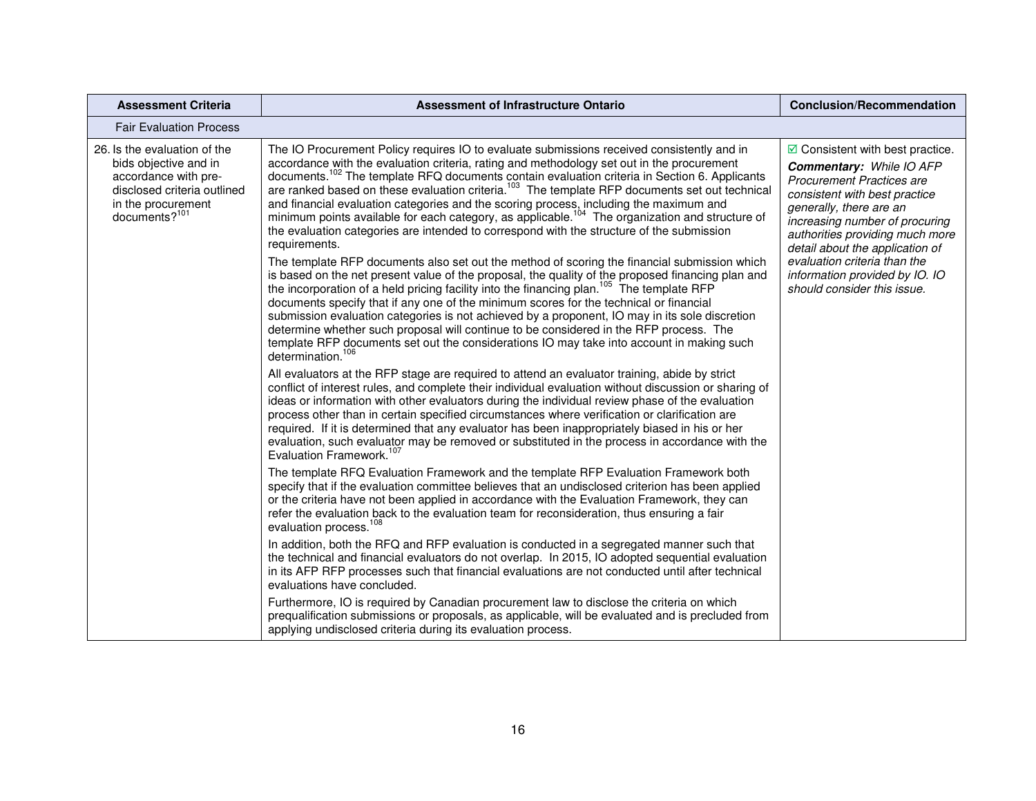| Assessment Criteria | Assessment of Infrastructure Ontario | Conclusion/Recommendation |
|---|---|---|
| Fair Evaluation Process | | |
| 26. Is the evaluation of the bids objective and in accordance with pre-disclosed criteria outlined in the procurement documents?[101] | The IO Procurement Policy requires IO to evaluate submissions received consistently and in accordance with the evaluation criteria, rating and methodology set out in the procurement documents.[102] The template RFQ documents contain evaluation criteria in Section 6. Applicants are ranked based on these evaluation criteria.[103] The template RFP documents set out technical and financial evaluation categories and the scoring process, including the maximum and minimum points available for each category, as applicable.[104] The organization and structure of the evaluation categories are intended to correspond with the structure of the submission requirements.<br><br>The template RFP documents also set out the method of scoring the financial submission which is based on the net present value of the proposal, the quality of the proposed financing plan and the incorporation of a held pricing facility into the financing plan.[105] The template RFP documents specify that if any one of the minimum scores for the technical or financial submission evaluation categories is not achieved by a proponent, IO may in its sole discretion determine whether such proposal will continue to be considered in the RFP process. The template RFP documents set out the considerations IO may take into account in making such determination.[106]<br><br>All evaluators at the RFP stage are required to attend an evaluator training, abide by strict conflict of interest rules, and complete their individual evaluation without discussion or sharing of ideas or information with other evaluators during the individual review phase of the evaluation process other than in certain specified circumstances where verification or clarification are required. If it is determined that any evaluator has been inappropriately biased in his or her evaluation, such evaluator may be removed or substituted in the process in accordance with the Evaluation Framework.[107]<br><br>The template RFQ Evaluation Framework and the template RFP Evaluation Framework both specify that if the evaluation committee believes that an undisclosed criterion has been applied or the criteria have not been applied in accordance with the Evaluation Framework, they can refer the evaluation back to the evaluation team for reconsideration, thus ensuring a fair evaluation process.[108]<br><br>In addition, both the RFQ and RFP evaluation is conducted in a segregated manner such that the technical and financial evaluators do not overlap. In 2015, IO adopted sequential evaluation in its AFP RFP processes such that financial evaluations are not conducted until after technical evaluations have concluded.<br><br>Furthermore, IO is required by Canadian procurement law to disclose the criteria on which prequalification submissions or proposals, as applicable, will be evaluated and is precluded from applying undisclosed criteria during its evaluation process. | ☑ Consistent with best practice.<br><br>***Commentary:*** *While IO AFP Procurement Practices are consistent with best practice generally, there are an increasing number of procuring authorities providing much more detail about the application of evaluation criteria than the information provided by IO. IO should consider this issue.* |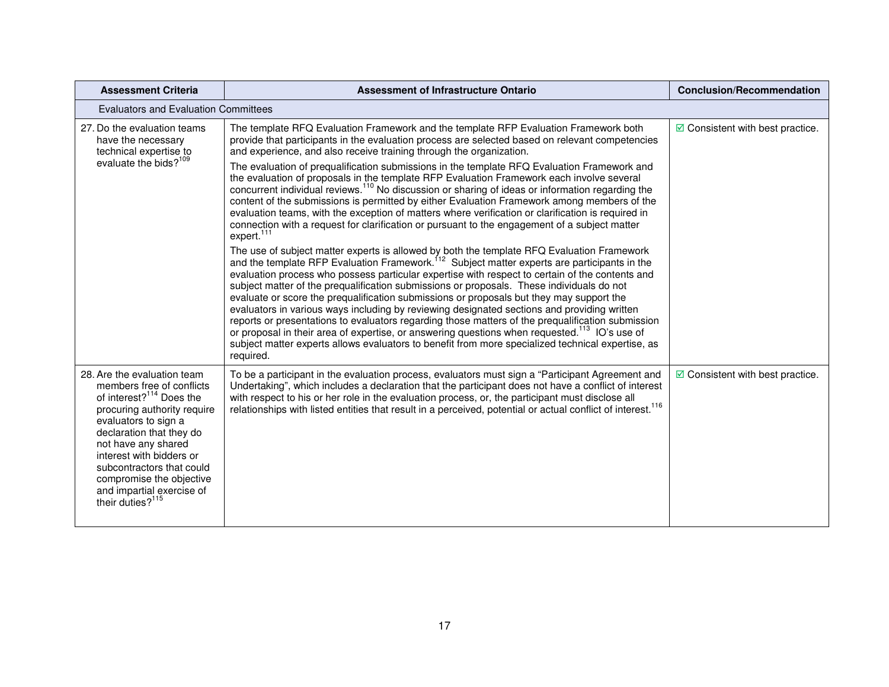| Assessment Criteria | Assessment of Infrastructure Ontario | Conclusion/Recommendation |
|---|---|---|
| Evaluators and Evaluation Committees | | |
| 27. Do the evaluation teams have the necessary technical expertise to evaluate the bids?[109] | The template RFQ Evaluation Framework and the template RFP Evaluation Framework both provide that participants in the evaluation process are selected based on relevant competencies and experience, and also receive training through the organization.<br><br>The evaluation of prequalification submissions in the template RFQ Evaluation Framework and the evaluation of proposals in the template RFP Evaluation Framework each involve several concurrent individual reviews.[110] No discussion or sharing of ideas or information regarding the content of the submissions is permitted by either Evaluation Framework among members of the evaluation teams, with the exception of matters where verification or clarification is required in connection with a request for clarification or pursuant to the engagement of a subject matter expert.[111]<br><br>The use of subject matter experts is allowed by both the template RFQ Evaluation Framework and the template RFP Evaluation Framework.[112] Subject matter experts are participants in the evaluation process who possess particular expertise with respect to certain of the contents and subject matter of the prequalification submissions or proposals. These individuals do not evaluate or score the prequalification submissions or proposals but they may support the evaluators in various ways including by reviewing designated sections and providing written reports or presentations to evaluators regarding those matters of the prequalification submission or proposal in their area of expertise, or answering questions when requested.[113] IO's use of subject matter experts allows evaluators to benefit from more specialized technical expertise, as required. | ☑ Consistent with best practice. |
| 28. Are the evaluation team members free of conflicts of interest?[114] Does the procuring authority require evaluators to sign a declaration that they do not have any shared interest with bidders or subcontractors that could compromise the objective and impartial exercise of their duties?[115] | To be a participant in the evaluation process, evaluators must sign a "Participant Agreement and Undertaking", which includes a declaration that the participant does not have a conflict of interest with respect to his or her role in the evaluation process, or, the participant must disclose all relationships with listed entities that result in a perceived, potential or actual conflict of interest.[116] | ☑ Consistent with best practice. |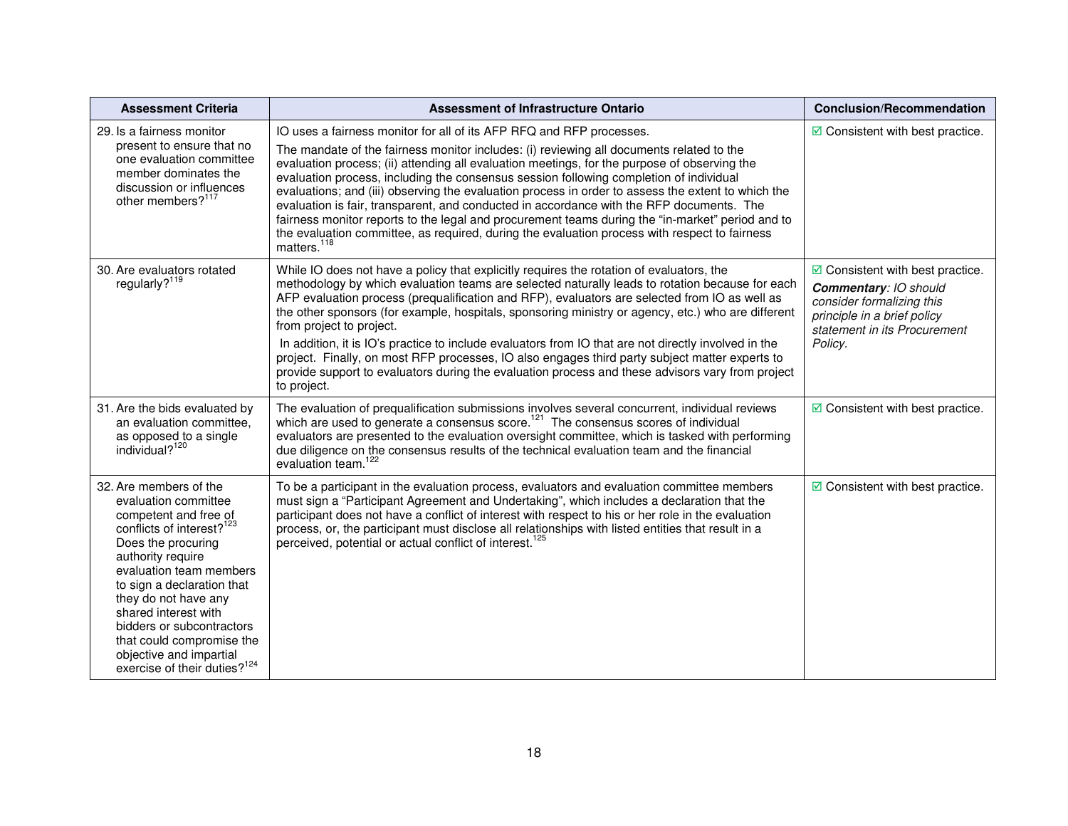| Assessment Criteria | Assessment of Infrastructure Ontario | Conclusion/Recommendation |
|---|---|---|
| 29. Is a fairness monitor present to ensure that no one evaluation committee member dominates the discussion or influences other members?[117] | IO uses a fairness monitor for all of its AFP RFQ and RFP processes.<br><br>The mandate of the fairness monitor includes: (i) reviewing all documents related to the evaluation process; (ii) attending all evaluation meetings, for the purpose of observing the evaluation process, including the consensus session following completion of individual evaluations; and (iii) observing the evaluation process in order to assess the extent to which the evaluation is fair, transparent, and conducted in accordance with the RFP documents. The fairness monitor reports to the legal and procurement teams during the "in-market" period and to the evaluation committee, as required, during the evaluation process with respect to fairness matters.[118] | ☑ Consistent with best practice. |
| 30. Are evaluators rotated regularly?[119] | While IO does not have a policy that explicitly requires the rotation of evaluators, the methodology by which evaluation teams are selected naturally leads to rotation because for each AFP evaluation process (prequalification and RFP), evaluators are selected from IO as well as the other sponsors (for example, hospitals, sponsoring ministry or agency, etc.) who are different from project to project.<br><br>In addition, it is IO's practice to include evaluators from IO that are not directly involved in the project. Finally, on most RFP processes, IO also engages third party subject matter experts to provide support to evaluators during the evaluation process and these advisors vary from project to project. | ☑ Consistent with best practice.<br><br>***Commentary**: IO should consider formalizing this principle in a brief policy statement in its Procurement Policy.* |
| 31. Are the bids evaluated by an evaluation committee, as opposed to a single individual?[120] | The evaluation of prequalification submissions involves several concurrent, individual reviews which are used to generate a consensus score.[121] The consensus scores of individual evaluators are presented to the evaluation oversight committee, which is tasked with performing due diligence on the consensus results of the technical evaluation team and the financial evaluation team.[122] | ☑ Consistent with best practice. |
| 32. Are members of the evaluation committee competent and free of conflicts of interest?[123] Does the procuring authority require evaluation team members to sign a declaration that they do not have any shared interest with bidders or subcontractors that could compromise the objective and impartial exercise of their duties?[124] | To be a participant in the evaluation process, evaluators and evaluation committee members must sign a "Participant Agreement and Undertaking", which includes a declaration that the participant does not have a conflict of interest with respect to his or her role in the evaluation process, or, the participant must disclose all relationships with listed entities that result in a perceived, potential or actual conflict of interest.[125] | ☑ Consistent with best practice. |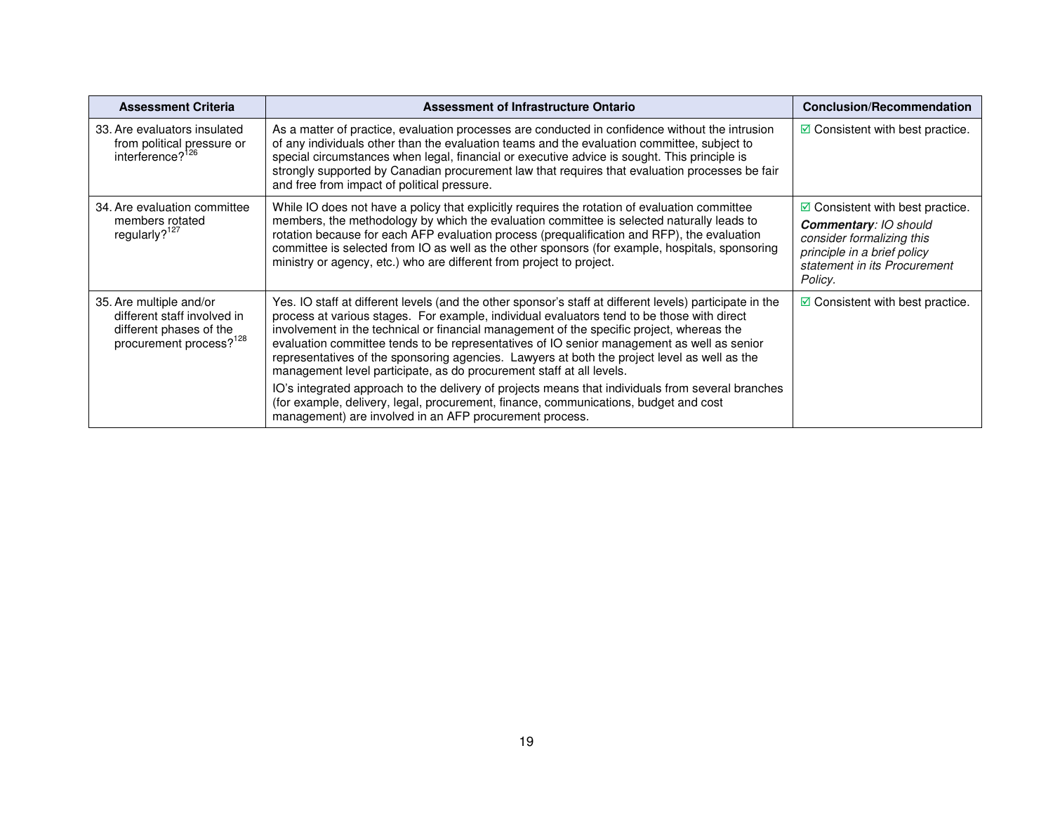| Assessment Criteria | Assessment of Infrastructure Ontario | Conclusion/Recommendation |
|---|---|---|
| 33. Are evaluators insulated from political pressure or interference?[126] | As a matter of practice, evaluation processes are conducted in confidence without the intrusion of any individuals other than the evaluation teams and the evaluation committee, subject to special circumstances when legal, financial or executive advice is sought. This principle is strongly supported by Canadian procurement law that requires that evaluation processes be fair and free from impact of political pressure. | ☑ Consistent with best practice. |
| 34. Are evaluation committee members rotated regularly?[127] | While IO does not have a policy that explicitly requires the rotation of evaluation committee members, the methodology by which the evaluation committee is selected naturally leads to rotation because for each AFP evaluation process (prequalification and RFP), the evaluation committee is selected from IO as well as the other sponsors (for example, hospitals, sponsoring ministry or agency, etc.) who are different from project to project. | ☑ Consistent with best practice. ***Commentary**: IO should consider formalizing this principle in a brief policy statement in its Procurement Policy.* |
| 35. Are multiple and/or different staff involved in different phases of the procurement process?[128] | Yes. IO staff at different levels (and the other sponsor's staff at different levels) participate in the process at various stages. For example, individual evaluators tend to be those with direct involvement in the technical or financial management of the specific project, whereas the evaluation committee tends to be representatives of IO senior management as well as senior representatives of the sponsoring agencies. Lawyers at both the project level as well as the management level participate, as do procurement staff at all levels. IO's integrated approach to the delivery of projects means that individuals from several branches (for example, delivery, legal, procurement, finance, communications, budget and cost management) are involved in an AFP procurement process. | ☑ Consistent with best practice. |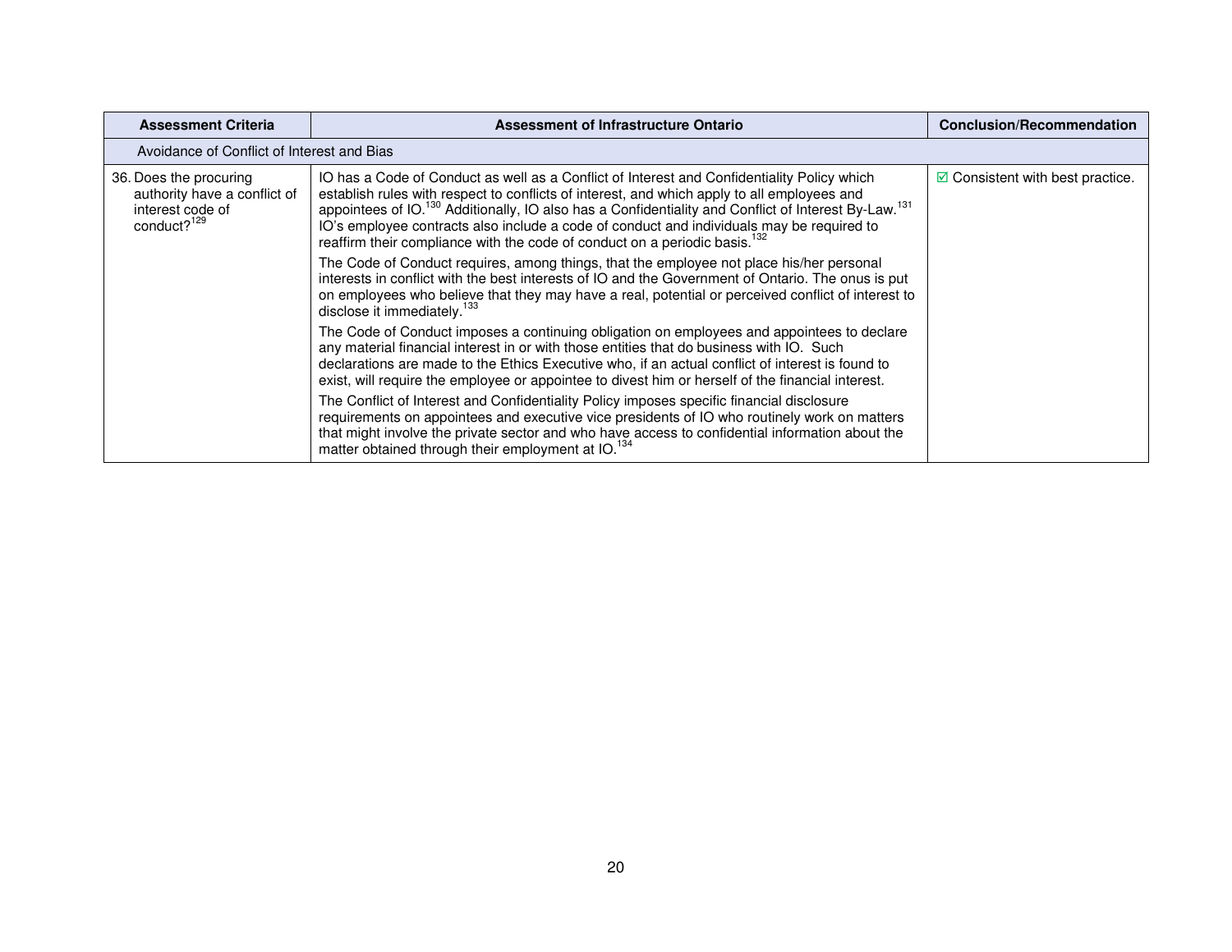| Assessment Criteria | Assessment of Infrastructure Ontario | Conclusion/Recommendation |
|---|---|---|
| Avoidance of Conflict of Interest and Bias | | |
| 36. Does the procuring authority have a conflict of interest code of conduct?[129] | IO has a Code of Conduct as well as a Conflict of Interest and Confidentiality Policy which establish rules with respect to conflicts of interest, and which apply to all employees and appointees of IO.[130] Additionally, IO also has a Confidentiality and Conflict of Interest By-Law.[131] IO's employee contracts also include a code of conduct and individuals may be required to reaffirm their compliance with the code of conduct on a periodic basis.[132]<br><br>The Code of Conduct requires, among things, that the employee not place his/her personal interests in conflict with the best interests of IO and the Government of Ontario. The onus is put on employees who believe that they may have a real, potential or perceived conflict of interest to disclose it immediately.[133]<br><br>The Code of Conduct imposes a continuing obligation on employees and appointees to declare any material financial interest in or with those entities that do business with IO. Such declarations are made to the Ethics Executive who, if an actual conflict of interest is found to exist, will require the employee or appointee to divest him or herself of the financial interest.<br><br>The Conflict of Interest and Confidentiality Policy imposes specific financial disclosure requirements on appointees and executive vice presidents of IO who routinely work on matters that might involve the private sector and who have access to confidential information about the matter obtained through their employment at IO.[134] | ☑ Consistent with best practice. |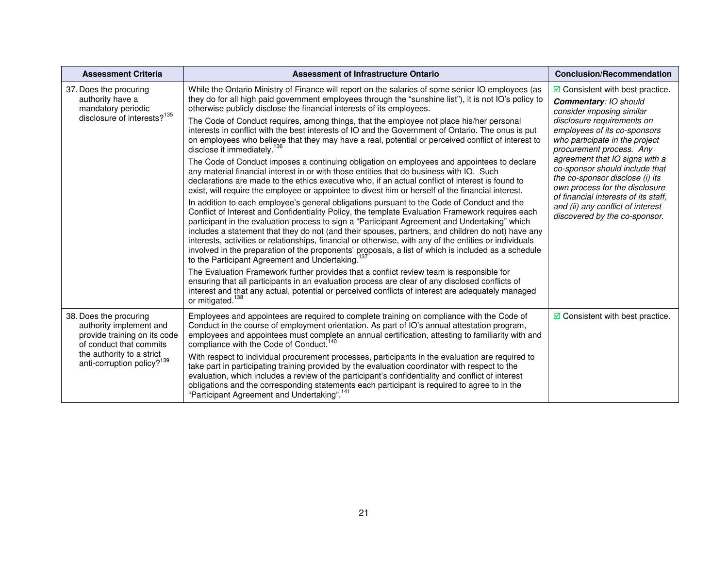| Assessment Criteria | Assessment of Infrastructure Ontario | Conclusion/Recommendation |
|---|---|---|
| 37. Does the procuring authority have a mandatory periodic disclosure of interests?[135] | While the Ontario Ministry of Finance will report on the salaries of some senior IO employees (as they do for all high paid government employees through the "sunshine list"), it is not IO's policy to otherwise publicly disclose the financial interests of its employees.<br><br>The Code of Conduct requires, among things, that the employee not place his/her personal interests in conflict with the best interests of IO and the Government of Ontario. The onus is put on employees who believe that they may have a real, potential or perceived conflict of interest to disclose it immediately.[136]<br><br>The Code of Conduct imposes a continuing obligation on employees and appointees to declare any material financial interest in or with those entities that do business with IO. Such declarations are made to the ethics executive who, if an actual conflict of interest is found to exist, will require the employee or appointee to divest him or herself of the financial interest.<br><br>In addition to each employee's general obligations pursuant to the Code of Conduct and the Conflict of Interest and Confidentiality Policy, the template Evaluation Framework requires each participant in the evaluation process to sign a "Participant Agreement and Undertaking" which includes a statement that they do not (and their spouses, partners, and children do not) have any interests, activities or relationships, financial or otherwise, with any of the entities or individuals involved in the preparation of the proponents' proposals, a list of which is included as a schedule to the Participant Agreement and Undertaking.[137]<br><br>The Evaluation Framework further provides that a conflict review team is responsible for ensuring that all participants in an evaluation process are clear of any disclosed conflicts of interest and that any actual, potential or perceived conflicts of interest are adequately managed or mitigated.[138] | ☑ Consistent with best practice.<br><br>***Commentary****: IO should consider imposing similar disclosure requirements on employees of its co-sponsors who participate in the project procurement process. Any agreement that IO signs with a co-sponsor should include that the co-sponsor disclose (i) its own process for the disclosure of financial interests of its staff, and (ii) any conflict of interest discovered by the co-sponsor.* |
| 38. Does the procuring authority implement and provide training on its code of conduct that commits the authority to a strict anti-corruption policy?[139] | Employees and appointees are required to complete training on compliance with the Code of Conduct in the course of employment orientation. As part of IO's annual attestation program, employees and appointees must complete an annual certification, attesting to familiarity with and compliance with the Code of Conduct.[140]<br><br>With respect to individual procurement processes, participants in the evaluation are required to take part in participating training provided by the evaluation coordinator with respect to the evaluation, which includes a review of the participant's confidentiality and conflict of interest obligations and the corresponding statements each participant is required to agree to in the "Participant Agreement and Undertaking".[141] | ☑ Consistent with best practice. |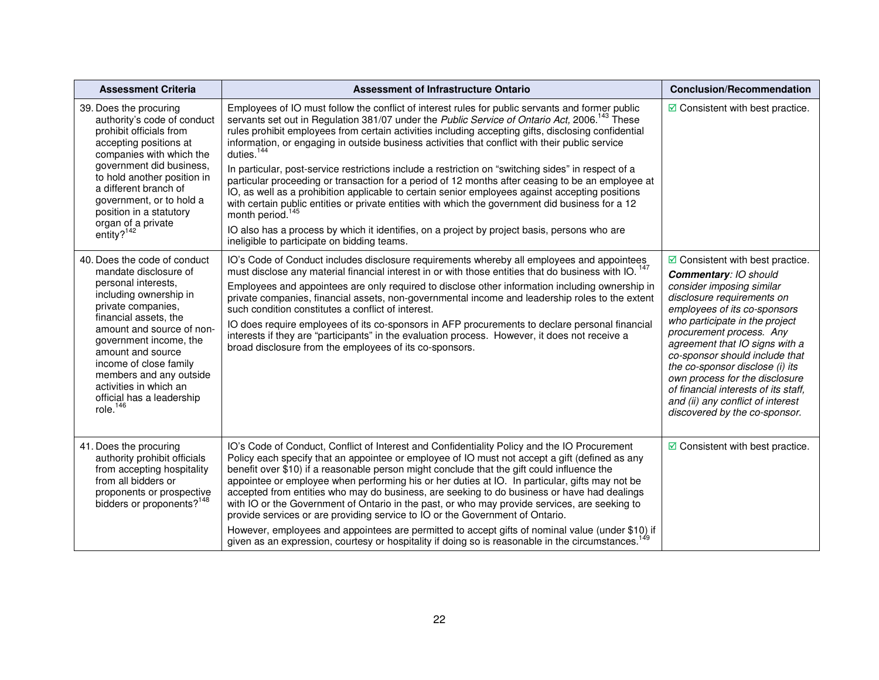| Assessment Criteria | Assessment of Infrastructure Ontario | Conclusion/Recommendation |
|---|---|---|
| 39. Does the procuring authority's code of conduct prohibit officials from accepting positions at companies with which the government did business, to hold another position in a different branch of government, or to hold a position in a statutory organ of a private entity?[142] | Employees of IO must follow the conflict of interest rules for public servants and former public servants set out in Regulation 381/07 under the *Public Service of Ontario Act,* 2006.[143] These rules prohibit employees from certain activities including accepting gifts, disclosing confidential information, or engaging in outside business activities that conflict with their public service duties.[144]<br><br>In particular, post-service restrictions include a restriction on "switching sides" in respect of a particular proceeding or transaction for a period of 12 months after ceasing to be an employee at IO, as well as a prohibition applicable to certain senior employees against accepting positions with certain public entities or private entities with which the government did business for a 12 month period.[145]<br><br>IO also has a process by which it identifies, on a project by project basis, persons who are ineligible to participate on bidding teams. | ☑ Consistent with best practice. |
| 40. Does the code of conduct mandate disclosure of personal interests, including ownership in private companies, financial assets, the amount and source of non-government income, the amount and source income of close family members and any outside activities in which an official has a leadership role.[146] | IO's Code of Conduct includes disclosure requirements whereby all employees and appointees must disclose any material financial interest in or with those entities that do business with IO.[147]<br><br>Employees and appointees are only required to disclose other information including ownership in private companies, financial assets, non-governmental income and leadership roles to the extent such condition constitutes a conflict of interest.<br><br>IO does require employees of its co-sponsors in AFP procurements to declare personal financial interests if they are "participants" in the evaluation process. However, it does not receive a broad disclosure from the employees of its co-sponsors. | ☑ Consistent with best practice.<br><br>***Commentary****: IO should consider imposing similar disclosure requirements on employees of its co-sponsors who participate in the project procurement process. Any agreement that IO signs with a co-sponsor should include that the co-sponsor disclose (i) its own process for the disclosure of financial interests of its staff, and (ii) any conflict of interest discovered by the co-sponsor.* |
| 41. Does the procuring authority prohibit officials from accepting hospitality from all bidders or proponents or prospective bidders or proponents?[148] | IO's Code of Conduct, Conflict of Interest and Confidentiality Policy and the IO Procurement Policy each specify that an appointee or employee of IO must not accept a gift (defined as any benefit over $10) if a reasonable person might conclude that the gift could influence the appointee or employee when performing his or her duties at IO. In particular, gifts may not be accepted from entities who may do business, are seeking to do business or have had dealings with IO or the Government of Ontario in the past, or who may provide services, are seeking to provide services or are providing service to IO or the Government of Ontario.<br><br>However, employees and appointees are permitted to accept gifts of nominal value (under $10) if given as an expression, courtesy or hospitality if doing so is reasonable in the circumstances.[149] | ☑ Consistent with best practice. |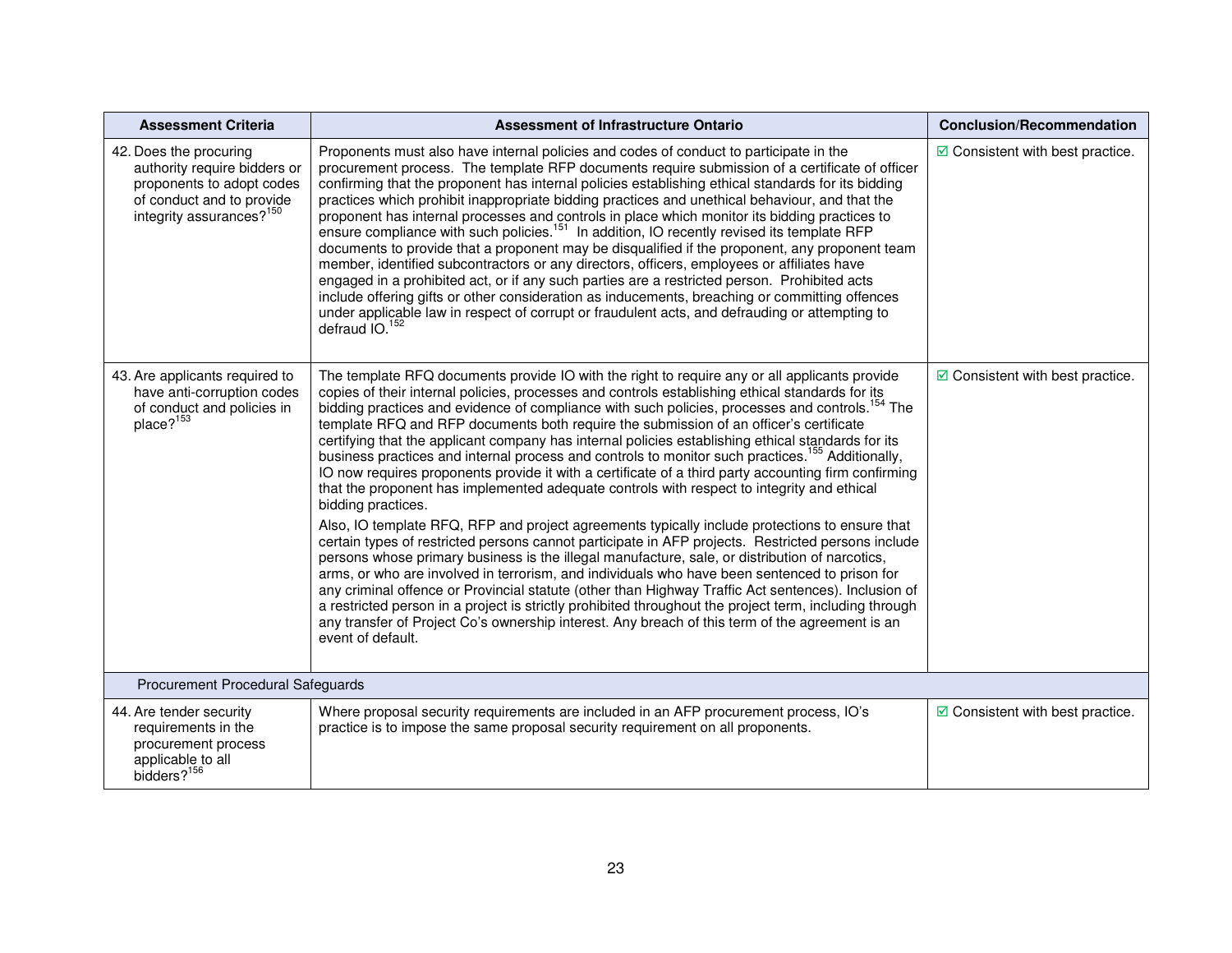| Assessment Criteria | Assessment of Infrastructure Ontario | Conclusion/Recommendation |
|---|---|---|
| 42. Does the procuring authority require bidders or proponents to adopt codes of conduct and to provide integrity assurances?[150] | Proponents must also have internal policies and codes of conduct to participate in the procurement process. The template RFP documents require submission of a certificate of officer confirming that the proponent has internal policies establishing ethical standards for its bidding practices which prohibit inappropriate bidding practices and unethical behaviour, and that the proponent has internal processes and controls in place which monitor its bidding practices to ensure compliance with such policies.[151] In addition, IO recently revised its template RFP documents to provide that a proponent may be disqualified if the proponent, any proponent team member, identified subcontractors or any directors, officers, employees or affiliates have engaged in a prohibited act, or if any such parties are a restricted person. Prohibited acts include offering gifts or other consideration as inducements, breaching or committing offences under applicable law in respect of corrupt or fraudulent acts, and defrauding or attempting to defraud IO.[152] | ☑ Consistent with best practice. |
| 43. Are applicants required to have anti-corruption codes of conduct and policies in place?[153] | The template RFQ documents provide IO with the right to require any or all applicants provide copies of their internal policies, processes and controls establishing ethical standards for its bidding practices and evidence of compliance with such policies, processes and controls.[154] The template RFQ and RFP documents both require the submission of an officer's certificate certifying that the applicant company has internal policies establishing ethical standards for its business practices and internal process and controls to monitor such practices.[155] Additionally, IO now requires proponents provide it with a certificate of a third party accounting firm confirming that the proponent has implemented adequate controls with respect to integrity and ethical bidding practices.<br><br>Also, IO template RFQ, RFP and project agreements typically include protections to ensure that certain types of restricted persons cannot participate in AFP projects. Restricted persons include persons whose primary business is the illegal manufacture, sale, or distribution of narcotics, arms, or who are involved in terrorism, and individuals who have been sentenced to prison for any criminal offence or Provincial statute (other than Highway Traffic Act sentences). Inclusion of a restricted person in a project is strictly prohibited throughout the project term, including through any transfer of Project Co's ownership interest. Any breach of this term of the agreement is an event of default. | ☑ Consistent with best practice. |
| Procurement Procedural Safeguards | | |
| 44. Are tender security requirements in the procurement process applicable to all bidders?[156] | Where proposal security requirements are included in an AFP procurement process, IO's practice is to impose the same proposal security requirement on all proponents. | ☑ Consistent with best practice. |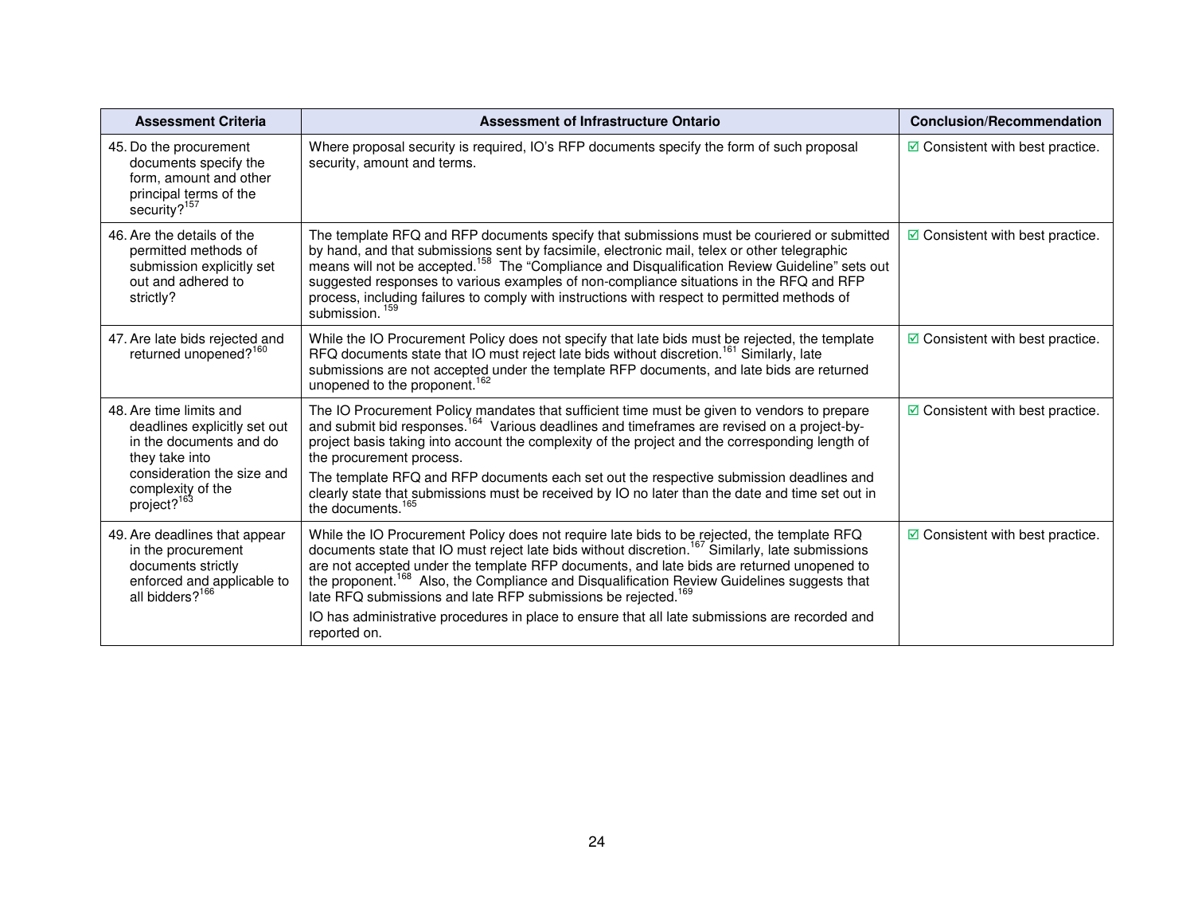| Assessment Criteria | Assessment of Infrastructure Ontario | Conclusion/Recommendation |
|---|---|---|
| 45. Do the procurement documents specify the form, amount and other principal terms of the security?[157] | Where proposal security is required, IO's RFP documents specify the form of such proposal security, amount and terms. | ☑ Consistent with best practice. |
| 46. Are the details of the permitted methods of submission explicitly set out and adhered to strictly? | The template RFQ and RFP documents specify that submissions must be couriered or submitted by hand, and that submissions sent by facsimile, electronic mail, telex or other telegraphic means will not be accepted.[158] The "Compliance and Disqualification Review Guideline" sets out suggested responses to various examples of non-compliance situations in the RFQ and RFP process, including failures to comply with instructions with respect to permitted methods of submission.[159] | ☑ Consistent with best practice. |
| 47. Are late bids rejected and returned unopened?[160] | While the IO Procurement Policy does not specify that late bids must be rejected, the template RFQ documents state that IO must reject late bids without discretion.[161] Similarly, late submissions are not accepted under the template RFP documents, and late bids are returned unopened to the proponent.[162] | ☑ Consistent with best practice. |
| 48. Are time limits and deadlines explicitly set out in the documents and do they take into consideration the size and complexity of the project?[163] | The IO Procurement Policy mandates that sufficient time must be given to vendors to prepare and submit bid responses.[164] Various deadlines and timeframes are revised on a project-by-project basis taking into account the complexity of the project and the corresponding length of the procurement process.<br><br>The template RFQ and RFP documents each set out the respective submission deadlines and clearly state that submissions must be received by IO no later than the date and time set out in the documents.[165] | ☑ Consistent with best practice. |
| 49. Are deadlines that appear in the procurement documents strictly enforced and applicable to all bidders?[166] | While the IO Procurement Policy does not require late bids to be rejected, the template RFQ documents state that IO must reject late bids without discretion.[167] Similarly, late submissions are not accepted under the template RFP documents, and late bids are returned unopened to the proponent.[168] Also, the Compliance and Disqualification Review Guidelines suggests that late RFQ submissions and late RFP submissions be rejected.[169]<br><br>IO has administrative procedures in place to ensure that all late submissions are recorded and reported on. | ☑ Consistent with best practice. |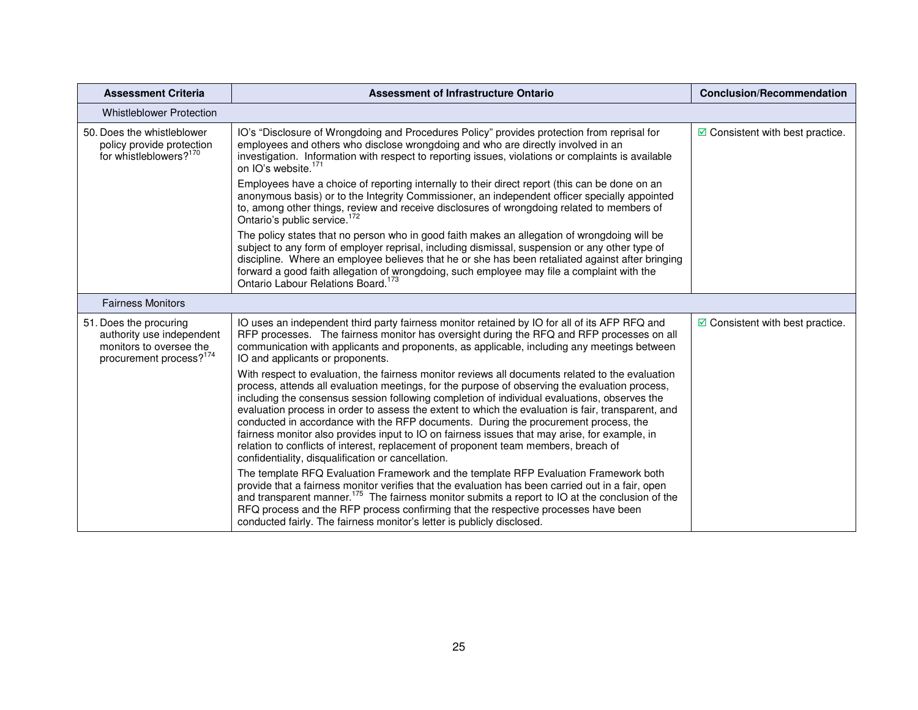| Assessment Criteria | Assessment of Infrastructure Ontario | Conclusion/Recommendation |
|---|---|---|
| Whistleblower Protection | | |
| 50. Does the whistleblower policy provide protection for whistleblowers?[170] | IO's "Disclosure of Wrongdoing and Procedures Policy" provides protection from reprisal for employees and others who disclose wrongdoing and who are directly involved in an investigation. Information with respect to reporting issues, violations or complaints is available on IO's website.[171]<br><br>Employees have a choice of reporting internally to their direct report (this can be done on an anonymous basis) or to the Integrity Commissioner, an independent officer specially appointed to, among other things, review and receive disclosures of wrongdoing related to members of Ontario's public service.[172]<br><br>The policy states that no person who in good faith makes an allegation of wrongdoing will be subject to any form of employer reprisal, including dismissal, suspension or any other type of discipline. Where an employee believes that he or she has been retaliated against after bringing forward a good faith allegation of wrongdoing, such employee may file a complaint with the Ontario Labour Relations Board.[173] | ☑ Consistent with best practice. |
| Fairness Monitors | | |
| 51. Does the procuring authority use independent monitors to oversee the procurement process?[174] | IO uses an independent third party fairness monitor retained by IO for all of its AFP RFQ and RFP processes. The fairness monitor has oversight during the RFQ and RFP processes on all communication with applicants and proponents, as applicable, including any meetings between IO and applicants or proponents.<br><br>With respect to evaluation, the fairness monitor reviews all documents related to the evaluation process, attends all evaluation meetings, for the purpose of observing the evaluation process, including the consensus session following completion of individual evaluations, observes the evaluation process in order to assess the extent to which the evaluation is fair, transparent, and conducted in accordance with the RFP documents. During the procurement process, the fairness monitor also provides input to IO on fairness issues that may arise, for example, in relation to conflicts of interest, replacement of proponent team members, breach of confidentiality, disqualification or cancellation.<br><br>The template RFQ Evaluation Framework and the template RFP Evaluation Framework both provide that a fairness monitor verifies that the evaluation has been carried out in a fair, open and transparent manner.[175] The fairness monitor submits a report to IO at the conclusion of the RFQ process and the RFP process confirming that the respective processes have been conducted fairly. The fairness monitor's letter is publicly disclosed. | ☑ Consistent with best practice. |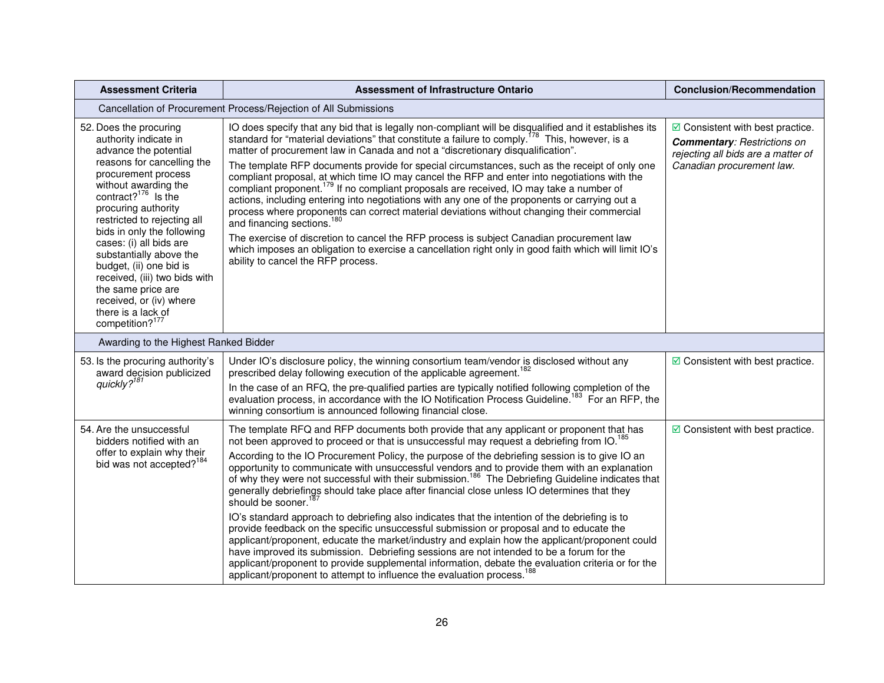| Assessment Criteria | Assessment of Infrastructure Ontario | Conclusion/Recommendation |
|---|---|---|
| Cancellation of Procurement Process/Rejection of All Submissions | | |
| 52. Does the procuring authority indicate in advance the potential reasons for cancelling the procurement process without awarding the contract?[176] Is the procuring authority restricted to rejecting all bids in only the following cases: (i) all bids are substantially above the budget, (ii) one bid is received, (iii) two bids with the same price are received, or (iv) where there is a lack of competition?[177] | IO does specify that any bid that is legally non-compliant will be disqualified and it establishes its standard for "material deviations" that constitute a failure to comply.[178] This, however, is a matter of procurement law in Canada and not a "discretionary disqualification".<br><br>The template RFP documents provide for special circumstances, such as the receipt of only one compliant proposal, at which time IO may cancel the RFP and enter into negotiations with the compliant proponent.[179] If no compliant proposals are received, IO may take a number of actions, including entering into negotiations with any one of the proponents or carrying out a process where proponents can correct material deviations without changing their commercial and financing sections.[180]<br><br>The exercise of discretion to cancel the RFP process is subject Canadian procurement law which imposes an obligation to exercise a cancellation right only in good faith which will limit IO's ability to cancel the RFP process. | ☑ Consistent with best practice.<br>***Commentary****: Restrictions on rejecting all bids are a matter of Canadian procurement law.* |
| Awarding to the Highest Ranked Bidder | | |
| 53. Is the procuring authority's award decision publicized *quickly?*[181] | Under IO's disclosure policy, the winning consortium team/vendor is disclosed without any prescribed delay following execution of the applicable agreement.[182]<br><br>In the case of an RFQ, the pre-qualified parties are typically notified following completion of the evaluation process, in accordance with the IO Notification Process Guideline.[183] For an RFP, the winning consortium is announced following financial close. | ☑ Consistent with best practice. |
| 54. Are the unsuccessful bidders notified with an offer to explain why their bid was not accepted?[184] | The template RFQ and RFP documents both provide that any applicant or proponent that has not been approved to proceed or that is unsuccessful may request a debriefing from IO.[185]<br><br>According to the IO Procurement Policy, the purpose of the debriefing session is to give IO an opportunity to communicate with unsuccessful vendors and to provide them with an explanation of why they were not successful with their submission.[186] The Debriefing Guideline indicates that generally debriefings should take place after financial close unless IO determines that they should be sooner.[187]<br><br>IO's standard approach to debriefing also indicates that the intention of the debriefing is to provide feedback on the specific unsuccessful submission or proposal and to educate the applicant/proponent, educate the market/industry and explain how the applicant/proponent could have improved its submission. Debriefing sessions are not intended to be a forum for the applicant/proponent to provide supplemental information, debate the evaluation criteria or for the applicant/proponent to attempt to influence the evaluation process.[188] | ☑ Consistent with best practice. |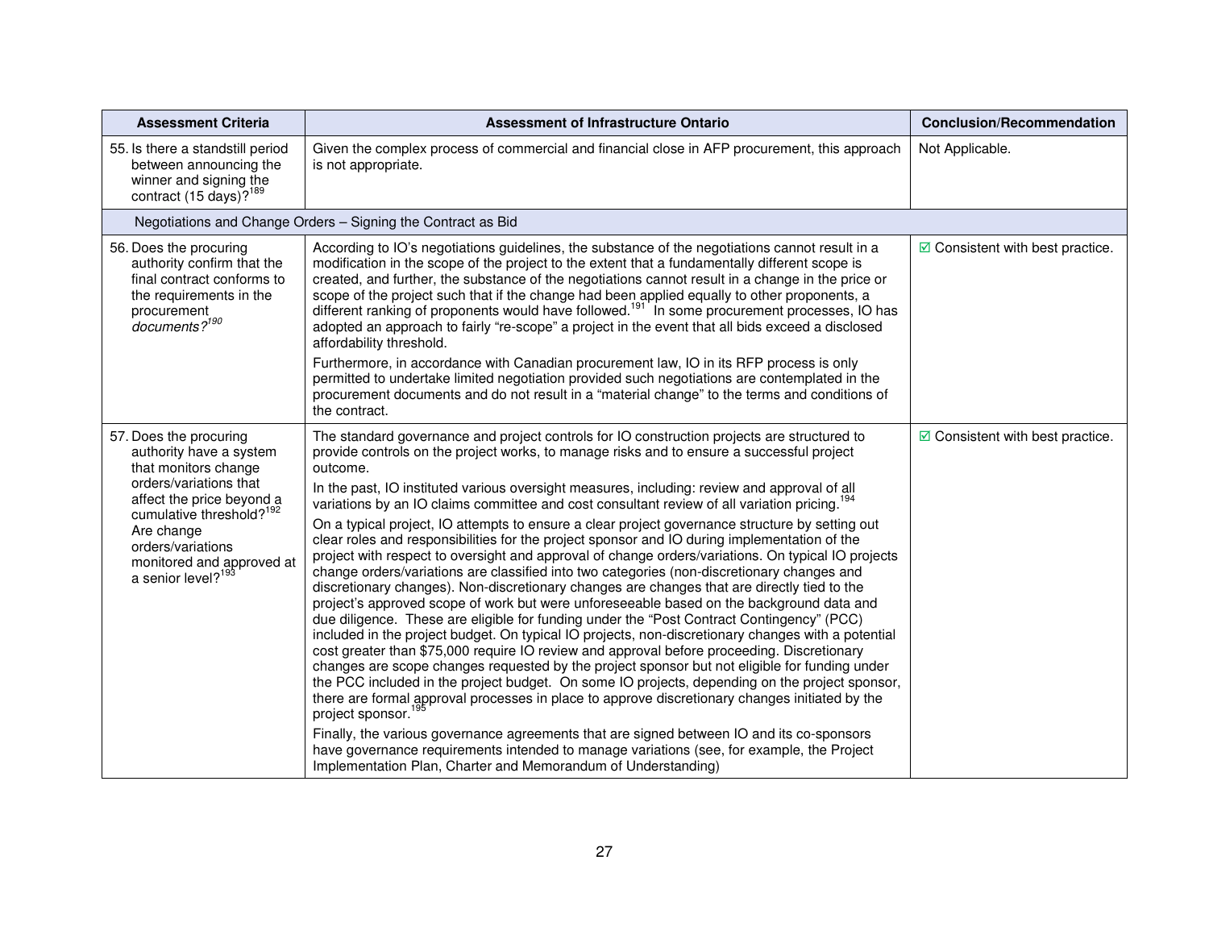| Assessment Criteria | Assessment of Infrastructure Ontario | Conclusion/Recommendation |
|---|---|---|
| 55. Is there a standstill period between announcing the winner and signing the contract (15 days)?[189] | Given the complex process of commercial and financial close in AFP procurement, this approach is not appropriate. | Not Applicable. |
| Negotiations and Change Orders – Signing the Contract as Bid | | |
| 56. Does the procuring authority confirm that the final contract conforms to the requirements in the procurement *documents?*[190] | According to IO's negotiations guidelines, the substance of the negotiations cannot result in a modification in the scope of the project to the extent that a fundamentally different scope is created, and further, the substance of the negotiations cannot result in a change in the price or scope of the project such that if the change had been applied equally to other proponents, a different ranking of proponents would have followed.[191] In some procurement processes, IO has adopted an approach to fairly "re-scope" a project in the event that all bids exceed a disclosed affordability threshold.<br><br>Furthermore, in accordance with Canadian procurement law, IO in its RFP process is only permitted to undertake limited negotiation provided such negotiations are contemplated in the procurement documents and do not result in a "material change" to the terms and conditions of the contract. | ☑ Consistent with best practice. |
| 57. Does the procuring authority have a system that monitors change orders/variations that affect the price beyond a cumulative threshold?[192] Are change orders/variations monitored and approved at a senior level?[193] | The standard governance and project controls for IO construction projects are structured to provide controls on the project works, to manage risks and to ensure a successful project outcome.<br><br>In the past, IO instituted various oversight measures, including: review and approval of all variations by an IO claims committee and cost consultant review of all variation pricing.[194]<br><br>On a typical project, IO attempts to ensure a clear project governance structure by setting out clear roles and responsibilities for the project sponsor and IO during implementation of the project with respect to oversight and approval of change orders/variations. On typical IO projects change orders/variations are classified into two categories (non-discretionary changes and discretionary changes). Non-discretionary changes are changes that are directly tied to the project's approved scope of work but were unforeseeable based on the background data and due diligence. These are eligible for funding under the "Post Contract Contingency" (PCC) included in the project budget. On typical IO projects, non-discretionary changes with a potential cost greater than $75,000 require IO review and approval before proceeding. Discretionary changes are scope changes requested by the project sponsor but not eligible for funding under the PCC included in the project budget. On some IO projects, depending on the project sponsor, there are formal approval processes in place to approve discretionary changes initiated by the project sponsor.[195]<br><br>Finally, the various governance agreements that are signed between IO and its co-sponsors have governance requirements intended to manage variations (see, for example, the Project Implementation Plan, Charter and Memorandum of Understanding) | ☑ Consistent with best practice. |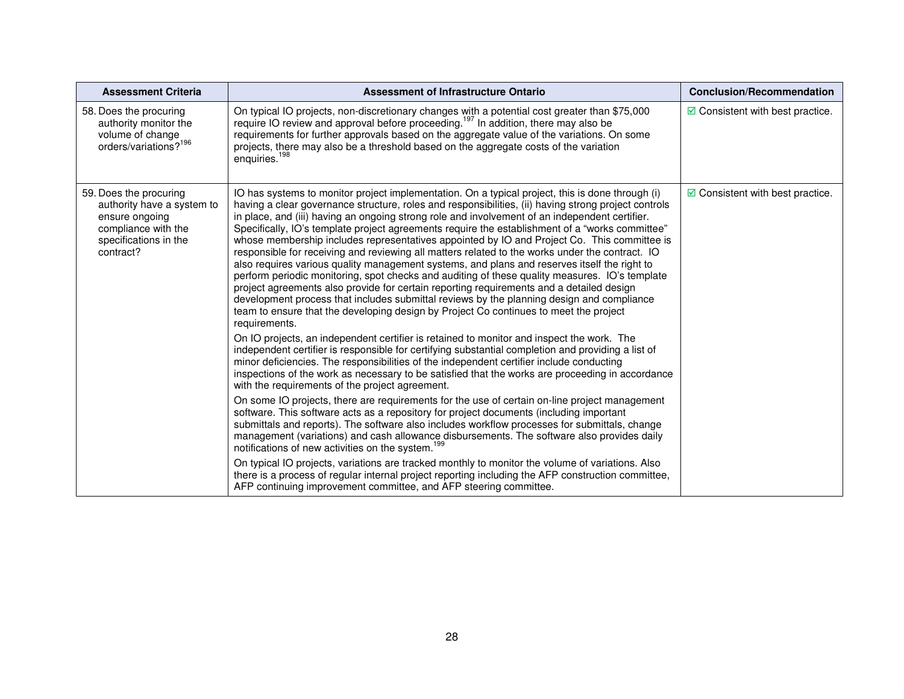| Assessment Criteria | Assessment of Infrastructure Ontario | Conclusion/Recommendation |
|---|---|---|
| 58. Does the procuring authority monitor the volume of change orders/variations?[196] | On typical IO projects, non-discretionary changes with a potential cost greater than $75,000 require IO review and approval before proceeding.[197] In addition, there may also be requirements for further approvals based on the aggregate value of the variations. On some projects, there may also be a threshold based on the aggregate costs of the variation enquiries.[198] | ☑ Consistent with best practice. |
| 59. Does the procuring authority have a system to ensure ongoing compliance with the specifications in the contract? | IO has systems to monitor project implementation. On a typical project, this is done through (i) having a clear governance structure, roles and responsibilities, (ii) having strong project controls in place, and (iii) having an ongoing strong role and involvement of an independent certifier. Specifically, IO's template project agreements require the establishment of a "works committee" whose membership includes representatives appointed by IO and Project Co. This committee is responsible for receiving and reviewing all matters related to the works under the contract. IO also requires various quality management systems, and plans and reserves itself the right to perform periodic monitoring, spot checks and auditing of these quality measures. IO's template project agreements also provide for certain reporting requirements and a detailed design development process that includes submittal reviews by the planning design and compliance team to ensure that the developing design by Project Co continues to meet the project requirements.<br><br>On IO projects, an independent certifier is retained to monitor and inspect the work. The independent certifier is responsible for certifying substantial completion and providing a list of minor deficiencies. The responsibilities of the independent certifier include conducting inspections of the work as necessary to be satisfied that the works are proceeding in accordance with the requirements of the project agreement.<br><br>On some IO projects, there are requirements for the use of certain on-line project management software. This software acts as a repository for project documents (including important submittals and reports). The software also includes workflow processes for submittals, change management (variations) and cash allowance disbursements. The software also provides daily notifications of new activities on the system.[199]<br><br>On typical IO projects, variations are tracked monthly to monitor the volume of variations. Also there is a process of regular internal project reporting including the AFP construction committee, AFP continuing improvement committee, and AFP steering committee. | ☑ Consistent with best practice. |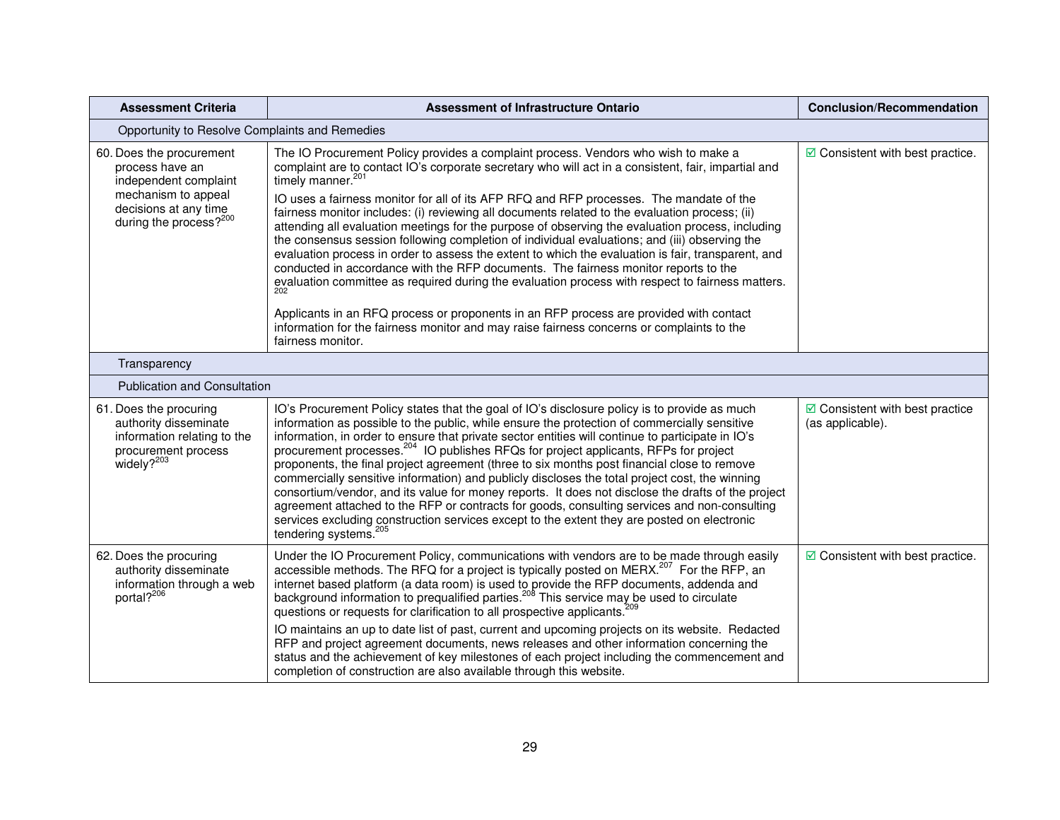| Assessment Criteria | Assessment of Infrastructure Ontario | Conclusion/Recommendation |
|---|---|---|
| Opportunity to Resolve Complaints and Remedies | | |
| 60. Does the procurement process have an independent complaint mechanism to appeal decisions at any time during the process?[200] | The IO Procurement Policy provides a complaint process. Vendors who wish to make a complaint are to contact IO's corporate secretary who will act in a consistent, fair, impartial and timely manner.[201]<br><br>IO uses a fairness monitor for all of its AFP RFQ and RFP processes. The mandate of the fairness monitor includes: (i) reviewing all documents related to the evaluation process; (ii) attending all evaluation meetings for the purpose of observing the evaluation process, including the consensus session following completion of individual evaluations; and (iii) observing the evaluation process in order to assess the extent to which the evaluation is fair, transparent, and conducted in accordance with the RFP documents. The fairness monitor reports to the evaluation committee as required during the evaluation process with respect to fairness matters.[202]<br><br>Applicants in an RFQ process or proponents in an RFP process are provided with contact information for the fairness monitor and may raise fairness concerns or complaints to the fairness monitor. | ☑ Consistent with best practice. |
| Transparency | | |
| Publication and Consultation | | |
| 61. Does the procuring authority disseminate information relating to the procurement process widely?[203] | IO's Procurement Policy states that the goal of IO's disclosure policy is to provide as much information as possible to the public, while ensure the protection of commercially sensitive information, in order to ensure that private sector entities will continue to participate in IO's procurement processes.[204] IO publishes RFQs for project applicants, RFPs for project proponents, the final project agreement (three to six months post financial close to remove commercially sensitive information) and publicly discloses the total project cost, the winning consortium/vendor, and its value for money reports. It does not disclose the drafts of the project agreement attached to the RFP or contracts for goods, consulting services and non-consulting services excluding construction services except to the extent they are posted on electronic tendering systems.[205] | ☑ Consistent with best practice (as applicable). |
| 62. Does the procuring authority disseminate information through a web portal?[206] | Under the IO Procurement Policy, communications with vendors are to be made through easily accessible methods. The RFQ for a project is typically posted on MERX.[207] For the RFP, an internet based platform (a data room) is used to provide the RFP documents, addenda and background information to prequalified parties.[208] This service may be used to circulate questions or requests for clarification to all prospective applicants.[209]<br><br>IO maintains an up to date list of past, current and upcoming projects on its website. Redacted RFP and project agreement documents, news releases and other information concerning the status and the achievement of key milestones of each project including the commencement and completion of construction are also available through this website. | ☑ Consistent with best practice. |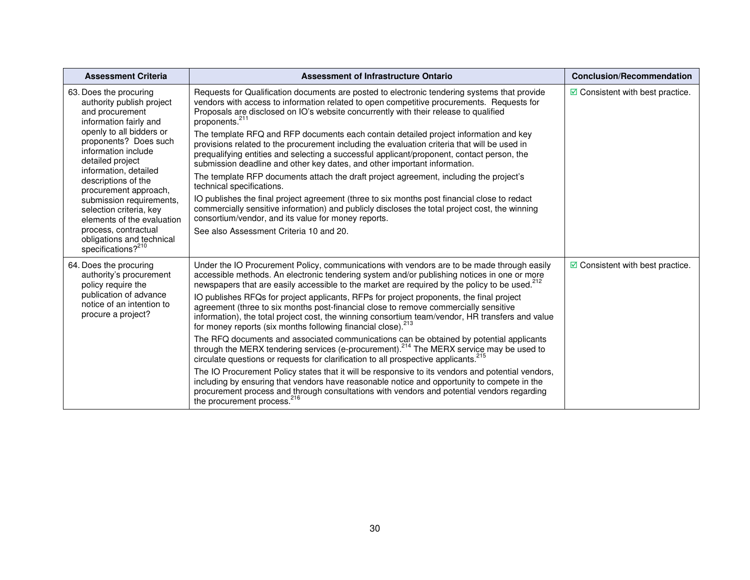| Assessment Criteria | Assessment of Infrastructure Ontario | Conclusion/Recommendation |
|---|---|---|
| 63. Does the procuring authority publish project and procurement information fairly and openly to all bidders or proponents? Does such information include detailed project information, detailed descriptions of the procurement approach, submission requirements, selection criteria, key elements of the evaluation process, contractual obligations and technical specifications?[210] | Requests for Qualification documents are posted to electronic tendering systems that provide vendors with access to information related to open competitive procurements. Requests for Proposals are disclosed on IO's website concurrently with their release to qualified proponents.[211]<br><br>The template RFQ and RFP documents each contain detailed project information and key provisions related to the procurement including the evaluation criteria that will be used in prequalifying entities and selecting a successful applicant/proponent, contact person, the submission deadline and other key dates, and other important information.<br><br>The template RFP documents attach the draft project agreement, including the project's technical specifications.<br><br>IO publishes the final project agreement (three to six months post financial close to redact commercially sensitive information) and publicly discloses the total project cost, the winning consortium/vendor, and its value for money reports.<br><br>See also Assessment Criteria 10 and 20. | ☑ Consistent with best practice. |
| 64. Does the procuring authority's procurement policy require the publication of advance notice of an intention to procure a project? | Under the IO Procurement Policy, communications with vendors are to be made through easily accessible methods. An electronic tendering system and/or publishing notices in one or more newspapers that are easily accessible to the market are required by the policy to be used.[212]<br><br>IO publishes RFQs for project applicants, RFPs for project proponents, the final project agreement (three to six months post-financial close to remove commercially sensitive information), the total project cost, the winning consortium team/vendor, HR transfers and value for money reports (six months following financial close).[213]<br><br>The RFQ documents and associated communications can be obtained by potential applicants through the MERX tendering services (e-procurement).[214] The MERX service may be used to circulate questions or requests for clarification to all prospective applicants.[215]<br><br>The IO Procurement Policy states that it will be responsive to its vendors and potential vendors, including by ensuring that vendors have reasonable notice and opportunity to compete in the procurement process and through consultations with vendors and potential vendors regarding the procurement process.[216] | ☑ Consistent with best practice. |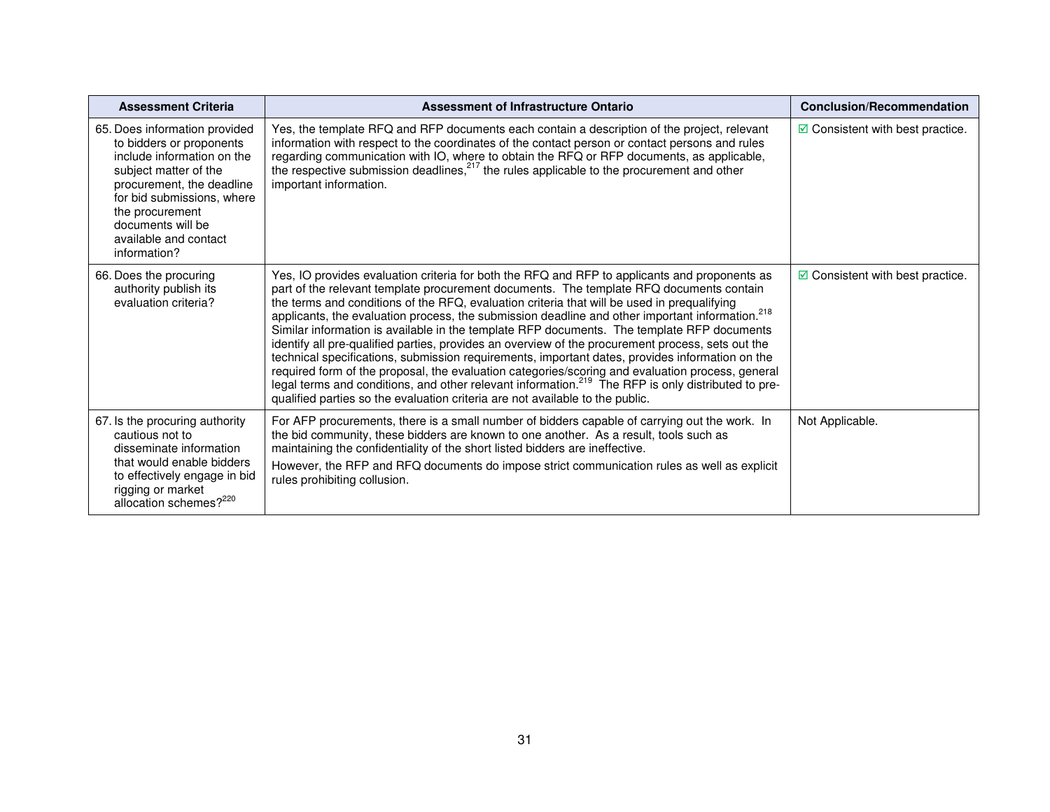| Assessment Criteria | Assessment of Infrastructure Ontario | Conclusion/Recommendation |
|---|---|---|
| 65. Does information provided to bidders or proponents include information on the subject matter of the procurement, the deadline for bid submissions, where the procurement documents will be available and contact information? | Yes, the template RFQ and RFP documents each contain a description of the project, relevant information with respect to the coordinates of the contact person or contact persons and rules regarding communication with IO, where to obtain the RFQ or RFP documents, as applicable, the respective submission deadlines,[217] the rules applicable to the procurement and other important information. | ☑ Consistent with best practice. |
| 66. Does the procuring authority publish its evaluation criteria? | Yes, IO provides evaluation criteria for both the RFQ and RFP to applicants and proponents as part of the relevant template procurement documents. The template RFQ documents contain the terms and conditions of the RFQ, evaluation criteria that will be used in prequalifying applicants, the evaluation process, the submission deadline and other important information.[218] Similar information is available in the template RFP documents. The template RFP documents identify all pre-qualified parties, provides an overview of the procurement process, sets out the technical specifications, submission requirements, important dates, provides information on the required form of the proposal, the evaluation categories/scoring and evaluation process, general legal terms and conditions, and other relevant information.[219] The RFP is only distributed to pre-qualified parties so the evaluation criteria are not available to the public. | ☑ Consistent with best practice. |
| 67. Is the procuring authority cautious not to disseminate information that would enable bidders to effectively engage in bid rigging or market allocation schemes?[220] | For AFP procurements, there is a small number of bidders capable of carrying out the work. In the bid community, these bidders are known to one another. As a result, tools such as maintaining the confidentiality of the short listed bidders are ineffective.<br><br>However, the RFP and RFQ documents do impose strict communication rules as well as explicit rules prohibiting collusion. | Not Applicable. |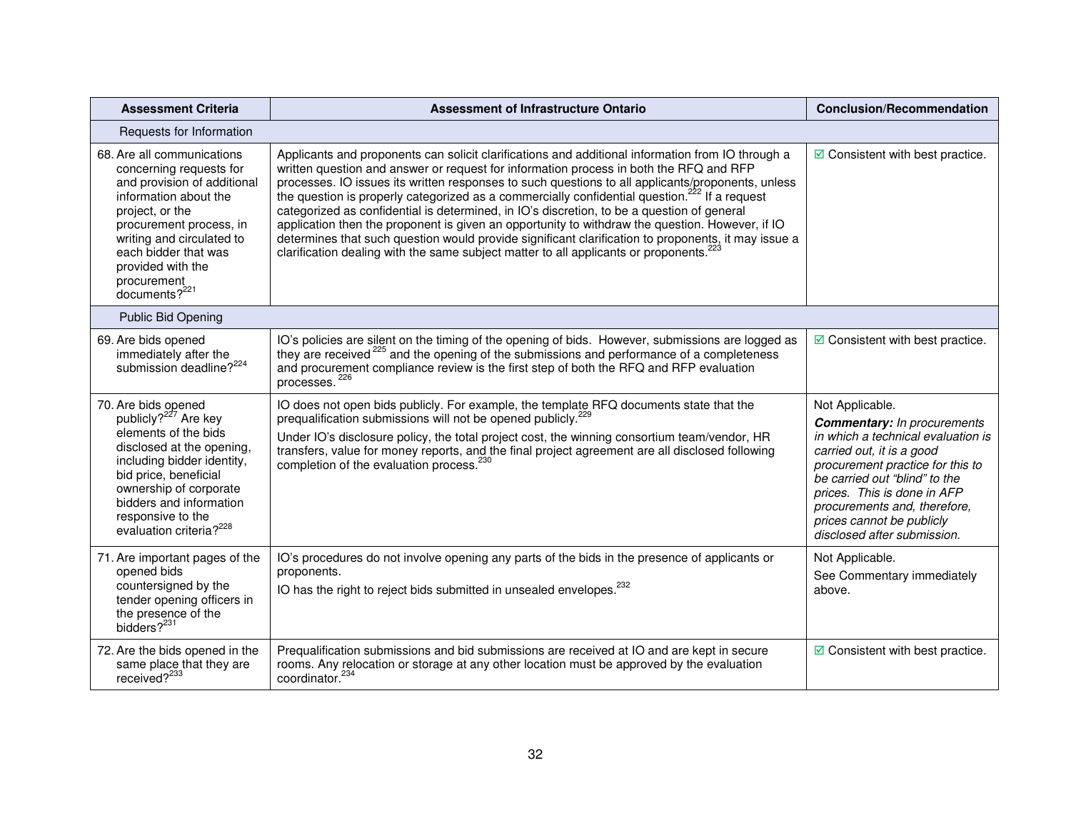| Assessment Criteria | Assessment of Infrastructure Ontario | Conclusion/Recommendation |
|---|---|---|
| Requests for Information | | |
| 68. Are all communications concerning requests for and provision of additional information about the project, or the procurement process, in writing and circulated to each bidder that was provided with the procurement documents?[221] | Applicants and proponents can solicit clarifications and additional information from IO through a written question and answer or request for information process in both the RFQ and RFP processes. IO issues its written responses to such questions to all applicants/proponents, unless the question is properly categorized as a commercially confidential question.[222] If a request categorized as confidential is determined, in IO's discretion, to be a question of general application then the proponent is given an opportunity to withdraw the question. However, if IO determines that such question would provide significant clarification to proponents, it may issue a clarification dealing with the same subject matter to all applicants or proponents.[223] | ☑ Consistent with best practice. |
| Public Bid Opening | | |
| 69. Are bids opened immediately after the submission deadline?[224] | IO's policies are silent on the timing of the opening of bids. However, submissions are logged as they are received [225] and the opening of the submissions and performance of a completeness and procurement compliance review is the first step of both the RFQ and RFP evaluation processes. [226] | ☑ Consistent with best practice. |
| 70. Are bids opened publicly?[227] Are key elements of the bids disclosed at the opening, including bidder identity, bid price, beneficial ownership of corporate bidders and information responsive to the evaluation criteria?[228] | IO does not open bids publicly. For example, the template RFQ documents state that the prequalification submissions will not be opened publicly.[229]<br><br>Under IO's disclosure policy, the total project cost, the winning consortium team/vendor, HR transfers, value for money reports, and the final project agreement are all disclosed following completion of the evaluation process.[230] | Not Applicable.<br><br>***Commentary:*** *In procurements in which a technical evaluation is carried out, it is a good procurement practice for this to be carried out "blind" to the prices. This is done in AFP procurements and, therefore, prices cannot be publicly disclosed after submission.* |
| 71. Are important pages of the opened bids countersigned by the tender opening officers in the presence of the bidders?[231] | IO's procedures do not involve opening any parts of the bids in the presence of applicants or proponents.<br><br>IO has the right to reject bids submitted in unsealed envelopes.[232] | Not Applicable.<br><br>See Commentary immediately above. |
| 72. Are the bids opened in the same place that they are received?[233] | Prequalification submissions and bid submissions are received at IO and are kept in secure rooms. Any relocation or storage at any other location must be approved by the evaluation coordinator.[234] | ☑ Consistent with best practice. |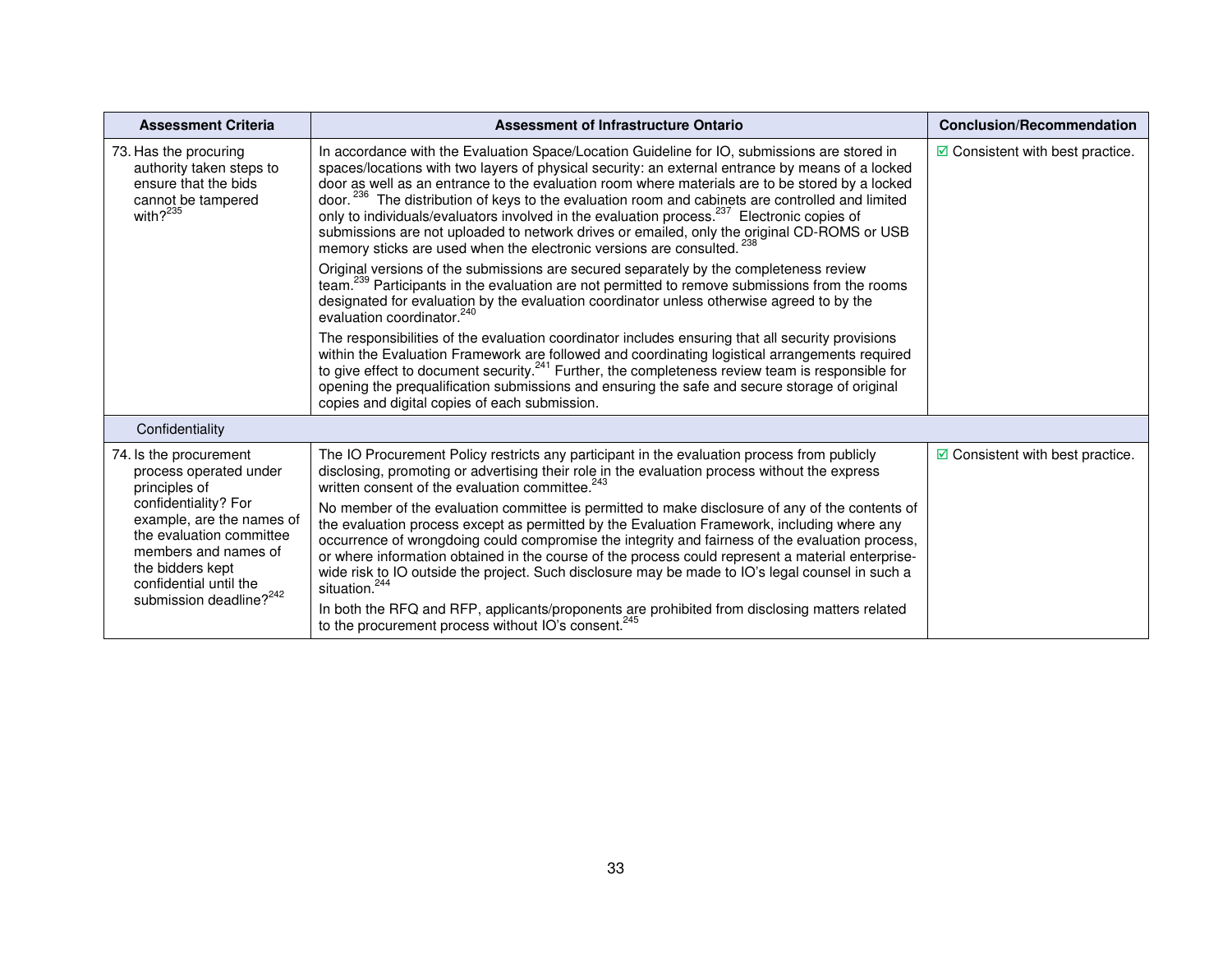| Assessment Criteria | Assessment of Infrastructure Ontario | Conclusion/Recommendation |
|---|---|---|
| 73. Has the procuring authority taken steps to ensure that the bids cannot be tampered with?[235] | In accordance with the Evaluation Space/Location Guideline for IO, submissions are stored in spaces/locations with two layers of physical security: an external entrance by means of a locked door as well as an entrance to the evaluation room where materials are to be stored by a locked door.[236] The distribution of keys to the evaluation room and cabinets are controlled and limited only to individuals/evaluators involved in the evaluation process.[237] Electronic copies of submissions are not uploaded to network drives or emailed, only the original CD-ROMS or USB memory sticks are used when the electronic versions are consulted.[238]<br><br>Original versions of the submissions are secured separately by the completeness review team.[239] Participants in the evaluation are not permitted to remove submissions from the rooms designated for evaluation by the evaluation coordinator unless otherwise agreed to by the evaluation coordinator.[240]<br><br>The responsibilities of the evaluation coordinator includes ensuring that all security provisions within the Evaluation Framework are followed and coordinating logistical arrangements required to give effect to document security.[241] Further, the completeness review team is responsible for opening the prequalification submissions and ensuring the safe and secure storage of original copies and digital copies of each submission. | ☑ Consistent with best practice. |
| Confidentiality | | |
| 74. Is the procurement process operated under principles of confidentiality? For example, are the names of the evaluation committee members and names of the bidders kept confidential until the submission deadline?[242] | The IO Procurement Policy restricts any participant in the evaluation process from publicly disclosing, promoting or advertising their role in the evaluation process without the express written consent of the evaluation committee.[243]<br><br>No member of the evaluation committee is permitted to make disclosure of any of the contents of the evaluation process except as permitted by the Evaluation Framework, including where any occurrence of wrongdoing could compromise the integrity and fairness of the evaluation process, or where information obtained in the course of the process could represent a material enterprise-wide risk to IO outside the project. Such disclosure may be made to IO's legal counsel in such a situation.[244]<br><br>In both the RFQ and RFP, applicants/proponents are prohibited from disclosing matters related to the procurement process without IO's consent.[245] | ☑ Consistent with best practice. |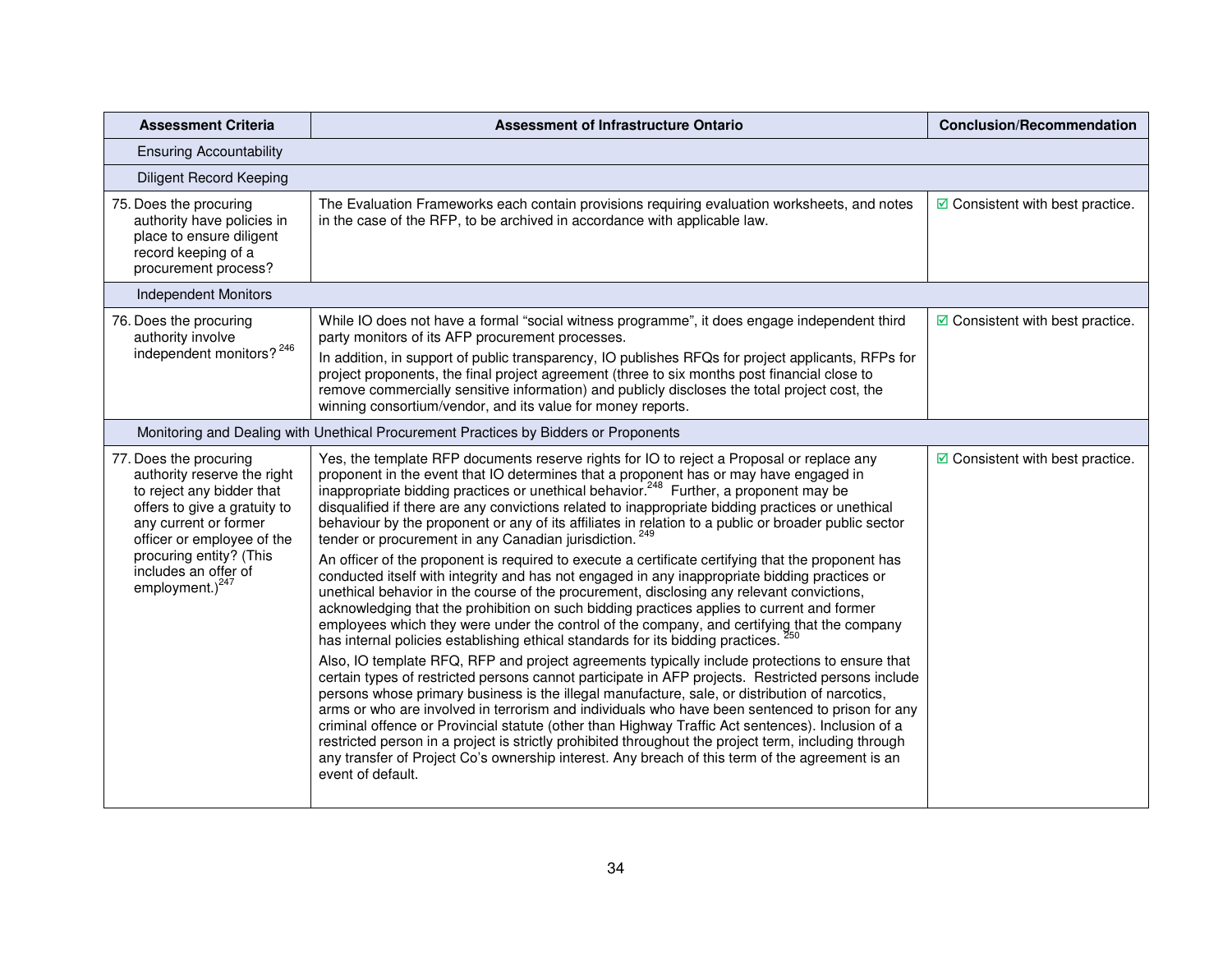| Assessment Criteria | Assessment of Infrastructure Ontario | Conclusion/Recommendation |
|---|---|---|
| Ensuring Accountability | | |
| Diligent Record Keeping | | |
| 75. Does the procuring authority have policies in place to ensure diligent record keeping of a procurement process? | The Evaluation Frameworks each contain provisions requiring evaluation worksheets, and notes in the case of the RFP, to be archived in accordance with applicable law. | ☑ Consistent with best practice. |
| Independent Monitors | | |
| 76. Does the procuring authority involve independent monitors? [246] | While IO does not have a formal "social witness programme", it does engage independent third party monitors of its AFP procurement processes.<br><br>In addition, in support of public transparency, IO publishes RFQs for project applicants, RFPs for project proponents, the final project agreement (three to six months post financial close to remove commercially sensitive information) and publicly discloses the total project cost, the winning consortium/vendor, and its value for money reports. | ☑ Consistent with best practice. |
| Monitoring and Dealing with Unethical Procurement Practices by Bidders or Proponents | | |
| 77. Does the procuring authority reserve the right to reject any bidder that offers to give a gratuity to any current or former officer or employee of the procuring entity? (This includes an offer of employment.)[247] | Yes, the template RFP documents reserve rights for IO to reject a Proposal or replace any proponent in the event that IO determines that a proponent has or may have engaged in inappropriate bidding practices or unethical behavior.[248] Further, a proponent may be disqualified if there are any convictions related to inappropriate bidding practices or unethical behaviour by the proponent or any of its affiliates in relation to a public or broader public sector tender or procurement in any Canadian jurisdiction.[249]<br><br>An officer of the proponent is required to execute a certificate certifying that the proponent has conducted itself with integrity and has not engaged in any inappropriate bidding practices or unethical behavior in the course of the procurement, disclosing any relevant convictions, acknowledging that the prohibition on such bidding practices applies to current and former employees which they were under the control of the company, and certifying that the company has internal policies establishing ethical standards for its bidding practices.[250]<br><br>Also, IO template RFQ, RFP and project agreements typically include protections to ensure that certain types of restricted persons cannot participate in AFP projects. Restricted persons include persons whose primary business is the illegal manufacture, sale, or distribution of narcotics, arms or who are involved in terrorism and individuals who have been sentenced to prison for any criminal offence or Provincial statute (other than Highway Traffic Act sentences). Inclusion of a restricted person in a project is strictly prohibited throughout the project term, including through any transfer of Project Co's ownership interest. Any breach of this term of the agreement is an event of default. | ☑ Consistent with best practice. |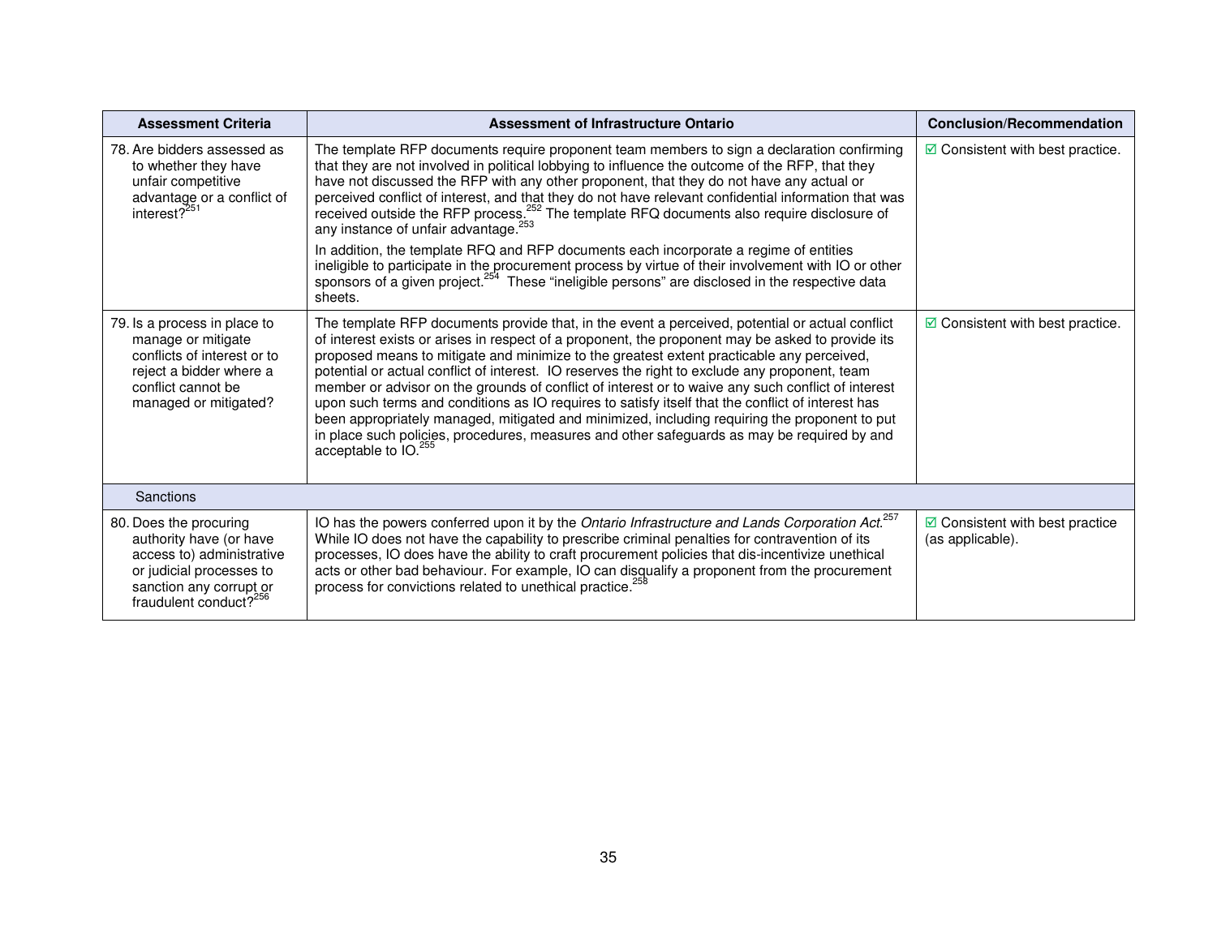| Assessment Criteria | Assessment of Infrastructure Ontario | Conclusion/Recommendation |
|---|---|---|
| 78. Are bidders assessed as to whether they have unfair competitive advantage or a conflict of interest?[251] | The template RFP documents require proponent team members to sign a declaration confirming that they are not involved in political lobbying to influence the outcome of the RFP, that they have not discussed the RFP with any other proponent, that they do not have any actual or perceived conflict of interest, and that they do not have relevant confidential information that was received outside the RFP process.[252] The template RFQ documents also require disclosure of any instance of unfair advantage.[253]<br><br>In addition, the template RFQ and RFP documents each incorporate a regime of entities ineligible to participate in the procurement process by virtue of their involvement with IO or other sponsors of a given project.[254] These "ineligible persons" are disclosed in the respective data sheets. | ☑ Consistent with best practice. |
| 79. Is a process in place to manage or mitigate conflicts of interest or to reject a bidder where a conflict cannot be managed or mitigated? | The template RFP documents provide that, in the event a perceived, potential or actual conflict of interest exists or arises in respect of a proponent, the proponent may be asked to provide its proposed means to mitigate and minimize to the greatest extent practicable any perceived, potential or actual conflict of interest. IO reserves the right to exclude any proponent, team member or advisor on the grounds of conflict of interest or to waive any such conflict of interest upon such terms and conditions as IO requires to satisfy itself that the conflict of interest has been appropriately managed, mitigated and minimized, including requiring the proponent to put in place such policies, procedures, measures and other safeguards as may be required by and acceptable to IO.[255] | ☑ Consistent with best practice. |
| Sanctions | | |
| 80. Does the procuring authority have (or have access to) administrative or judicial processes to sanction any corrupt or fraudulent conduct?[256] | IO has the powers conferred upon it by the *Ontario Infrastructure and Lands Corporation Act*.[257] While IO does not have the capability to prescribe criminal penalties for contravention of its processes, IO does have the ability to craft procurement policies that dis-incentivize unethical acts or other bad behaviour. For example, IO can disqualify a proponent from the procurement process for convictions related to unethical practice.[258] | ☑ Consistent with best practice (as applicable). |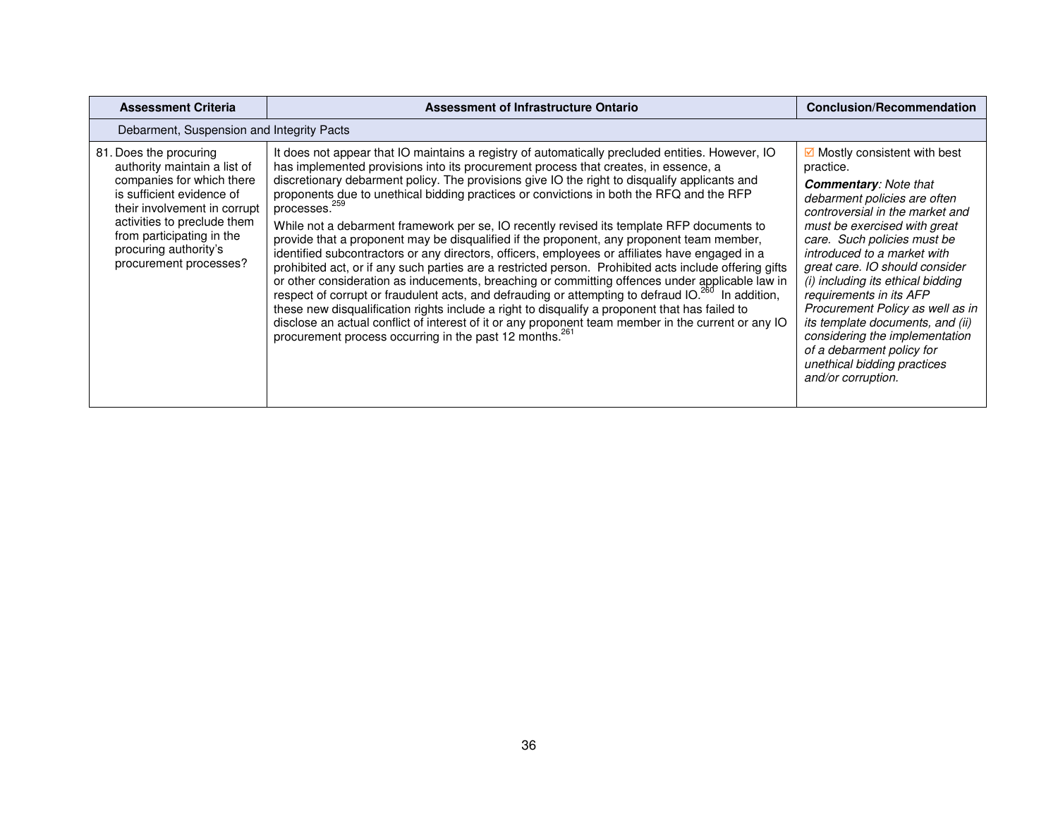| Assessment Criteria | Assessment of Infrastructure Ontario | Conclusion/Recommendation |
|---|---|---|
| Debarment, Suspension and Integrity Pacts | | |
| 81. Does the procuring authority maintain a list of companies for which there is sufficient evidence of their involvement in corrupt activities to preclude them from participating in the procuring authority's procurement processes? | It does not appear that IO maintains a registry of automatically precluded entities. However, IO has implemented provisions into its procurement process that creates, in essence, a discretionary debarment policy. The provisions give IO the right to disqualify applicants and proponents due to unethical bidding practices or convictions in both the RFQ and the RFP processes.[259]<br><br>While not a debarment framework per se, IO recently revised its template RFP documents to provide that a proponent may be disqualified if the proponent, any proponent team member, identified subcontractors or any directors, officers, employees or affiliates have engaged in a prohibited act, or if any such parties are a restricted person. Prohibited acts include offering gifts or other consideration as inducements, breaching or committing offences under applicable law in respect of corrupt or fraudulent acts, and defrauding or attempting to defraud IO.[260] In addition, these new disqualification rights include a right to disqualify a proponent that has failed to disclose an actual conflict of interest of it or any proponent team member in the current or any IO procurement process occurring in the past 12 months.[261] | ☑ Mostly consistent with best practice.<br><br>***Commentary**: Note that debarment policies are often controversial in the market and must be exercised with great care. Such policies must be introduced to a market with great care. IO should consider (i) including its ethical bidding requirements in its AFP Procurement Policy as well as in its template documents, and (ii) considering the implementation of a debarment policy for unethical bidding practices and/or corruption.* |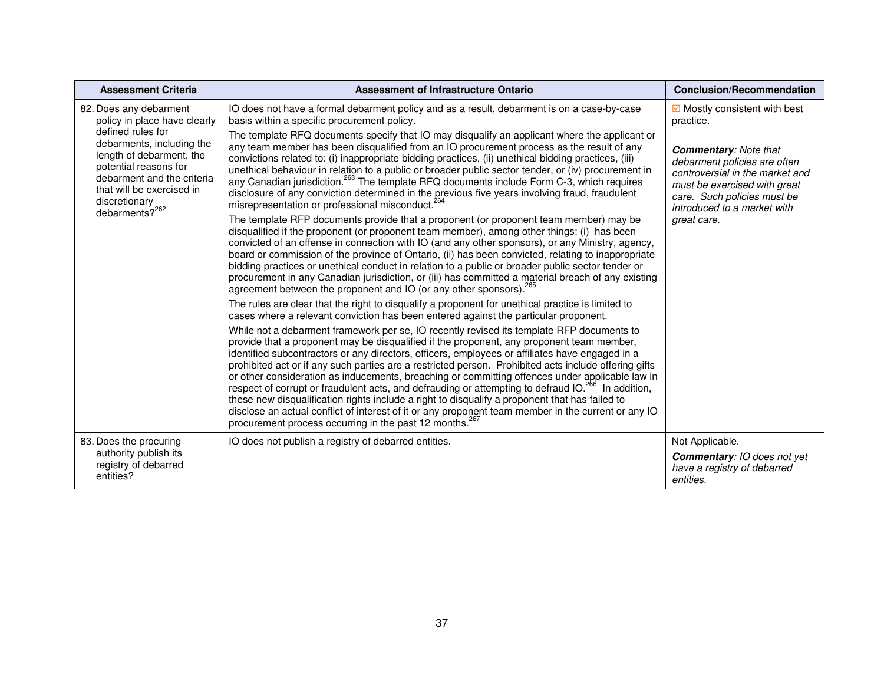| Assessment Criteria | Assessment of Infrastructure Ontario | Conclusion/Recommendation |
|---|---|---|
| 82. Does any debarment policy in place have clearly defined rules for debarments, including the length of debarment, the potential reasons for debarment and the criteria that will be exercised in discretionary debarments?[262] | IO does not have a formal debarment policy and as a result, debarment is on a case-by-case basis within a specific procurement policy.<br><br>The template RFQ documents specify that IO may disqualify an applicant where the applicant or any team member has been disqualified from an IO procurement process as the result of any convictions related to: (i) inappropriate bidding practices, (ii) unethical bidding practices, (iii) unethical behaviour in relation to a public or broader public sector tender, or (iv) procurement in any Canadian jurisdiction.[263] The template RFQ documents include Form C-3, which requires disclosure of any conviction determined in the previous five years involving fraud, fraudulent misrepresentation or professional misconduct.[264]<br><br>The template RFP documents provide that a proponent (or proponent team member) may be disqualified if the proponent (or proponent team member), among other things: (i) has been convicted of an offense in connection with IO (and any other sponsors), or any Ministry, agency, board or commission of the province of Ontario, (ii) has been convicted, relating to inappropriate bidding practices or unethical conduct in relation to a public or broader public sector tender or procurement in any Canadian jurisdiction, or (iii) has committed a material breach of any existing agreement between the proponent and IO (or any other sponsors).[265]<br><br>The rules are clear that the right to disqualify a proponent for unethical practice is limited to cases where a relevant conviction has been entered against the particular proponent.<br><br>While not a debarment framework per se, IO recently revised its template RFP documents to provide that a proponent may be disqualified if the proponent, any proponent team member, identified subcontractors or any directors, officers, employees or affiliates have engaged in a prohibited act or if any such parties are a restricted person. Prohibited acts include offering gifts or other consideration as inducements, breaching or committing offences under applicable law in respect of corrupt or fraudulent acts, and defrauding or attempting to defraud IO.[266] In addition, these new disqualification rights include a right to disqualify a proponent that has failed to disclose an actual conflict of interest of it or any proponent team member in the current or any IO procurement process occurring in the past 12 months.[267] | ☑ Mostly consistent with best practice.<br><br>***Commentary****: Note that debarment policies are often controversial in the market and must be exercised with great care. Such policies must be introduced to a market with great care.* |
| 83. Does the procuring authority publish its registry of debarred entities? | IO does not publish a registry of debarred entities. | Not Applicable.<br><br>***Commentary****: IO does not yet have a registry of debarred entities.* |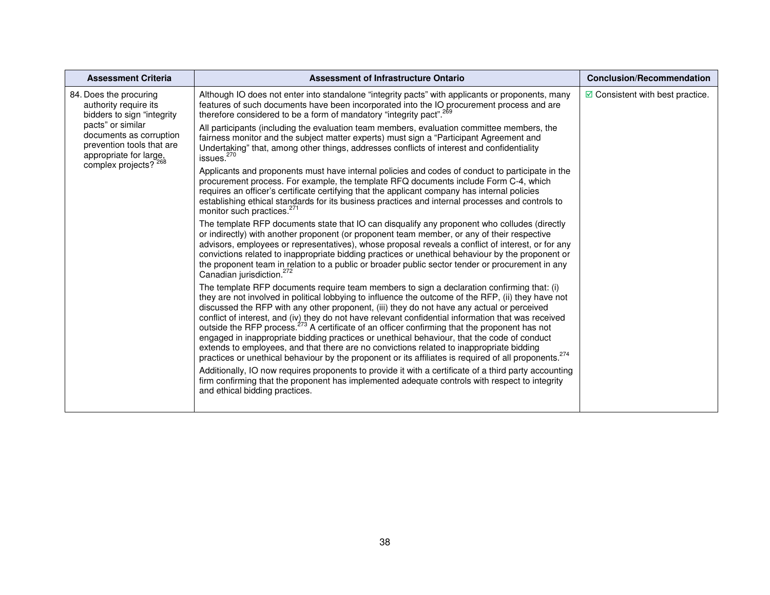| Assessment Criteria | Assessment of Infrastructure Ontario | Conclusion/Recommendation |
|---|---|---|
| 84. Does the procuring authority require its bidders to sign "integrity pacts" or similar documents as corruption prevention tools that are appropriate for large, complex projects? [268] | Although IO does not enter into standalone "integrity pacts" with applicants or proponents, many features of such documents have been incorporated into the IO procurement process and are therefore considered to be a form of mandatory "integrity pact".[269]<br><br>All participants (including the evaluation team members, evaluation committee members, the fairness monitor and the subject matter experts) must sign a "Participant Agreement and Undertaking" that, among other things, addresses conflicts of interest and confidentiality issues.[270]<br><br>Applicants and proponents must have internal policies and codes of conduct to participate in the procurement process. For example, the template RFQ documents include Form C-4, which requires an officer's certificate certifying that the applicant company has internal policies establishing ethical standards for its business practices and internal processes and controls to monitor such practices.[271]<br><br>The template RFP documents state that IO can disqualify any proponent who colludes (directly or indirectly) with another proponent (or proponent team member, or any of their respective advisors, employees or representatives), whose proposal reveals a conflict of interest, or for any convictions related to inappropriate bidding practices or unethical behaviour by the proponent or the proponent team in relation to a public or broader public sector tender or procurement in any Canadian jurisdiction.[272]<br><br>The template RFP documents require team members to sign a declaration confirming that: (i) they are not involved in political lobbying to influence the outcome of the RFP, (ii) they have not discussed the RFP with any other proponent, (iii) they do not have any actual or perceived conflict of interest, and (iv) they do not have relevant confidential information that was received outside the RFP process.[273] A certificate of an officer confirming that the proponent has not engaged in inappropriate bidding practices or unethical behaviour, that the code of conduct extends to employees, and that there are no convictions related to inappropriate bidding practices or unethical behaviour by the proponent or its affiliates is required of all proponents.[274]<br><br>Additionally, IO now requires proponents to provide it with a certificate of a third party accounting firm confirming that the proponent has implemented adequate controls with respect to integrity and ethical bidding practices. | ☑ Consistent with best practice. |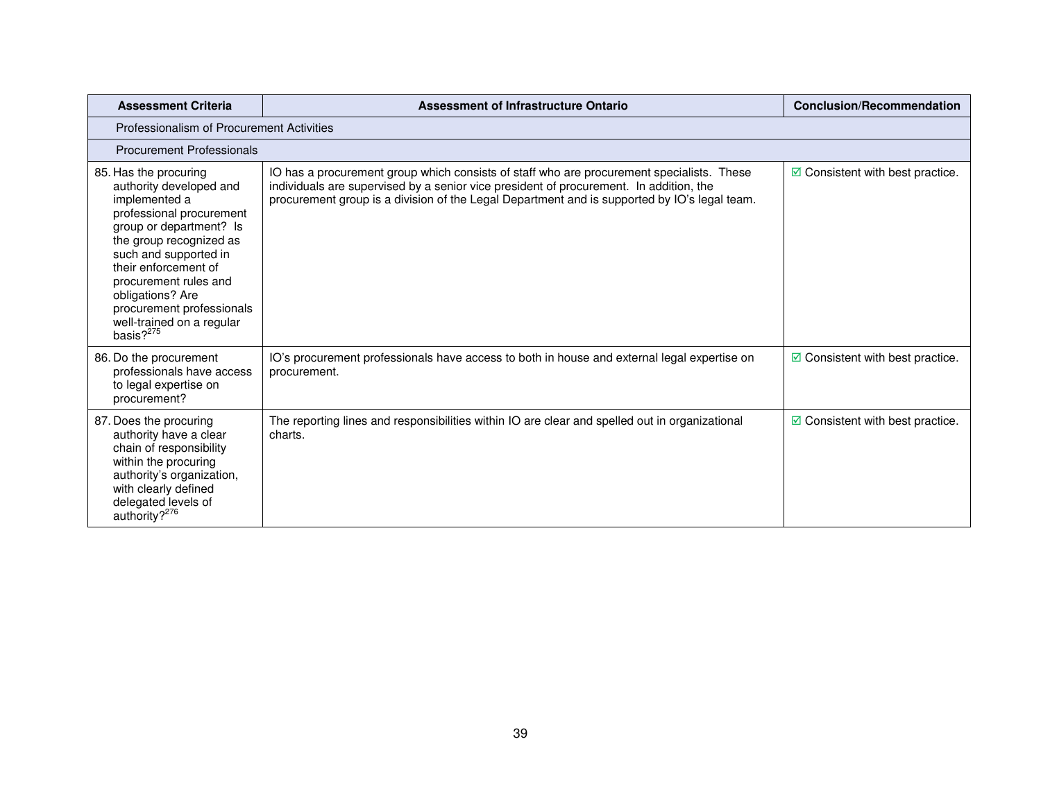| Assessment Criteria | Assessment of Infrastructure Ontario | Conclusion/Recommendation |
|---|---|---|
| Professionalism of Procurement Activities | | |
| Procurement Professionals | | |
| 85. Has the procuring authority developed and implemented a professional procurement group or department? Is the group recognized as such and supported in their enforcement of procurement rules and obligations? Are procurement professionals well-trained on a regular basis?[275] | IO has a procurement group which consists of staff who are procurement specialists. These individuals are supervised by a senior vice president of procurement. In addition, the procurement group is a division of the Legal Department and is supported by IO's legal team. | ☑ Consistent with best practice. |
| 86. Do the procurement professionals have access to legal expertise on procurement? | IO's procurement professionals have access to both in house and external legal expertise on procurement. | ☑ Consistent with best practice. |
| 87. Does the procuring authority have a clear chain of responsibility within the procuring authority's organization, with clearly defined delegated levels of authority?[276] | The reporting lines and responsibilities within IO are clear and spelled out in organizational charts. | ☑ Consistent with best practice. |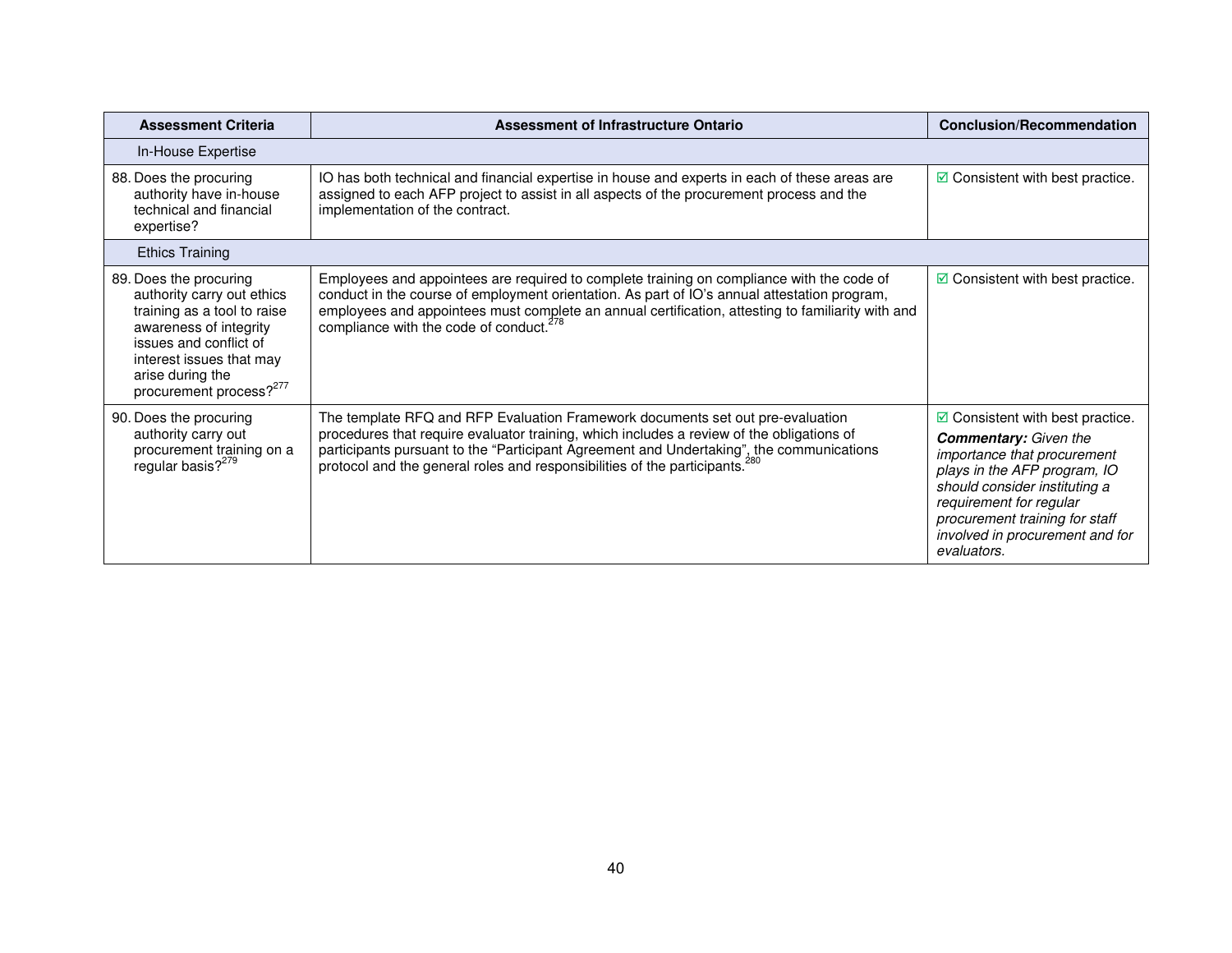| Assessment Criteria | Assessment of Infrastructure Ontario | Conclusion/Recommendation |
|---|---|---|
| In-House Expertise | | |
| 88. Does the procuring authority have in-house technical and financial expertise? | IO has both technical and financial expertise in house and experts in each of these areas are assigned to each AFP project to assist in all aspects of the procurement process and the implementation of the contract. | ☑ Consistent with best practice. |
| Ethics Training | | |
| 89. Does the procuring authority carry out ethics training as a tool to raise awareness of integrity issues and conflict of interest issues that may arise during the procurement process?[277] | Employees and appointees are required to complete training on compliance with the code of conduct in the course of employment orientation. As part of IO's annual attestation program, employees and appointees must complete an annual certification, attesting to familiarity with and compliance with the code of conduct.[278] | ☑ Consistent with best practice. |
| 90. Does the procuring authority carry out procurement training on a regular basis?[279] | The template RFQ and RFP Evaluation Framework documents set out pre-evaluation procedures that require evaluator training, which includes a review of the obligations of participants pursuant to the "Participant Agreement and Undertaking", the communications protocol and the general roles and responsibilities of the participants.[280] | ☑ Consistent with best practice. ***Commentary:*** *Given the importance that procurement plays in the AFP program, IO should consider instituting a requirement for regular procurement training for staff involved in procurement and for evaluators.* |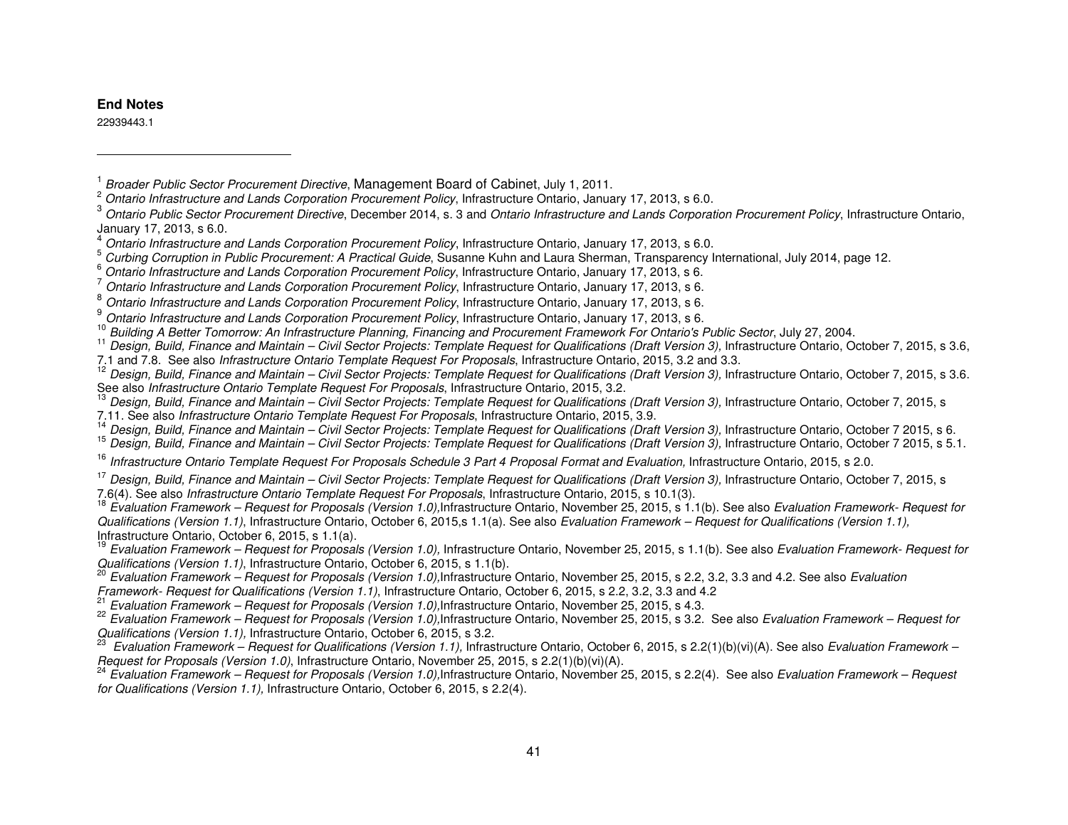**End Notes**

22939443.1

---

[1] *Broader Public Sector Procurement Directive*, Management Board of Cabinet, July 1, 2011.

[2] *Ontario Infrastructure and Lands Corporation Procurement Policy*, Infrastructure Ontario, January 17, 2013, s 6.0.

[3] *Ontario Public Sector Procurement Directive*, December 2014, s. 3 and *Ontario Infrastructure and Lands Corporation Procurement Policy*, Infrastructure Ontario, January 17, 2013, s 6.0.

[4] *Ontario Infrastructure and Lands Corporation Procurement Policy*, Infrastructure Ontario, January 17, 2013, s 6.0.

[5] *Curbing Corruption in Public Procurement: A Practical Guide*, Susanne Kuhn and Laura Sherman, Transparency International, July 2014, page 12.

[6] *Ontario Infrastructure and Lands Corporation Procurement Policy*, Infrastructure Ontario, January 17, 2013, s 6.

[7] *Ontario Infrastructure and Lands Corporation Procurement Policy*, Infrastructure Ontario, January 17, 2013, s 6.

[8] *Ontario Infrastructure and Lands Corporation Procurement Policy*, Infrastructure Ontario, January 17, 2013, s 6.

[9] *Ontario Infrastructure and Lands Corporation Procurement Policy*, Infrastructure Ontario, January 17, 2013, s 6.

[10] *Building A Better Tomorrow: An Infrastructure Planning, Financing and Procurement Framework For Ontario's Public Sector*, July 27, 2004.

[11] *Design, Build, Finance and Maintain – Civil Sector Projects: Template Request for Qualifications (Draft Version 3),* Infrastructure Ontario, October 7, 2015, s 3.6, 7.1 and 7.8. See also *Infrastructure Ontario Template Request For Proposals*, Infrastructure Ontario, 2015, 3.2 and 3.3.

[12] *Design, Build, Finance and Maintain – Civil Sector Projects: Template Request for Qualifications (Draft Version 3),* Infrastructure Ontario, October 7, 2015, s 3.6. See also *Infrastructure Ontario Template Request For Proposals*, Infrastructure Ontario, 2015, 3.2.

[13] *Design, Build, Finance and Maintain – Civil Sector Projects: Template Request for Qualifications (Draft Version 3),* Infrastructure Ontario, October 7, 2015, s 7.11. See also *Infrastructure Ontario Template Request For Proposals*, Infrastructure Ontario, 2015, 3.9.

[14] *Design, Build, Finance and Maintain – Civil Sector Projects: Template Request for Qualifications (Draft Version 3),* Infrastructure Ontario, October 7 2015, s 6.

[15] *Design, Build, Finance and Maintain – Civil Sector Projects: Template Request for Qualifications (Draft Version 3),* Infrastructure Ontario, October 7 2015, s 5.1.

[16] *Infrastructure Ontario Template Request For Proposals Schedule 3 Part 4 Proposal Format and Evaluation,* Infrastructure Ontario, 2015, s 2.0.

[17] *Design, Build, Finance and Maintain – Civil Sector Projects: Template Request for Qualifications (Draft Version 3),* Infrastructure Ontario, October 7, 2015, s 7.6(4). See also *Infrastructure Ontario Template Request For Proposals*, Infrastructure Ontario, 2015, s 10.1(3).

[18] *Evaluation Framework – Request for Proposals (Version 1.0),*Infrastructure Ontario, November 25, 2015, s 1.1(b). See also *Evaluation Framework- Request for Qualifications (Version 1.1)*, Infrastructure Ontario, October 6, 2015,s 1.1(a). See also *Evaluation Framework – Request for Qualifications (Version 1.1),* Infrastructure Ontario, October 6, 2015, s 1.1(a).

[19] *Evaluation Framework – Request for Proposals (Version 1.0),* Infrastructure Ontario, November 25, 2015, s 1.1(b). See also *Evaluation Framework- Request for Qualifications (Version 1.1)*, Infrastructure Ontario, October 6, 2015, s 1.1(b).

[20] *Evaluation Framework – Request for Proposals (Version 1.0),*Infrastructure Ontario, November 25, 2015, s 2.2, 3.2, 3.3 and 4.2. See also *Evaluation Framework- Request for Qualifications (Version 1.1)*, Infrastructure Ontario, October 6, 2015, s 2.2, 3.2, 3.3 and 4.2

[21] *Evaluation Framework – Request for Proposals (Version 1.0),*Infrastructure Ontario, November 25, 2015, s 4.3.

[22] *Evaluation Framework – Request for Proposals (Version 1.0),*Infrastructure Ontario, November 25, 2015, s 3.2. See also *Evaluation Framework – Request for Qualifications (Version 1.1),* Infrastructure Ontario, October 6, 2015, s 3.2.

[23] *Evaluation Framework – Request for Qualifications (Version 1.1),* Infrastructure Ontario, October 6, 2015, s 2.2(1)(b)(vi)(A). See also *Evaluation Framework – Request for Proposals (Version 1.0)*, Infrastructure Ontario, November 25, 2015, s 2.2(1)(b)(vi)(A).

[24] *Evaluation Framework – Request for Proposals (Version 1.0),*Infrastructure Ontario, November 25, 2015, s 2.2(4). See also *Evaluation Framework – Request for Qualifications (Version 1.1),* Infrastructure Ontario, October 6, 2015, s 2.2(4).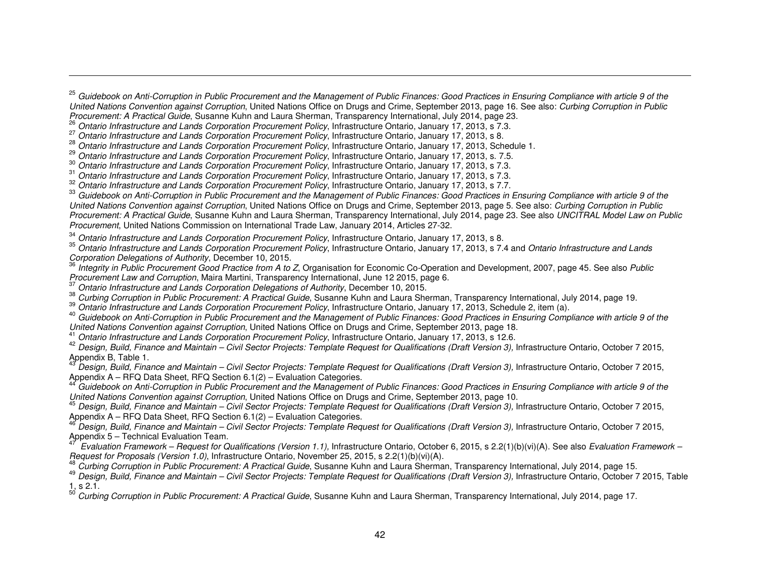[25] *Guidebook on Anti-Corruption in Public Procurement and the Management of Public Finances: Good Practices in Ensuring Compliance with article 9 of the United Nations Convention against Corruption*, United Nations Office on Drugs and Crime, September 2013, page 16. See also: *Curbing Corruption in Public Procurement: A Practical Guide*, Susanne Kuhn and Laura Sherman, Transparency International, July 2014, page 23.

[26] *Ontario Infrastructure and Lands Corporation Procurement Policy*, Infrastructure Ontario, January 17, 2013, s 7.3.

[27] *Ontario Infrastructure and Lands Corporation Procurement Policy*, Infrastructure Ontario, January 17, 2013, s 8.

[28] *Ontario Infrastructure and Lands Corporation Procurement Policy*, Infrastructure Ontario, January 17, 2013, Schedule 1.

[29] *Ontario Infrastructure and Lands Corporation Procurement Policy*, Infrastructure Ontario, January 17, 2013, s. 7.5.

[30] *Ontario Infrastructure and Lands Corporation Procurement Policy*, Infrastructure Ontario, January 17, 2013, s 7.3.

[31] *Ontario Infrastructure and Lands Corporation Procurement Policy*, Infrastructure Ontario, January 17, 2013, s 7.3.

[32] *Ontario Infrastructure and Lands Corporation Procurement Policy*, Infrastructure Ontario, January 17, 2013, s 7.7.

[33] *Guidebook on Anti-Corruption in Public Procurement and the Management of Public Finances: Good Practices in Ensuring Compliance with article 9 of the United Nations Convention against Corruption*, United Nations Office on Drugs and Crime, September 2013, page 5. See also: *Curbing Corruption in Public Procurement: A Practical Guide*, Susanne Kuhn and Laura Sherman, Transparency International, July 2014, page 23. See also *UNCITRAL Model Law on Public Procurement*, United Nations Commission on International Trade Law, January 2014, Articles 27-32.

[34] *Ontario Infrastructure and Lands Corporation Procurement Policy*, Infrastructure Ontario, January 17, 2013, s 8.

[35] *Ontario Infrastructure and Lands Corporation Procurement Policy*, Infrastructure Ontario, January 17, 2013, s 7.4 and *Ontario Infrastructure and Lands Corporation Delegations of Authority*, December 10, 2015.

[36] *Integrity in Public Procurement Good Practice from A to Z*, Organisation for Economic Co-Operation and Development, 2007, page 45. See also *Public Procurement Law and Corruption*, Maira Martini, Transparency International, June 12 2015, page 6.

[37] *Ontario Infrastructure and Lands Corporation Delegations of Authority*, December 10, 2015.

[38] *Curbing Corruption in Public Procurement: A Practical Guide*, Susanne Kuhn and Laura Sherman, Transparency International, July 2014, page 19.

[39] *Ontario Infrastructure and Lands Corporation Procurement Policy*, Infrastructure Ontario, January 17, 2013, Schedule 2, item (a).

[40] *Guidebook on Anti-Corruption in Public Procurement and the Management of Public Finances: Good Practices in Ensuring Compliance with article 9 of the United Nations Convention against Corruption*, United Nations Office on Drugs and Crime, September 2013, page 18.

[41] *Ontario Infrastructure and Lands Corporation Procurement Policy*, Infrastructure Ontario, January 17, 2013, s 12.6.

[42] *Design, Build, Finance and Maintain – Civil Sector Projects: Template Request for Qualifications (Draft Version 3),* Infrastructure Ontario, October 7 2015, Appendix B, Table 1.

[43] *Design, Build, Finance and Maintain – Civil Sector Projects: Template Request for Qualifications (Draft Version 3),* Infrastructure Ontario, October 7 2015, Appendix A – RFQ Data Sheet, RFQ Section 6.1(2) – Evaluation Categories.

[44] *Guidebook on Anti-Corruption in Public Procurement and the Management of Public Finances: Good Practices in Ensuring Compliance with article 9 of the United Nations Convention against Corruption*, United Nations Office on Drugs and Crime, September 2013, page 10.

[45] *Design, Build, Finance and Maintain – Civil Sector Projects: Template Request for Qualifications (Draft Version 3),* Infrastructure Ontario, October 7 2015, Appendix A – RFQ Data Sheet, RFQ Section 6.1(2) – Evaluation Categories.

[46] *Design, Build, Finance and Maintain – Civil Sector Projects: Template Request for Qualifications (Draft Version 3),* Infrastructure Ontario, October 7 2015, Appendix 5 – Technical Evaluation Team.

[47] *Evaluation Framework – Request for Qualifications (Version 1.1),* Infrastructure Ontario, October 6, 2015, s 2.2(1)(b)(vi)(A). See also *Evaluation Framework – Request for Proposals (Version 1.0)*, Infrastructure Ontario, November 25, 2015, s 2.2(1)(b)(vi)(A).

[48] *Curbing Corruption in Public Procurement: A Practical Guide*, Susanne Kuhn and Laura Sherman, Transparency International, July 2014, page 15.

[49] *Design, Build, Finance and Maintain – Civil Sector Projects: Template Request for Qualifications (Draft Version 3),* Infrastructure Ontario, October 7 2015, Table 1, s 2.1.

[50] *Curbing Corruption in Public Procurement: A Practical Guide*, Susanne Kuhn and Laura Sherman, Transparency International, July 2014, page 17.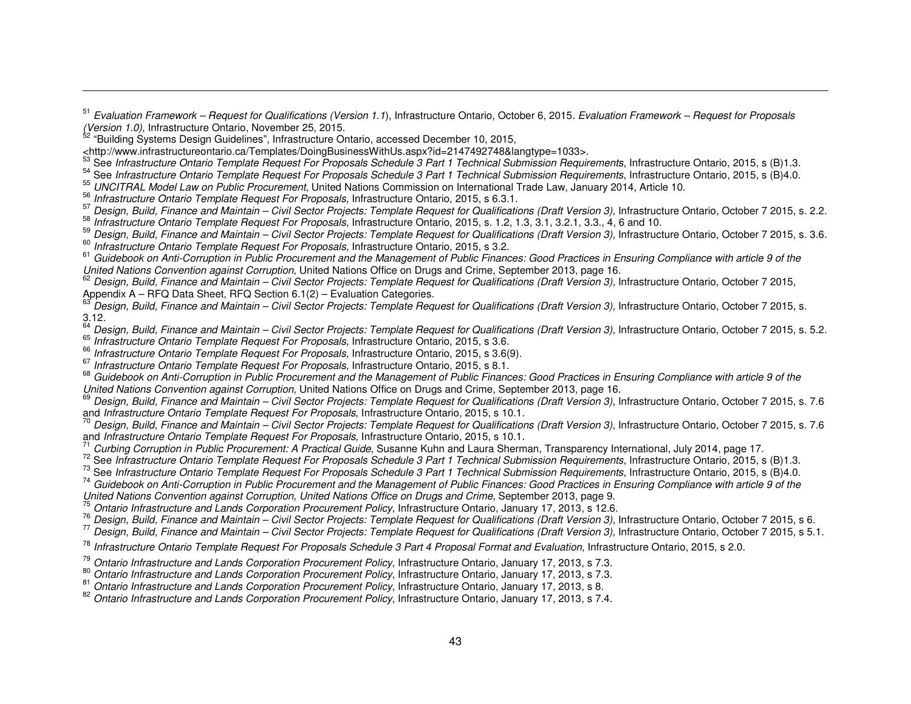[51] *Evaluation Framework – Request for Qualifications (Version 1.1*), Infrastructure Ontario, October 6, 2015. *Evaluation Framework – Request for Proposals (Version 1.0)*, Infrastructure Ontario, November 25, 2015.

[52] "Building Systems Design Guidelines", Infrastructure Ontario, accessed December 10, 2015, <http://www.infrastructureontario.ca/Templates/DoingBusinessWithUs.aspx?id=2147492748&langtype=1033>.

[53] See *Infrastructure Ontario Template Request For Proposals Schedule 3 Part 1 Technical Submission Requirements*, Infrastructure Ontario, 2015, s (B)1.3.

[54] See *Infrastructure Ontario Template Request For Proposals Schedule 3 Part 1 Technical Submission Requirements*, Infrastructure Ontario, 2015, s (B)4.0.

[55] *UNCITRAL Model Law on Public Procurement*, United Nations Commission on International Trade Law, January 2014, Article 10.

[56] *Infrastructure Ontario Template Request For Proposals,* Infrastructure Ontario, 2015, s 6.3.1.

[57] *Design, Build, Finance and Maintain – Civil Sector Projects: Template Request for Qualifications (Draft Version 3)*, Infrastructure Ontario, October 7 2015, s. 2.2.

[58] *Infrastructure Ontario Template Request For Proposals,* Infrastructure Ontario, 2015, s. 1.2, 1.3, 3.1, 3.2.1, 3.3., 4, 6 and 10.

[59] *Design, Build, Finance and Maintain – Civil Sector Projects: Template Request for Qualifications (Draft Version 3)*, Infrastructure Ontario, October 7 2015, s. 3.6.

[60] *Infrastructure Ontario Template Request For Proposals,* Infrastructure Ontario, 2015, s 3.2.

[61] *Guidebook on Anti-Corruption in Public Procurement and the Management of Public Finances: Good Practices in Ensuring Compliance with article 9 of the United Nations Convention against Corruption*, United Nations Office on Drugs and Crime, September 2013, page 16.

[62] *Design, Build, Finance and Maintain – Civil Sector Projects: Template Request for Qualifications (Draft Version 3),* Infrastructure Ontario, October 7 2015, Appendix A – RFQ Data Sheet, RFQ Section 6.1(2) – Evaluation Categories.

[63] *Design, Build, Finance and Maintain – Civil Sector Projects: Template Request for Qualifications (Draft Version 3),* Infrastructure Ontario, October 7 2015, s. 3.12.

[64] *Design, Build, Finance and Maintain – Civil Sector Projects: Template Request for Qualifications (Draft Version 3),* Infrastructure Ontario, October 7 2015, s. 5.2.

[65] *Infrastructure Ontario Template Request For Proposals,* Infrastructure Ontario, 2015, s 3.6.

[66] *Infrastructure Ontario Template Request For Proposals,* Infrastructure Ontario, 2015, s 3.6(9).

[67] *Infrastructure Ontario Template Request For Proposals,* Infrastructure Ontario, 2015, s 8.1.

[68] *Guidebook on Anti-Corruption in Public Procurement and the Management of Public Finances: Good Practices in Ensuring Compliance with article 9 of the United Nations Convention against Corruption*, United Nations Office on Drugs and Crime, September 2013, page 16.

[69] *Design, Build, Finance and Maintain – Civil Sector Projects: Template Request for Qualifications (Draft Version 3)*, Infrastructure Ontario, October 7 2015, s. 7.6 and *Infrastructure Ontario Template Request For Proposals,* Infrastructure Ontario, 2015, s 10.1.

[70] *Design, Build, Finance and Maintain – Civil Sector Projects: Template Request for Qualifications (Draft Version 3)*, Infrastructure Ontario, October 7 2015, s. 7.6 and *Infrastructure Ontario Template Request For Proposals,* Infrastructure Ontario, 2015, s 10.1.

[71] *Curbing Corruption in Public Procurement: A Practical Guide*, Susanne Kuhn and Laura Sherman, Transparency International, July 2014, page 17.

[72] See *Infrastructure Ontario Template Request For Proposals Schedule 3 Part 1 Technical Submission Requirements*, Infrastructure Ontario, 2015, s (B)1.3.

[73] See *Infrastructure Ontario Template Request For Proposals Schedule 3 Part 1 Technical Submission Requirements*, Infrastructure Ontario, 2015, s (B)4.0.

[74] *Guidebook on Anti-Corruption in Public Procurement and the Management of Public Finances: Good Practices in Ensuring Compliance with article 9 of the United Nations Convention against Corruption, United Nations Office on Drugs and Crime*, September 2013, page 9.

[75] *Ontario Infrastructure and Lands Corporation Procurement Policy*, Infrastructure Ontario, January 17, 2013, s 12.6.

[76] *Design, Build, Finance and Maintain – Civil Sector Projects: Template Request for Qualifications (Draft Version 3),* Infrastructure Ontario, October 7 2015, s 6.

[77] *Design, Build, Finance and Maintain – Civil Sector Projects: Template Request for Qualifications (Draft Version 3),* Infrastructure Ontario, October 7 2015, s 5.1.

[78] *Infrastructure Ontario Template Request For Proposals Schedule 3 Part 4 Proposal Format and Evaluation,* Infrastructure Ontario, 2015, s 2.0.

[79] *Ontario Infrastructure and Lands Corporation Procurement Policy*, Infrastructure Ontario, January 17, 2013, s 7.3.

[80] *Ontario Infrastructure and Lands Corporation Procurement Policy*, Infrastructure Ontario, January 17, 2013, s 7.3.

[81] *Ontario Infrastructure and Lands Corporation Procurement Policy*, Infrastructure Ontario, January 17, 2013, s 8.

[82] *Ontario Infrastructure and Lands Corporation Procurement Policy*, Infrastructure Ontario, January 17, 2013, s 7.4.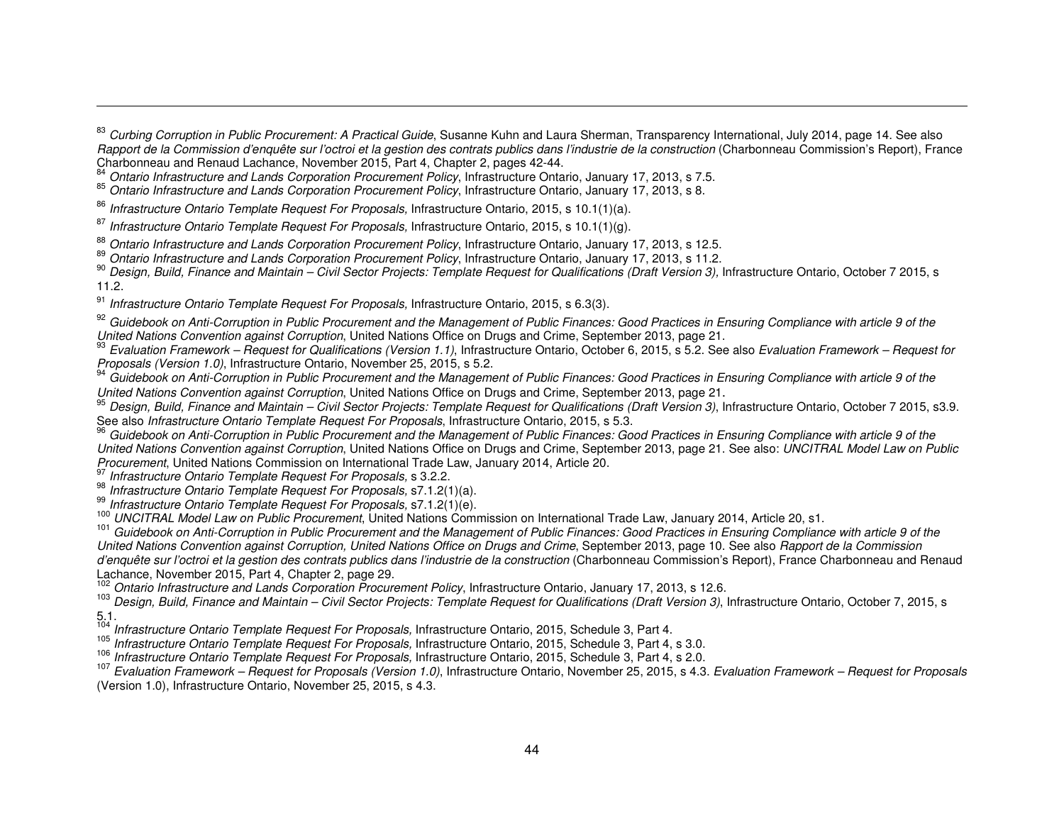[83] *Curbing Corruption in Public Procurement: A Practical Guide*, Susanne Kuhn and Laura Sherman, Transparency International, July 2014, page 14. See also *Rapport de la Commission d'enquête sur l'octroi et la gestion des contrats publics dans l'industrie de la construction* (Charbonneau Commission's Report), France Charbonneau and Renaud Lachance, November 2015, Part 4, Chapter 2, pages 42-44.

[84] *Ontario Infrastructure and Lands Corporation Procurement Policy*, Infrastructure Ontario, January 17, 2013, s 7.5.

[85] *Ontario Infrastructure and Lands Corporation Procurement Policy*, Infrastructure Ontario, January 17, 2013, s 8.

[86] *Infrastructure Ontario Template Request For Proposals,* Infrastructure Ontario, 2015, s 10.1(1)(a).

[87] *Infrastructure Ontario Template Request For Proposals,* Infrastructure Ontario, 2015, s 10.1(1)(g).

[88] *Ontario Infrastructure and Lands Corporation Procurement Policy*, Infrastructure Ontario, January 17, 2013, s 12.5.

[89] *Ontario Infrastructure and Lands Corporation Procurement Policy*, Infrastructure Ontario, January 17, 2013, s 11.2.

[90] *Design, Build, Finance and Maintain – Civil Sector Projects: Template Request for Qualifications (Draft Version 3),* Infrastructure Ontario, October 7 2015, s 11.2.

[91] *Infrastructure Ontario Template Request For Proposals,* Infrastructure Ontario, 2015, s 6.3(3).

[92] *Guidebook on Anti-Corruption in Public Procurement and the Management of Public Finances: Good Practices in Ensuring Compliance with article 9 of the United Nations Convention against Corruption*, United Nations Office on Drugs and Crime, September 2013, page 21.

[93] *Evaluation Framework – Request for Qualifications (Version 1.1)*, Infrastructure Ontario, October 6, 2015, s 5.2. See also *Evaluation Framework – Request for Proposals (Version 1.0)*, Infrastructure Ontario, November 25, 2015, s 5.2.

[94] *Guidebook on Anti-Corruption in Public Procurement and the Management of Public Finances: Good Practices in Ensuring Compliance with article 9 of the United Nations Convention against Corruption*, United Nations Office on Drugs and Crime, September 2013, page 21.

[95] *Design, Build, Finance and Maintain – Civil Sector Projects: Template Request for Qualifications (Draft Version 3)*, Infrastructure Ontario, October 7 2015, s3.9. See also *Infrastructure Ontario Template Request For Proposals*, Infrastructure Ontario, 2015, s 5.3.

[96] *Guidebook on Anti-Corruption in Public Procurement and the Management of Public Finances: Good Practices in Ensuring Compliance with article 9 of the United Nations Convention against Corruption*, United Nations Office on Drugs and Crime, September 2013, page 21. See also: *UNCITRAL Model Law on Public Procurement*, United Nations Commission on International Trade Law, January 2014, Article 20.

[97] *Infrastructure Ontario Template Request For Proposals,* s 3.2.2.

[98] *Infrastructure Ontario Template Request For Proposals,* s7.1.2(1)(a).

[99] *Infrastructure Ontario Template Request For Proposals,* s7.1.2(1)(e).

[100] *UNCITRAL Model Law on Public Procurement*, United Nations Commission on International Trade Law, January 2014, Article 20, s1.

[101] *Guidebook on Anti-Corruption in Public Procurement and the Management of Public Finances: Good Practices in Ensuring Compliance with article 9 of the United Nations Convention against Corruption, United Nations Office on Drugs and Crime*, September 2013, page 10. See also *Rapport de la Commission d'enquête sur l'octroi et la gestion des contrats publics dans l'industrie de la construction* (Charbonneau Commission's Report), France Charbonneau and Renaud Lachance, November 2015, Part 4, Chapter 2, page 29.

[102] *Ontario Infrastructure and Lands Corporation Procurement Policy*, Infrastructure Ontario, January 17, 2013, s 12.6.

[103] *Design, Build, Finance and Maintain – Civil Sector Projects: Template Request for Qualifications (Draft Version 3)*, Infrastructure Ontario, October 7, 2015, s 5.1.

[104] *Infrastructure Ontario Template Request For Proposals,* Infrastructure Ontario, 2015, Schedule 3, Part 4.

[105] *Infrastructure Ontario Template Request For Proposals,* Infrastructure Ontario, 2015, Schedule 3, Part 4, s 3.0.

[106] *Infrastructure Ontario Template Request For Proposals,* Infrastructure Ontario, 2015, Schedule 3, Part 4, s 2.0.

[107] *Evaluation Framework – Request for Proposals (Version 1.0)*, Infrastructure Ontario, November 25, 2015, s 4.3. *Evaluation Framework – Request for Proposals* (Version 1.0), Infrastructure Ontario, November 25, 2015, s 4.3.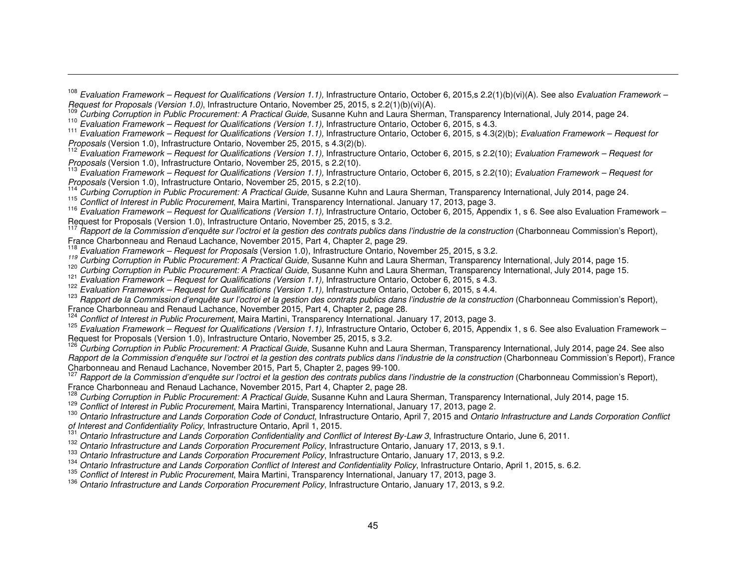[108] *Evaluation Framework – Request for Qualifications (Version 1.1),* Infrastructure Ontario, October 6, 2015,s 2.2(1)(b)(vi)(A). See also *Evaluation Framework – Request for Proposals (Version 1.0)*, Infrastructure Ontario, November 25, 2015, s 2.2(1)(b)(vi)(A).

[109] *Curbing Corruption in Public Procurement: A Practical Guide*, Susanne Kuhn and Laura Sherman, Transparency International, July 2014, page 24.

[110] *Evaluation Framework – Request for Qualifications (Version 1.1),* Infrastructure Ontario, October 6, 2015, s 4.3.

[111] *Evaluation Framework – Request for Qualifications (Version 1.1),* Infrastructure Ontario, October 6, 2015, s 4.3(2)(b); *Evaluation Framework – Request for Proposals* (Version 1.0), Infrastructure Ontario, November 25, 2015, s 4.3(2)(b).

[112] *Evaluation Framework – Request for Qualifications (Version 1.1),* Infrastructure Ontario, October 6, 2015, s 2.2(10); *Evaluation Framework – Request for Proposals* (Version 1.0), Infrastructure Ontario, November 25, 2015, s 2.2(10).

[113] *Evaluation Framework – Request for Qualifications (Version 1.1),* Infrastructure Ontario, October 6, 2015, s 2.2(10); *Evaluation Framework – Request for Proposals* (Version 1.0), Infrastructure Ontario, November 25, 2015, s 2.2(10).

[114] *Curbing Corruption in Public Procurement: A Practical Guide*, Susanne Kuhn and Laura Sherman, Transparency International, July 2014, page 24.

[115] *Conflict of Interest in Public Procurement*, Maira Martini, Transparency International. January 17, 2013, page 3.

[116] *Evaluation Framework – Request for Qualifications (Version 1.1),* Infrastructure Ontario, October 6, 2015, Appendix 1, s 6. See also Evaluation Framework – Request for Proposals (Version 1.0), Infrastructure Ontario, November 25, 2015, s 3.2.

[117] *Rapport de la Commission d'enquête sur l'octroi et la gestion des contrats publics dans l'industrie de la construction* (Charbonneau Commission's Report), France Charbonneau and Renaud Lachance, November 2015, Part 4, Chapter 2, page 29.

[118] *Evaluation Framework – Request for Proposals* (Version 1.0), Infrastructure Ontario, November 25, 2015, s 3.2.

[119] *Curbing Corruption in Public Procurement: A Practical Guide*, Susanne Kuhn and Laura Sherman, Transparency International, July 2014, page 15.

[120] *Curbing Corruption in Public Procurement: A Practical Guide*, Susanne Kuhn and Laura Sherman, Transparency International, July 2014, page 15.

[121] *Evaluation Framework – Request for Qualifications (Version 1.1),* Infrastructure Ontario, October 6, 2015, s 4.3.

[122] *Evaluation Framework – Request for Qualifications (Version 1.1),* Infrastructure Ontario, October 6, 2015, s 4.4.

[123] *Rapport de la Commission d'enquête sur l'octroi et la gestion des contrats publics dans l'industrie de la construction* (Charbonneau Commission's Report), France Charbonneau and Renaud Lachance, November 2015, Part 4, Chapter 2, page 28.

[124] *Conflict of Interest in Public Procurement*, Maira Martini, Transparency International. January 17, 2013, page 3.

[125] *Evaluation Framework – Request for Qualifications (Version 1.1),* Infrastructure Ontario, October 6, 2015, Appendix 1, s 6. See also Evaluation Framework – Request for Proposals (Version 1.0), Infrastructure Ontario, November 25, 2015, s 3.2.

[126] *Curbing Corruption in Public Procurement: A Practical Guide*, Susanne Kuhn and Laura Sherman, Transparency International, July 2014, page 24. See also *Rapport de la Commission d'enquête sur l'octroi et la gestion des contrats publics dans l'industrie de la construction* (Charbonneau Commission's Report), France Charbonneau and Renaud Lachance, November 2015, Part 5, Chapter 2, pages 99-100.

[127] *Rapport de la Commission d'enquête sur l'octroi et la gestion des contrats publics dans l'industrie de la construction* (Charbonneau Commission's Report), France Charbonneau and Renaud Lachance, November 2015, Part 4, Chapter 2, page 28.

[128] *Curbing Corruption in Public Procurement: A Practical Guide*, Susanne Kuhn and Laura Sherman, Transparency International, July 2014, page 15.

[129] *Conflict of Interest in Public Procurement*, Maira Martini, Transparency International, January 17, 2013, page 2.

[130] *Ontario Infrastructure and Lands Corporation Code of Conduct*, Infrastructure Ontario, April 7, 2015 and *Ontario Infrastructure and Lands Corporation Conflict of Interest and Confidentiality Policy*, Infrastructure Ontario, April 1, 2015.

[131] *Ontario Infrastructure and Lands Corporation Confidentiality and Conflict of Interest By-Law 3*, Infrastructure Ontario, June 6, 2011.

[132] *Ontario Infrastructure and Lands Corporation Procurement Policy*, Infrastructure Ontario, January 17, 2013, s 9.1.

[133] *Ontario Infrastructure and Lands Corporation Procurement Policy*, Infrastructure Ontario, January 17, 2013, s 9.2.

[134] *Ontario Infrastructure and Lands Corporation Conflict of Interest and Confidentiality Policy*, Infrastructure Ontario, April 1, 2015, s. 6.2.

[135] *Conflict of Interest in Public Procurement*, Maira Martini, Transparency International, January 17, 2013, page 3.

[136] *Ontario Infrastructure and Lands Corporation Procurement Policy*, Infrastructure Ontario, January 17, 2013, s 9.2.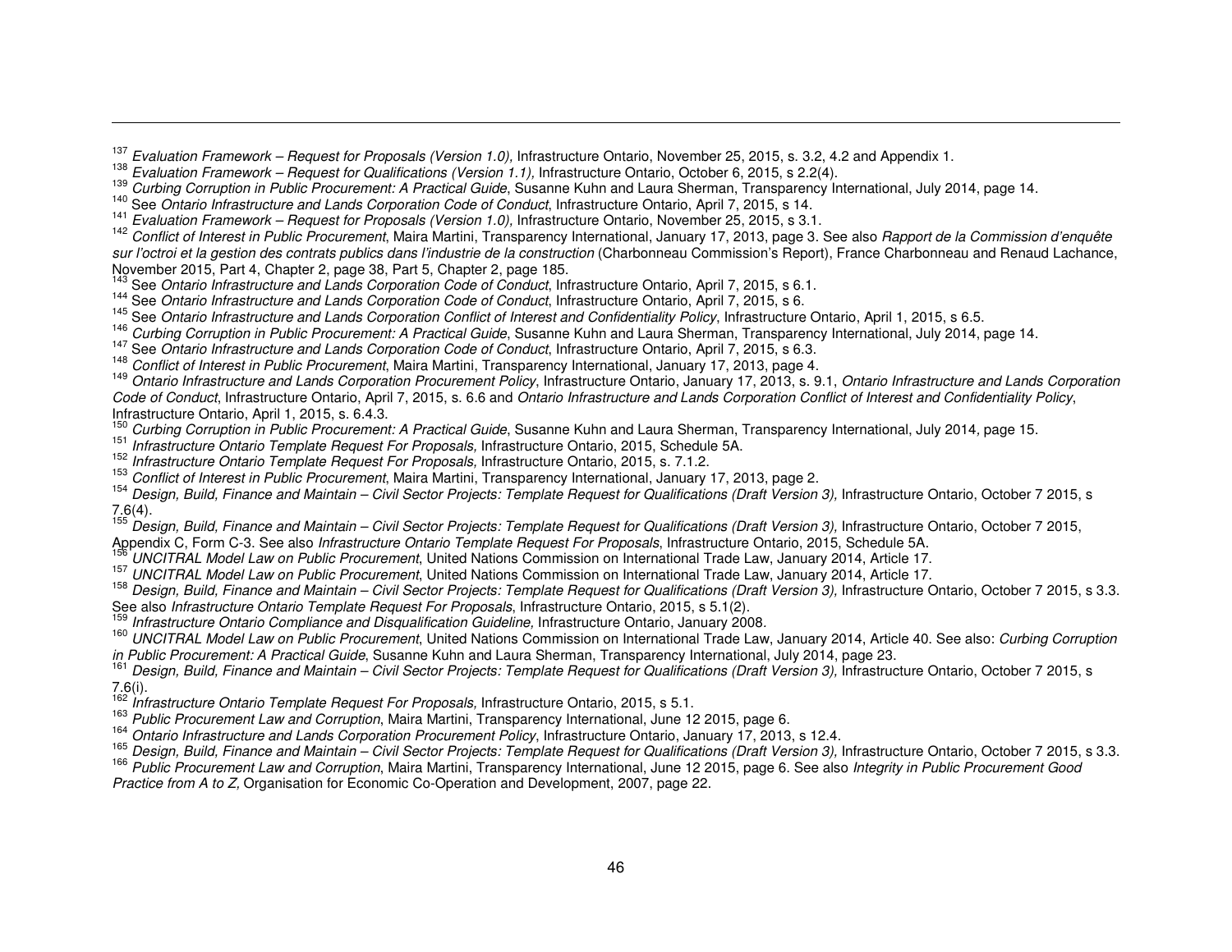[137] *Evaluation Framework – Request for Proposals (Version 1.0),* Infrastructure Ontario, November 25, 2015, s. 3.2, 4.2 and Appendix 1.

[138] *Evaluation Framework – Request for Qualifications (Version 1.1),* Infrastructure Ontario, October 6, 2015, s 2.2(4).

[139] *Curbing Corruption in Public Procurement: A Practical Guide*, Susanne Kuhn and Laura Sherman, Transparency International, July 2014, page 14.

[140] See *Ontario Infrastructure and Lands Corporation Code of Conduct*, Infrastructure Ontario, April 7, 2015, s 14.

[141] *Evaluation Framework – Request for Proposals (Version 1.0),* Infrastructure Ontario, November 25, 2015, s 3.1.

[142] *Conflict of Interest in Public Procurement*, Maira Martini, Transparency International, January 17, 2013, page 3. See also *Rapport de la Commission d'enquête sur l'octroi et la gestion des contrats publics dans l'industrie de la construction* (Charbonneau Commission's Report), France Charbonneau and Renaud Lachance, November 2015, Part 4, Chapter 2, page 38, Part 5, Chapter 2, page 185.

[143] See *Ontario Infrastructure and Lands Corporation Code of Conduct*, Infrastructure Ontario, April 7, 2015, s 6.1.

[144] See *Ontario Infrastructure and Lands Corporation Code of Conduct*, Infrastructure Ontario, April 7, 2015, s 6.

[145] See *Ontario Infrastructure and Lands Corporation Conflict of Interest and Confidentiality Policy*, Infrastructure Ontario, April 1, 2015, s 6.5.

[146] *Curbing Corruption in Public Procurement: A Practical Guide*, Susanne Kuhn and Laura Sherman, Transparency International, July 2014, page 14.

[147] See *Ontario Infrastructure and Lands Corporation Code of Conduct*, Infrastructure Ontario, April 7, 2015, s 6.3.

[148] *Conflict of Interest in Public Procurement*, Maira Martini, Transparency International, January 17, 2013, page 4.

[149] *Ontario Infrastructure and Lands Corporation Procurement Policy*, Infrastructure Ontario, January 17, 2013, s. 9.1, *Ontario Infrastructure and Lands Corporation Code of Conduct*, Infrastructure Ontario, April 7, 2015, s. 6.6 and *Ontario Infrastructure and Lands Corporation Conflict of Interest and Confidentiality Policy*, Infrastructure Ontario, April 1, 2015, s. 6.4.3.

[150] *Curbing Corruption in Public Procurement: A Practical Guide*, Susanne Kuhn and Laura Sherman, Transparency International, July 2014, page 15.

[151] *Infrastructure Ontario Template Request For Proposals,* Infrastructure Ontario, 2015, Schedule 5A.

[152] *Infrastructure Ontario Template Request For Proposals,* Infrastructure Ontario, 2015, s. 7.1.2.

[153] *Conflict of Interest in Public Procurement*, Maira Martini, Transparency International, January 17, 2013, page 2.

[154] *Design, Build, Finance and Maintain – Civil Sector Projects: Template Request for Qualifications (Draft Version 3),* Infrastructure Ontario, October 7 2015, s 7.6(4).

[155] *Design, Build, Finance and Maintain – Civil Sector Projects: Template Request for Qualifications (Draft Version 3),* Infrastructure Ontario, October 7 2015, Appendix C, Form C-3. See also *Infrastructure Ontario Template Request For Proposals*, Infrastructure Ontario, 2015, Schedule 5A.

[156] *UNCITRAL Model Law on Public Procurement*, United Nations Commission on International Trade Law, January 2014, Article 17.

[157] *UNCITRAL Model Law on Public Procurement*, United Nations Commission on International Trade Law, January 2014, Article 17.

[158] *Design, Build, Finance and Maintain – Civil Sector Projects: Template Request for Qualifications (Draft Version 3),* Infrastructure Ontario, October 7 2015, s 3.3. See also *Infrastructure Ontario Template Request For Proposals*, Infrastructure Ontario, 2015, s 5.1(2).

[159] *Infrastructure Ontario Compliance and Disqualification Guideline,* Infrastructure Ontario, January 2008.

[160] *UNCITRAL Model Law on Public Procurement*, United Nations Commission on International Trade Law, January 2014, Article 40. See also: *Curbing Corruption in Public Procurement: A Practical Guide*, Susanne Kuhn and Laura Sherman, Transparency International, July 2014, page 23.

[161] *Design, Build, Finance and Maintain – Civil Sector Projects: Template Request for Qualifications (Draft Version 3),* Infrastructure Ontario, October 7 2015, s 7.6(i).

[162] *Infrastructure Ontario Template Request For Proposals,* Infrastructure Ontario, 2015, s 5.1.

[163] *Public Procurement Law and Corruption*, Maira Martini, Transparency International, June 12 2015, page 6.

[164] *Ontario Infrastructure and Lands Corporation Procurement Policy*, Infrastructure Ontario, January 17, 2013, s 12.4.

[165] *Design, Build, Finance and Maintain – Civil Sector Projects: Template Request for Qualifications (Draft Version 3),* Infrastructure Ontario, October 7 2015, s 3.3.

[166] *Public Procurement Law and Corruption*, Maira Martini, Transparency International, June 12 2015, page 6. See also *Integrity in Public Procurement Good Practice from A to Z,* Organisation for Economic Co-Operation and Development, 2007, page 22.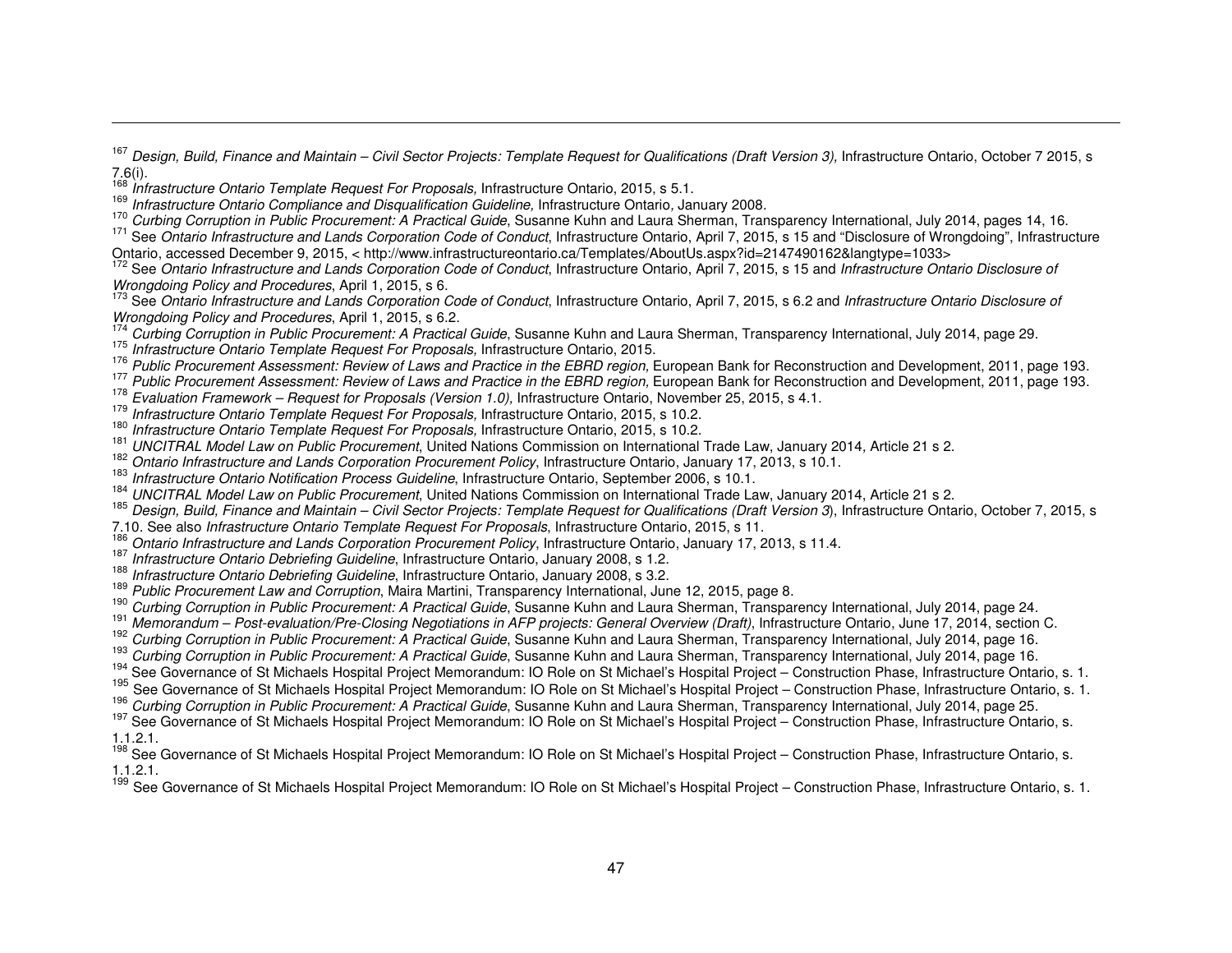[167] *Design, Build, Finance and Maintain – Civil Sector Projects: Template Request for Qualifications (Draft Version 3),* Infrastructure Ontario, October 7 2015, s 7.6(i).

[168] *Infrastructure Ontario Template Request For Proposals,* Infrastructure Ontario, 2015, s 5.1.

[169] *Infrastructure Ontario Compliance and Disqualification Guideline,* Infrastructure Ontario, January 2008.

[170] *Curbing Corruption in Public Procurement: A Practical Guide*, Susanne Kuhn and Laura Sherman, Transparency International, July 2014, pages 14, 16.

[171] See *Ontario Infrastructure and Lands Corporation Code of Conduct*, Infrastructure Ontario, April 7, 2015, s 15 and "Disclosure of Wrongdoing", Infrastructure Ontario, accessed December 9, 2015, < http://www.infrastructureontario.ca/Templates/AboutUs.aspx?id=2147490162&langtype=1033>

[172] See *Ontario Infrastructure and Lands Corporation Code of Conduct*, Infrastructure Ontario, April 7, 2015, s 15 and *Infrastructure Ontario Disclosure of Wrongdoing Policy and Procedures*, April 1, 2015, s 6.

[173] See *Ontario Infrastructure and Lands Corporation Code of Conduct*, Infrastructure Ontario, April 7, 2015, s 6.2 and *Infrastructure Ontario Disclosure of Wrongdoing Policy and Procedures*, April 1, 2015, s 6.2.

[174] *Curbing Corruption in Public Procurement: A Practical Guide*, Susanne Kuhn and Laura Sherman, Transparency International, July 2014, page 29.

[175] *Infrastructure Ontario Template Request For Proposals,* Infrastructure Ontario, 2015.

[176] *Public Procurement Assessment: Review of Laws and Practice in the EBRD region*, European Bank for Reconstruction and Development, 2011, page 193.

[177] *Public Procurement Assessment: Review of Laws and Practice in the EBRD region,* European Bank for Reconstruction and Development, 2011, page 193.

[178] *Evaluation Framework – Request for Proposals (Version 1.0),* Infrastructure Ontario, November 25, 2015, s 4.1.

[179] *Infrastructure Ontario Template Request For Proposals,* Infrastructure Ontario, 2015, s 10.2.

[180] *Infrastructure Ontario Template Request For Proposals,* Infrastructure Ontario, 2015, s 10.2.

[181] *UNCITRAL Model Law on Public Procurement*, United Nations Commission on International Trade Law, January 2014*,* Article 21 s 2.

[182] *Ontario Infrastructure and Lands Corporation Procurement Policy*, Infrastructure Ontario, January 17, 2013, s 10.1.

[183] *Infrastructure Ontario Notification Process Guideline,* Infrastructure Ontario, September 2006, s 10.1.

[184] *UNCITRAL Model Law on Public Procurement*, United Nations Commission on International Trade Law, January 2014, Article 21 s 2.

[185] *Design, Build, Finance and Maintain – Civil Sector Projects: Template Request for Qualifications (Draft Version 3*), Infrastructure Ontario, October 7, 2015, s 7.10. See also *Infrastructure Ontario Template Request For Proposals*, Infrastructure Ontario, 2015, s 11.

[186] *Ontario Infrastructure and Lands Corporation Procurement Policy*, Infrastructure Ontario, January 17, 2013, s 11.4.

[187] *Infrastructure Ontario Debriefing Guideline*, Infrastructure Ontario, January 2008, s 1.2.

[188] *Infrastructure Ontario Debriefing Guideline*, Infrastructure Ontario, January 2008, s 3.2.

[189] *Public Procurement Law and Corruption*, Maira Martini, Transparency International, June 12, 2015, page 8.

[190] *Curbing Corruption in Public Procurement: A Practical Guide*, Susanne Kuhn and Laura Sherman, Transparency International, July 2014, page 24.

[191] *Memorandum – Post-evaluation/Pre-Closing Negotiations in AFP projects: General Overview (Draft)*, Infrastructure Ontario, June 17, 2014, section C.

[192] *Curbing Corruption in Public Procurement: A Practical Guide*, Susanne Kuhn and Laura Sherman, Transparency International, July 2014, page 16.

[193] *Curbing Corruption in Public Procurement: A Practical Guide*, Susanne Kuhn and Laura Sherman, Transparency International, July 2014, page 16.

[194] See Governance of St Michaels Hospital Project Memorandum: IO Role on St Michael's Hospital Project – Construction Phase, Infrastructure Ontario, s. 1.

[195] See Governance of St Michaels Hospital Project Memorandum: IO Role on St Michael's Hospital Project – Construction Phase, Infrastructure Ontario, s. 1.

[196] *Curbing Corruption in Public Procurement: A Practical Guide*, Susanne Kuhn and Laura Sherman, Transparency International, July 2014, page 25.

[197] See Governance of St Michaels Hospital Project Memorandum: IO Role on St Michael's Hospital Project – Construction Phase, Infrastructure Ontario, s. 1.1.2.1.

[198] See Governance of St Michaels Hospital Project Memorandum: IO Role on St Michael's Hospital Project – Construction Phase, Infrastructure Ontario, s. 1.1.2.1.

[199] See Governance of St Michaels Hospital Project Memorandum: IO Role on St Michael's Hospital Project – Construction Phase, Infrastructure Ontario, s. 1.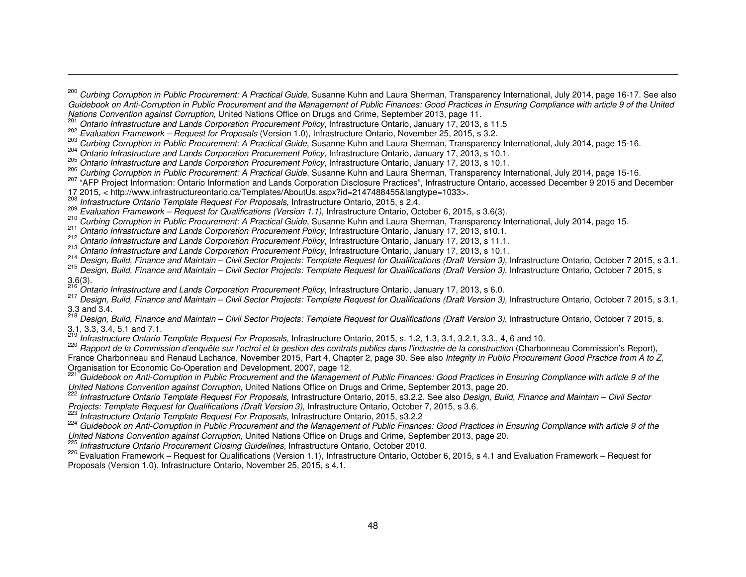[200] *Curbing Corruption in Public Procurement: A Practical Guide*, Susanne Kuhn and Laura Sherman, Transparency International, July 2014, page 16-17. See also *Guidebook on Anti-Corruption in Public Procurement and the Management of Public Finances: Good Practices in Ensuring Compliance with article 9 of the United Nations Convention against Corruption*, United Nations Office on Drugs and Crime, September 2013, page 11.

[201] *Ontario Infrastructure and Lands Corporation Procurement Policy*, Infrastructure Ontario, January 17, 2013, s 11.5

[202] *Evaluation Framework – Request for Proposals* (Version 1.0), Infrastructure Ontario, November 25, 2015, s 3.2.

[203] *Curbing Corruption in Public Procurement: A Practical Guide*, Susanne Kuhn and Laura Sherman, Transparency International, July 2014, page 15-16.

[204] *Ontario Infrastructure and Lands Corporation Procurement Policy*, Infrastructure Ontario, January 17, 2013, s 10.1.

[205] *Ontario Infrastructure and Lands Corporation Procurement Policy*, Infrastructure Ontario, January 17, 2013, s 10.1.

[206] *Curbing Corruption in Public Procurement: A Practical Guide*, Susanne Kuhn and Laura Sherman, Transparency International, July 2014, page 15-16.

[207] "AFP Project Information: Ontario Information and Lands Corporation Disclosure Practices", Infrastructure Ontario, accessed December 9 2015 and December 17 2015, < http://www.infrastructureontario.ca/Templates/AboutUs.aspx?id=2147488455&langtype=1033>.

[208] *Infrastructure Ontario Template Request For Proposals,* Infrastructure Ontario, 2015, s 2.4.

[209] *Evaluation Framework – Request for Qualifications (Version 1.1)*, Infrastructure Ontario, October 6, 2015, s 3.6(3).

[210] *Curbing Corruption in Public Procurement: A Practical Guide*, Susanne Kuhn and Laura Sherman, Transparency International, July 2014, page 15.

[211] *Ontario Infrastructure and Lands Corporation Procurement Policy*, Infrastructure Ontario, January 17, 2013, s10.1.

[212] *Ontario Infrastructure and Lands Corporation Procurement Policy*, Infrastructure Ontario, January 17, 2013, s 11.1.

[213] *Ontario Infrastructure and Lands Corporation Procurement Policy*, Infrastructure Ontario, January 17, 2013, s 10.1.

[214] *Design, Build, Finance and Maintain – Civil Sector Projects: Template Request for Qualifications (Draft Version 3),* Infrastructure Ontario, October 7 2015, s 3.1.

[215] *Design, Build, Finance and Maintain – Civil Sector Projects: Template Request for Qualifications (Draft Version 3),* Infrastructure Ontario, October 7 2015, s 3.6(3).

[216] *Ontario Infrastructure and Lands Corporation Procurement Policy*, Infrastructure Ontario, January 17, 2013, s 6.0.

[217] *Design, Build, Finance and Maintain – Civil Sector Projects: Template Request for Qualifications (Draft Version 3),* Infrastructure Ontario, October 7 2015, s 3.1, 3.3 and 3.4.

[218] *Design, Build, Finance and Maintain – Civil Sector Projects: Template Request for Qualifications (Draft Version 3)*, Infrastructure Ontario, October 7 2015, s. 3.1, 3.3, 3.4, 5.1 and 7.1.

[219] *Infrastructure Ontario Template Request For Proposals,* Infrastructure Ontario, 2015, s. 1.2, 1.3, 3.1, 3.2.1, 3.3., 4, 6 and 10.

[220] *Rapport de la Commission d'enquête sur l'octroi et la gestion des contrats publics dans l'industrie de la construction* (Charbonneau Commission's Report), France Charbonneau and Renaud Lachance, November 2015, Part 4, Chapter 2, page 30. See also *Integrity in Public Procurement Good Practice from A to Z*, Organisation for Economic Co-Operation and Development, 2007, page 12.

[221] *Guidebook on Anti-Corruption in Public Procurement and the Management of Public Finances: Good Practices in Ensuring Compliance with article 9 of the United Nations Convention against Corruption*, United Nations Office on Drugs and Crime, September 2013, page 20.

[222] *Infrastructure Ontario Template Request For Proposals*, Infrastructure Ontario, 2015, s3.2.2. See also *Design, Build, Finance and Maintain – Civil Sector Projects: Template Request for Qualifications (Draft Version 3)*, Infrastructure Ontario, October 7, 2015, s 3.6.

[223] *Infrastructure Ontario Template Request For Proposals*, Infrastructure Ontario, 2015, s3.2.2

[224] *Guidebook on Anti-Corruption in Public Procurement and the Management of Public Finances: Good Practices in Ensuring Compliance with article 9 of the United Nations Convention against Corruption*, United Nations Office on Drugs and Crime, September 2013, page 20.

[225] *Infrastructure Ontario Procurement Closing Guidelines*, Infrastructure Ontario, October 2010.

[226] Evaluation Framework – Request for Qualifications (Version 1.1), Infrastructure Ontario, October 6, 2015, s 4.1 and Evaluation Framework – Request for Proposals (Version 1.0), Infrastructure Ontario, November 25, 2015, s 4.1.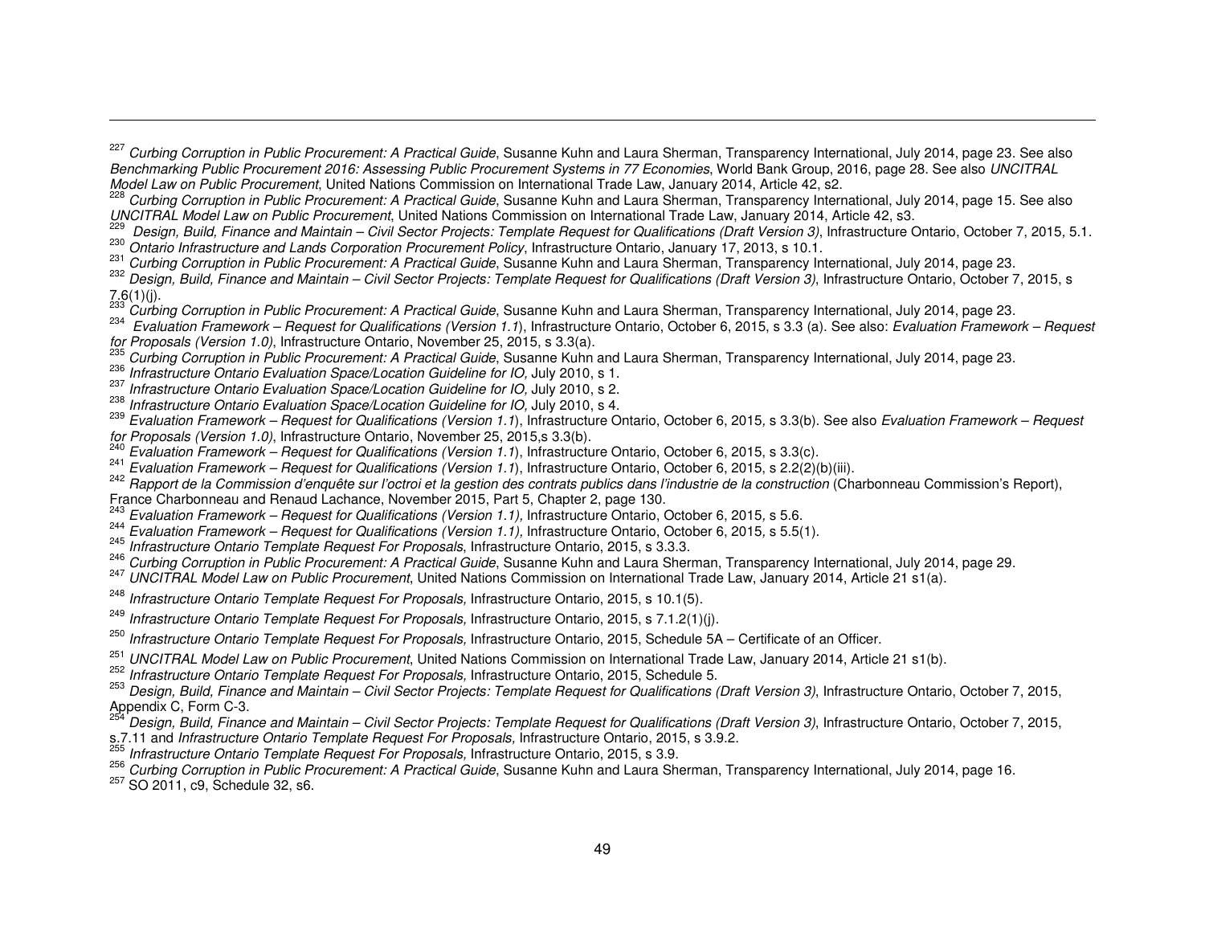[227] *Curbing Corruption in Public Procurement: A Practical Guide*, Susanne Kuhn and Laura Sherman, Transparency International, July 2014, page 23. See also *Benchmarking Public Procurement 2016: Assessing Public Procurement Systems in 77 Economies*, World Bank Group, 2016, page 28. See also *UNCITRAL Model Law on Public Procurement*, United Nations Commission on International Trade Law, January 2014, Article 42, s2.

[228] *Curbing Corruption in Public Procurement: A Practical Guide*, Susanne Kuhn and Laura Sherman, Transparency International, July 2014, page 15. See also *UNCITRAL Model Law on Public Procurement*, United Nations Commission on International Trade Law, January 2014, Article 42, s3.

[229] *Design, Build, Finance and Maintain – Civil Sector Projects: Template Request for Qualifications (Draft Version 3)*, Infrastructure Ontario, October 7, 2015, 5.1.

[230] *Ontario Infrastructure and Lands Corporation Procurement Policy*, Infrastructure Ontario, January 17, 2013, s 10.1.

[231] *Curbing Corruption in Public Procurement: A Practical Guide*, Susanne Kuhn and Laura Sherman, Transparency International, July 2014, page 23.

[232] *Design, Build, Finance and Maintain – Civil Sector Projects: Template Request for Qualifications (Draft Version 3)*, Infrastructure Ontario, October 7, 2015, s 7.6(1)(j).

[233] *Curbing Corruption in Public Procurement: A Practical Guide*, Susanne Kuhn and Laura Sherman, Transparency International, July 2014, page 23.

[234] *Evaluation Framework – Request for Qualifications (Version 1.1*), Infrastructure Ontario, October 6, 2015, s 3.3 (a). See also: *Evaluation Framework – Request for Proposals (Version 1.0)*, Infrastructure Ontario, November 25, 2015, s 3.3(a).

[235] *Curbing Corruption in Public Procurement: A Practical Guide*, Susanne Kuhn and Laura Sherman, Transparency International, July 2014, page 23.

[236] *Infrastructure Ontario Evaluation Space/Location Guideline for IO,* July 2010, s 1.

[237] *Infrastructure Ontario Evaluation Space/Location Guideline for IO,* July 2010, s 2.

[238] *Infrastructure Ontario Evaluation Space/Location Guideline for IO,* July 2010, s 4.

[239] *Evaluation Framework – Request for Qualifications (Version 1.1*), Infrastructure Ontario, October 6, 2015, s 3.3(b). See also *Evaluation Framework – Request for Proposals (Version 1.0)*, Infrastructure Ontario, November 25, 2015,s 3.3(b).

[240] *Evaluation Framework – Request for Qualifications (Version 1.1*), Infrastructure Ontario, October 6, 2015, s 3.3(c).

[241] *Evaluation Framework – Request for Qualifications (Version 1.1*), Infrastructure Ontario, October 6, 2015, s 2.2(2)(b)(iii).

[242] *Rapport de la Commission d'enquête sur l'octroi et la gestion des contrats publics dans l'industrie de la construction* (Charbonneau Commission's Report), France Charbonneau and Renaud Lachance, November 2015, Part 5, Chapter 2, page 130.

[243] *Evaluation Framework – Request for Qualifications (Version 1.1),* Infrastructure Ontario, October 6, 2015, s 5.6.

[244] *Evaluation Framework – Request for Qualifications (Version 1.1),* Infrastructure Ontario, October 6, 2015, s 5.5(1).

[245] *Infrastructure Ontario Template Request For Proposals*, Infrastructure Ontario, 2015, s 3.3.3.

[246] *Curbing Corruption in Public Procurement: A Practical Guide*, Susanne Kuhn and Laura Sherman, Transparency International, July 2014, page 29.

[247] *UNCITRAL Model Law on Public Procurement*, United Nations Commission on International Trade Law, January 2014, Article 21 s1(a).

[248] *Infrastructure Ontario Template Request For Proposals,* Infrastructure Ontario, 2015, s 10.1(5).

[249] *Infrastructure Ontario Template Request For Proposals,* Infrastructure Ontario, 2015, s 7.1.2(1)(j).

[250] *Infrastructure Ontario Template Request For Proposals,* Infrastructure Ontario, 2015, Schedule 5A – Certificate of an Officer.

[251] *UNCITRAL Model Law on Public Procurement*, United Nations Commission on International Trade Law, January 2014, Article 21 s1(b).

[252] *Infrastructure Ontario Template Request For Proposals,* Infrastructure Ontario, 2015, Schedule 5.

[253] *Design, Build, Finance and Maintain – Civil Sector Projects: Template Request for Qualifications (Draft Version 3)*, Infrastructure Ontario, October 7, 2015, Appendix C, Form C-3.

[254] *Design, Build, Finance and Maintain – Civil Sector Projects: Template Request for Qualifications (Draft Version 3)*, Infrastructure Ontario, October 7, 2015, s.7.11 and *Infrastructure Ontario Template Request For Proposals,* Infrastructure Ontario, 2015, s 3.9.2.

[255] *Infrastructure Ontario Template Request For Proposals,* Infrastructure Ontario, 2015, s 3.9.

[256] *Curbing Corruption in Public Procurement: A Practical Guide*, Susanne Kuhn and Laura Sherman, Transparency International, July 2014, page 16.

[257] SO 2011, c9, Schedule 32, s6.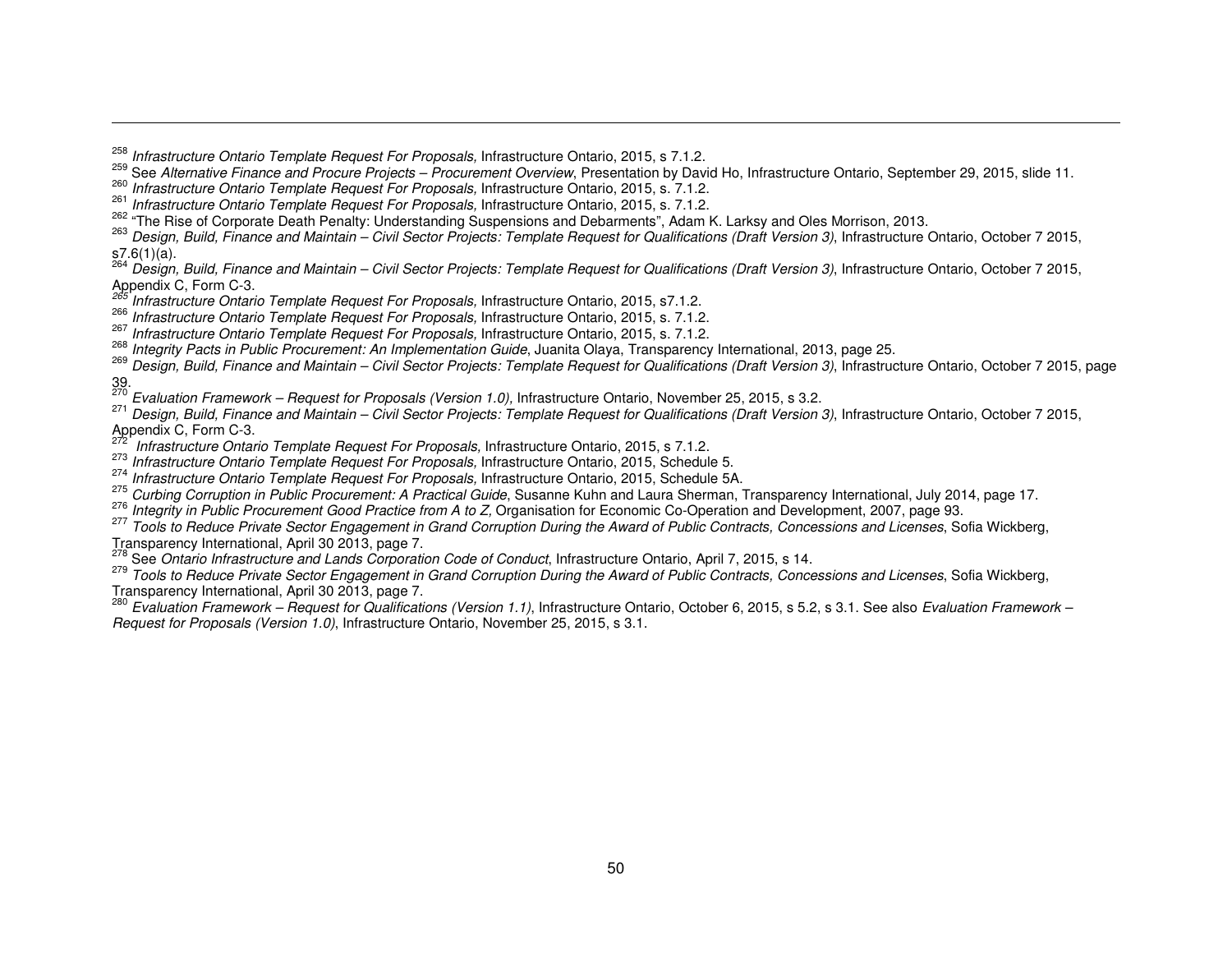[258] *Infrastructure Ontario Template Request For Proposals,* Infrastructure Ontario, 2015, s 7.1.2.

[259] See *Alternative Finance and Procure Projects – Procurement Overview*, Presentation by David Ho, Infrastructure Ontario, September 29, 2015, slide 11.

[260] *Infrastructure Ontario Template Request For Proposals,* Infrastructure Ontario, 2015, s. 7.1.2.

[261] *Infrastructure Ontario Template Request For Proposals,* Infrastructure Ontario, 2015, s. 7.1.2.

[262] "The Rise of Corporate Death Penalty: Understanding Suspensions and Debarments", Adam K. Larksy and Oles Morrison, 2013.

[263] *Design, Build, Finance and Maintain – Civil Sector Projects: Template Request for Qualifications (Draft Version 3)*, Infrastructure Ontario, October 7 2015, s7.6(1)(a).

[264] *Design, Build, Finance and Maintain – Civil Sector Projects: Template Request for Qualifications (Draft Version 3)*, Infrastructure Ontario, October 7 2015, Appendix C, Form C-3.

[265] *Infrastructure Ontario Template Request For Proposals,* Infrastructure Ontario, 2015, s7.1.2.

[266] *Infrastructure Ontario Template Request For Proposals,* Infrastructure Ontario, 2015, s. 7.1.2.

[267] *Infrastructure Ontario Template Request For Proposals,* Infrastructure Ontario, 2015, s. 7.1.2.

[268] *Integrity Pacts in Public Procurement: An Implementation Guide*, Juanita Olaya, Transparency International, 2013, page 25.

[269] *Design, Build, Finance and Maintain – Civil Sector Projects: Template Request for Qualifications (Draft Version 3)*, Infrastructure Ontario, October 7 2015, page 39.

[270] *Evaluation Framework – Request for Proposals (Version 1.0),* Infrastructure Ontario, November 25, 2015, s 3.2.

[271] *Design, Build, Finance and Maintain – Civil Sector Projects: Template Request for Qualifications (Draft Version 3)*, Infrastructure Ontario, October 7 2015, Appendix C, Form C-3.

[272] *Infrastructure Ontario Template Request For Proposals,* Infrastructure Ontario, 2015, s 7.1.2.

[273] *Infrastructure Ontario Template Request For Proposals,* Infrastructure Ontario, 2015, Schedule 5.

[274] *Infrastructure Ontario Template Request For Proposals,* Infrastructure Ontario, 2015, Schedule 5A.

[275] *Curbing Corruption in Public Procurement: A Practical Guide*, Susanne Kuhn and Laura Sherman, Transparency International, July 2014, page 17.

[276] *Integrity in Public Procurement Good Practice from A to Z,* Organisation for Economic Co-Operation and Development, 2007, page 93.

[277] *Tools to Reduce Private Sector Engagement in Grand Corruption During the Award of Public Contracts, Concessions and Licenses*, Sofia Wickberg, Transparency International, April 30 2013, page 7.

[278] See *Ontario Infrastructure and Lands Corporation Code of Conduct*, Infrastructure Ontario, April 7, 2015, s 14.

[279] *Tools to Reduce Private Sector Engagement in Grand Corruption During the Award of Public Contracts, Concessions and Licenses*, Sofia Wickberg, Transparency International, April 30 2013, page 7.

[280] *Evaluation Framework – Request for Qualifications (Version 1.1)*, Infrastructure Ontario, October 6, 2015, s 5.2, s 3.1. See also *Evaluation Framework – Request for Proposals (Version 1.0)*, Infrastructure Ontario, November 25, 2015, s 3.1.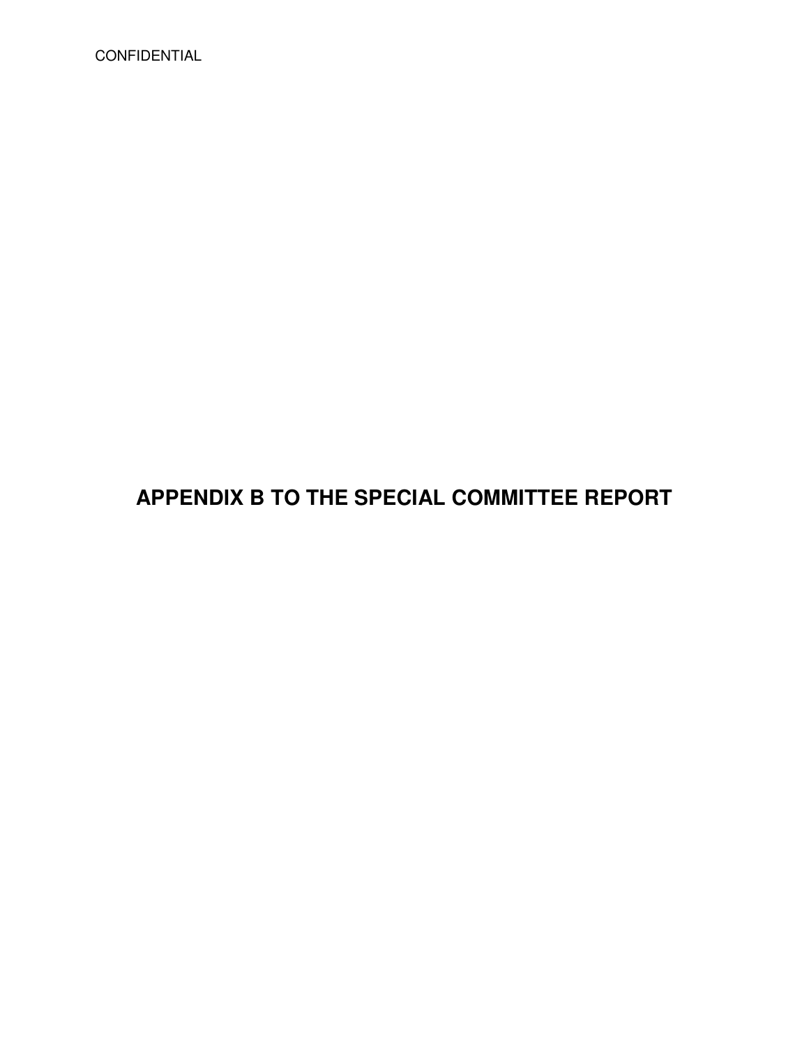CONFIDENTIAL

# APPENDIX B TO THE SPECIAL COMMITTEE REPORT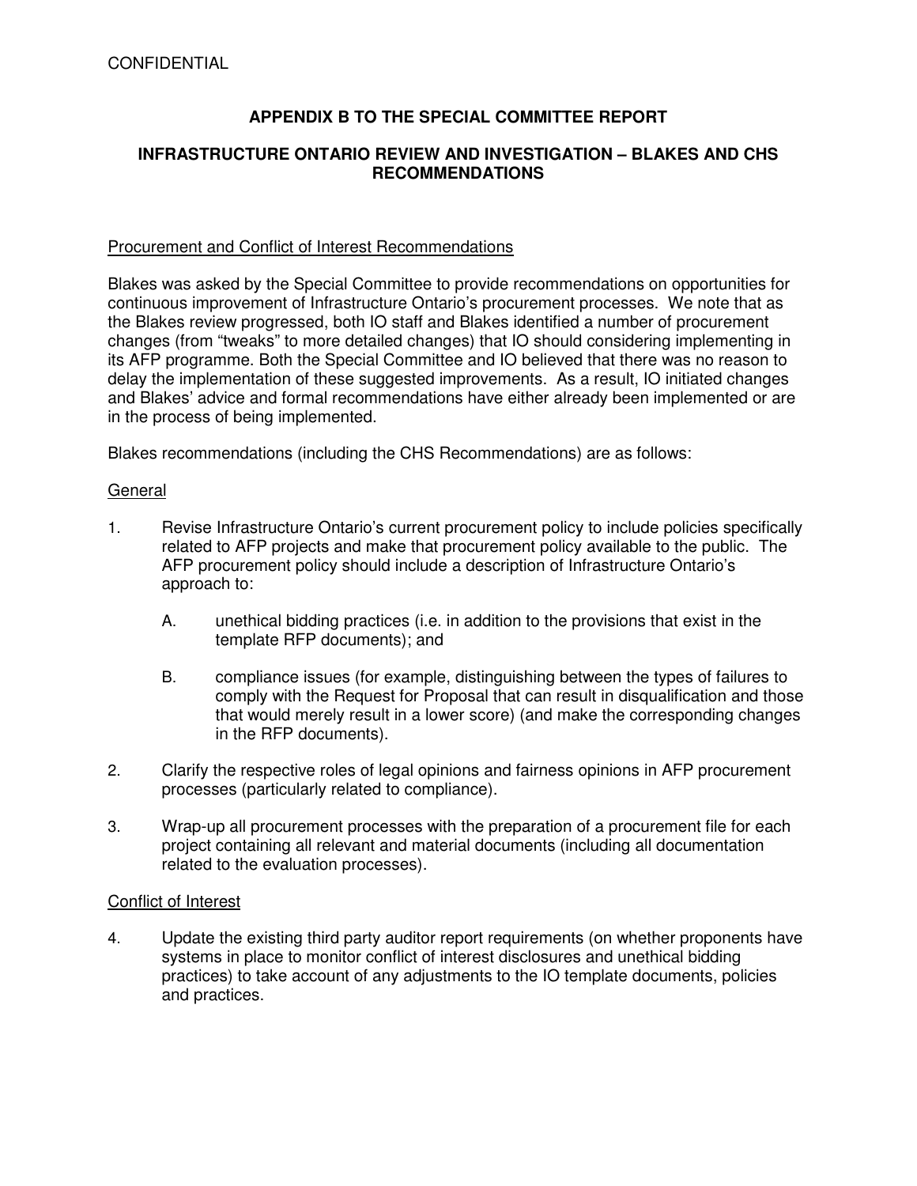CONFIDENTIAL

## APPENDIX B TO THE SPECIAL COMMITTEE REPORT

## INFRASTRUCTURE ONTARIO REVIEW AND INVESTIGATION – BLAKES AND CHS RECOMMENDATIONS

Procurement and Conflict of Interest Recommendations

Blakes was asked by the Special Committee to provide recommendations on opportunities for continuous improvement of Infrastructure Ontario's procurement processes. We note that as the Blakes review progressed, both IO staff and Blakes identified a number of procurement changes (from "tweaks" to more detailed changes) that IO should considering implementing in its AFP programme. Both the Special Committee and IO believed that there was no reason to delay the implementation of these suggested improvements. As a result, IO initiated changes and Blakes' advice and formal recommendations have either already been implemented or are in the process of being implemented.

Blakes recommendations (including the CHS Recommendations) are as follows:

General

1. Revise Infrastructure Ontario's current procurement policy to include policies specifically related to AFP projects and make that procurement policy available to the public. The AFP procurement policy should include a description of Infrastructure Ontario's approach to:

   A. unethical bidding practices (i.e. in addition to the provisions that exist in the template RFP documents); and

   B. compliance issues (for example, distinguishing between the types of failures to comply with the Request for Proposal that can result in disqualification and those that would merely result in a lower score) (and make the corresponding changes in the RFP documents).

2. Clarify the respective roles of legal opinions and fairness opinions in AFP procurement processes (particularly related to compliance).

3. Wrap-up all procurement processes with the preparation of a procurement file for each project containing all relevant and material documents (including all documentation related to the evaluation processes).

Conflict of Interest

4. Update the existing third party auditor report requirements (on whether proponents have systems in place to monitor conflict of interest disclosures and unethical bidding practices) to take account of any adjustments to the IO template documents, policies and practices.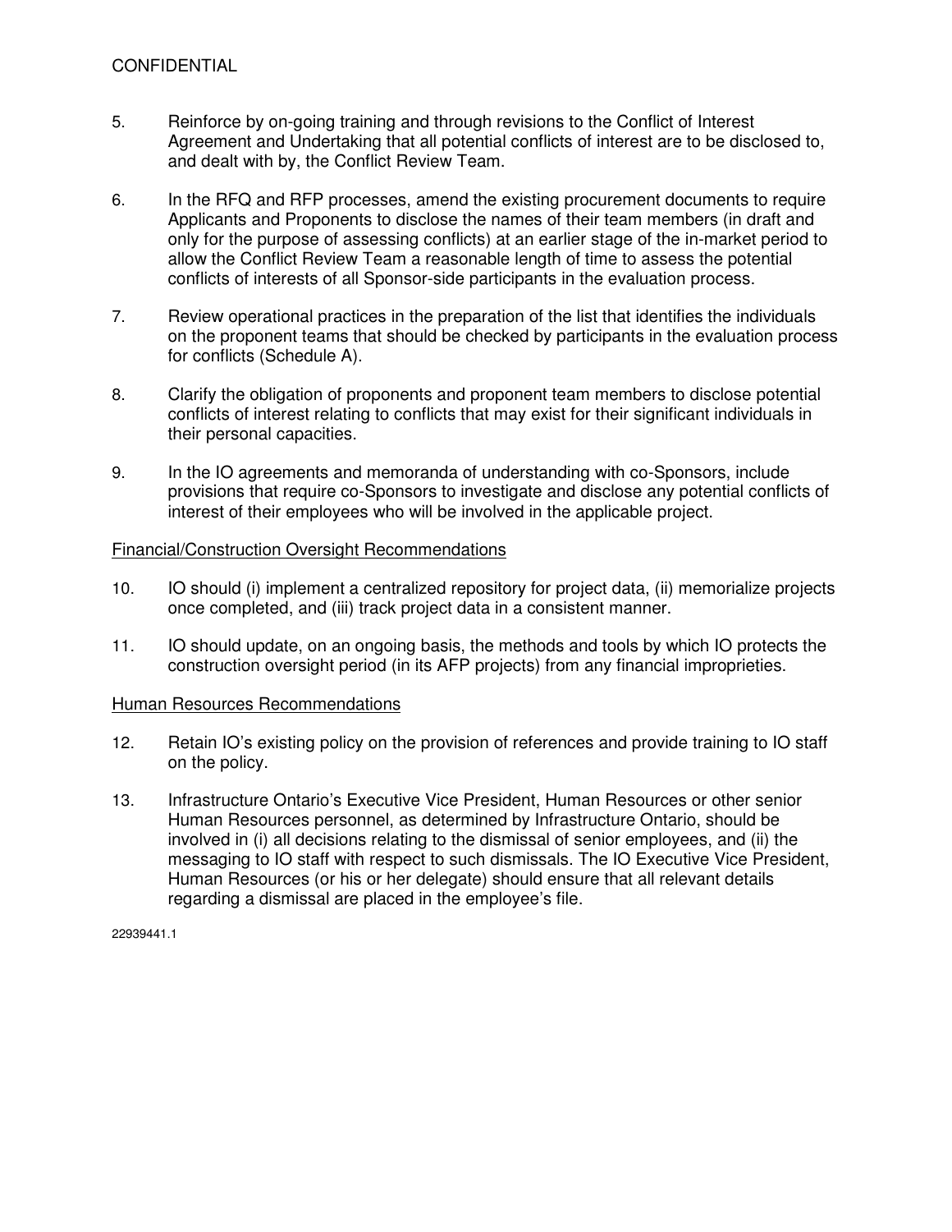CONFIDENTIAL

5. Reinforce by on-going training and through revisions to the Conflict of Interest Agreement and Undertaking that all potential conflicts of interest are to be disclosed to, and dealt with by, the Conflict Review Team.

6. In the RFQ and RFP processes, amend the existing procurement documents to require Applicants and Proponents to disclose the names of their team members (in draft and only for the purpose of assessing conflicts) at an earlier stage of the in-market period to allow the Conflict Review Team a reasonable length of time to assess the potential conflicts of interests of all Sponsor-side participants in the evaluation process.

7. Review operational practices in the preparation of the list that identifies the individuals on the proponent teams that should be checked by participants in the evaluation process for conflicts (Schedule A).

8. Clarify the obligation of proponents and proponent team members to disclose potential conflicts of interest relating to conflicts that may exist for their significant individuals in their personal capacities.

9. In the IO agreements and memoranda of understanding with co-Sponsors, include provisions that require co-Sponsors to investigate and disclose any potential conflicts of interest of their employees who will be involved in the applicable project.

<u>Financial/Construction Oversight Recommendations</u>

10. IO should (i) implement a centralized repository for project data, (ii) memorialize projects once completed, and (iii) track project data in a consistent manner.

11. IO should update, on an ongoing basis, the methods and tools by which IO protects the construction oversight period (in its AFP projects) from any financial improprieties.

<u>Human Resources Recommendations</u>

12. Retain IO's existing policy on the provision of references and provide training to IO staff on the policy.

13. Infrastructure Ontario's Executive Vice President, Human Resources or other senior Human Resources personnel, as determined by Infrastructure Ontario, should be involved in (i) all decisions relating to the dismissal of senior employees, and (ii) the messaging to IO staff with respect to such dismissals. The IO Executive Vice President, Human Resources (or his or her delegate) should ensure that all relevant details regarding a dismissal are placed in the employee's file.

22939441.1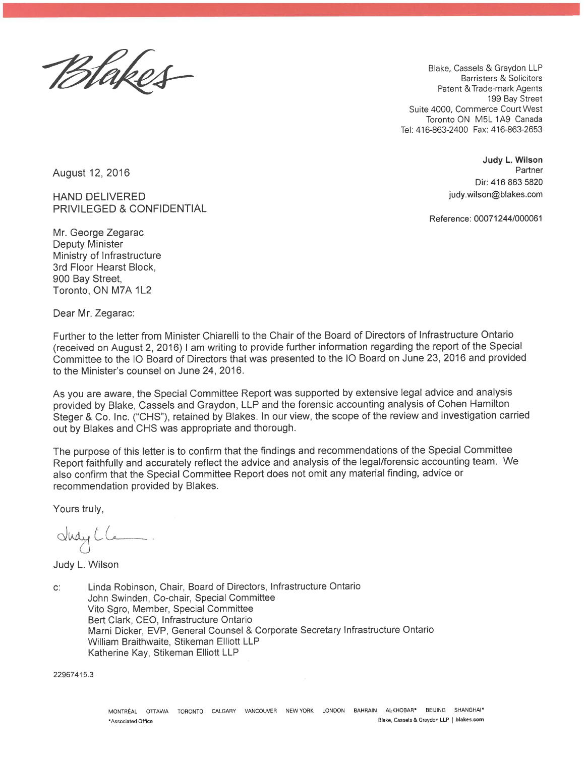Blakes

Blake, Cassels & Graydon LLP
Barristers & Solicitors
Patent & Trade-mark Agents
199 Bay Street
Suite 4000, Commerce Court West
Toronto ON M5L 1A9 Canada
Tel: 416-863-2400 Fax: 416-863-2653

**Judy L. Wilson**
Partner
Dir: 416 863 5820
judy.wilson@blakes.com

Reference: 00071244/000061

August 12, 2016

HAND DELIVERED
PRIVILEGED & CONFIDENTIAL

Mr. George Zegarac
Deputy Minister
Ministry of Infrastructure
3rd Floor Hearst Block,
900 Bay Street,
Toronto, ON M7A 1L2

Dear Mr. Zegarac:

Further to the letter from Minister Chiarelli to the Chair of the Board of Directors of Infrastructure Ontario (received on August 2, 2016) I am writing to provide further information regarding the report of the Special Committee to the IO Board of Directors that was presented to the IO Board on June 23, 2016 and provided to the Minister's counsel on June 24, 2016.

As you are aware, the Special Committee Report was supported by extensive legal advice and analysis provided by Blake, Cassels and Graydon, LLP and the forensic accounting analysis of Cohen Hamilton Steger & Co. Inc. ("CHS"), retained by Blakes. In our view, the scope of the review and investigation carried out by Blakes and CHS was appropriate and thorough.

The purpose of this letter is to confirm that the findings and recommendations of the Special Committee Report faithfully and accurately reflect the advice and analysis of the legal/forensic accounting team. We also confirm that the Special Committee Report does not omit any material finding, advice or recommendation provided by Blakes.

Yours truly,

Judy L. Wilson

c: Linda Robinson, Chair, Board of Directors, Infrastructure Ontario
John Swinden, Co-chair, Special Committee
Vito Sgro, Member, Special Committee
Bert Clark, CEO, Infrastructure Ontario
Marni Dicker, EVP, General Counsel & Corporate Secretary Infrastructure Ontario
William Braithwaite, Stikeman Elliott LLP
Katherine Kay, Stikeman Elliott LLP

22967415.3

MONTRÉAL OTTAWA TORONTO CALGARY VANCOUVER NEW YORK LONDON BAHRAIN AL-KHOBAR* BEIJING SHANGHAI*
*Associated Office
Blake, Cassels & Graydon LLP | blakes.com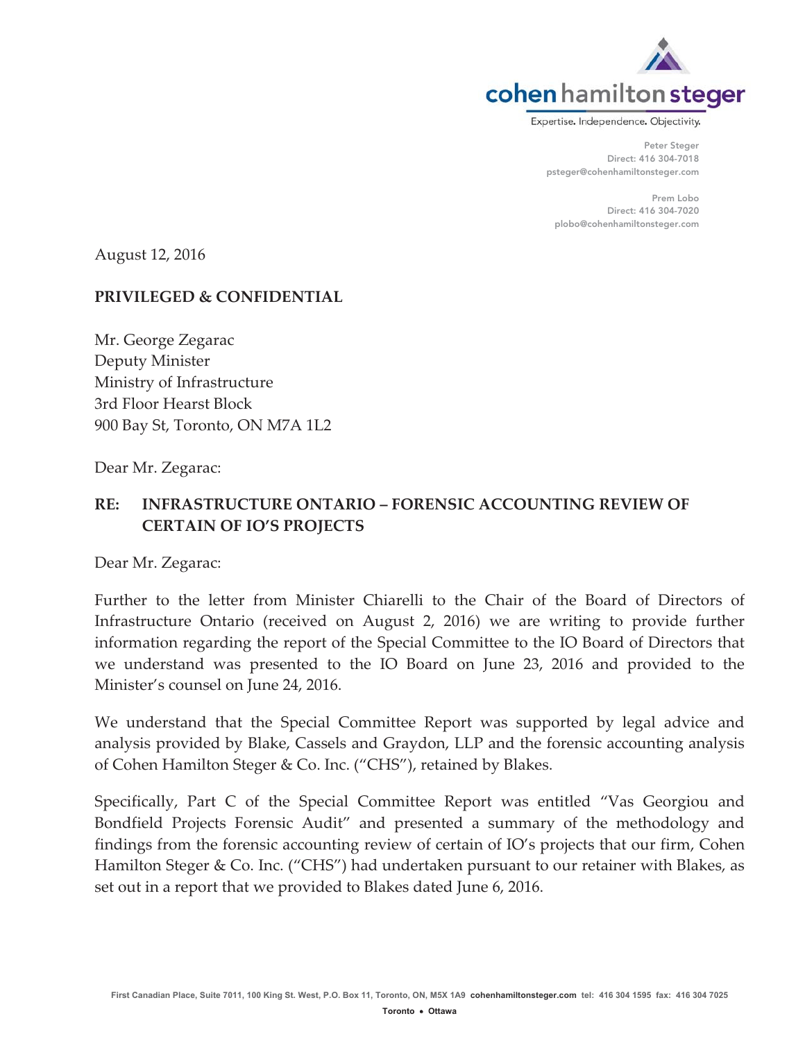cohen hamilton steger

Expertise. Independence. Objectivity.

Peter Steger
Direct: 416 304-7018
psteger@cohenhamiltonsteger.com

Prem Lobo
Direct: 416 304-7020
plobo@cohenhamiltonsteger.com

August 12, 2016

**PRIVILEGED & CONFIDENTIAL**

Mr. George Zegarac
Deputy Minister
Ministry of Infrastructure
3rd Floor Hearst Block
900 Bay St, Toronto, ON M7A 1L2

Dear Mr. Zegarac:

**RE: INFRASTRUCTURE ONTARIO – FORENSIC ACCOUNTING REVIEW OF CERTAIN OF IO'S PROJECTS**

Dear Mr. Zegarac:

Further to the letter from Minister Chiarelli to the Chair of the Board of Directors of Infrastructure Ontario (received on August 2, 2016) we are writing to provide further information regarding the report of the Special Committee to the IO Board of Directors that we understand was presented to the IO Board on June 23, 2016 and provided to the Minister's counsel on June 24, 2016.

We understand that the Special Committee Report was supported by legal advice and analysis provided by Blake, Cassels and Graydon, LLP and the forensic accounting analysis of Cohen Hamilton Steger & Co. Inc. ("CHS"), retained by Blakes.

Specifically, Part C of the Special Committee Report was entitled "Vas Georgiou and Bondfield Projects Forensic Audit" and presented a summary of the methodology and findings from the forensic accounting review of certain of IO's projects that our firm, Cohen Hamilton Steger & Co. Inc. ("CHS") had undertaken pursuant to our retainer with Blakes, as set out in a report that we provided to Blakes dated June 6, 2016.

First Canadian Place, Suite 7011, 100 King St. West, P.O. Box 11, Toronto, ON, M5X 1A9 **cohenhamiltonsteger.com** tel: 416 304 1595 fax: 416 304 7025

Toronto • Ottawa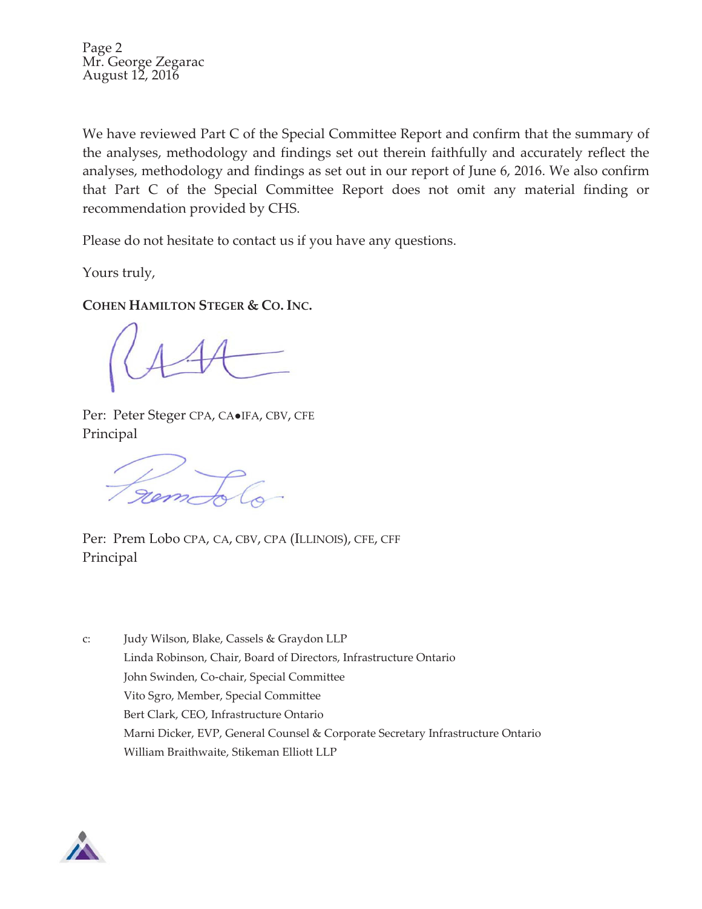Page 2
Mr. George Zegarac
August 12, 2016

We have reviewed Part C of the Special Committee Report and confirm that the summary of the analyses, methodology and findings set out therein faithfully and accurately reflect the analyses, methodology and findings as set out in our report of June 6, 2016. We also confirm that Part C of the Special Committee Report does not omit any material finding or recommendation provided by CHS.

Please do not hesitate to contact us if you have any questions.

Yours truly,

**COHEN HAMILTON STEGER & CO. INC.**

Per: Peter Steger CPA, CA•IFA, CBV, CFE
Principal

Per: Prem Lobo CPA, CA, CBV, CPA (ILLINOIS), CFE, CFF
Principal

c: Judy Wilson, Blake, Cassels & Graydon LLP
Linda Robinson, Chair, Board of Directors, Infrastructure Ontario
John Swinden, Co-chair, Special Committee
Vito Sgro, Member, Special Committee
Bert Clark, CEO, Infrastructure Ontario
Marni Dicker, EVP, General Counsel & Corporate Secretary Infrastructure Ontario
William Braithwaite, Stikeman Elliott LLP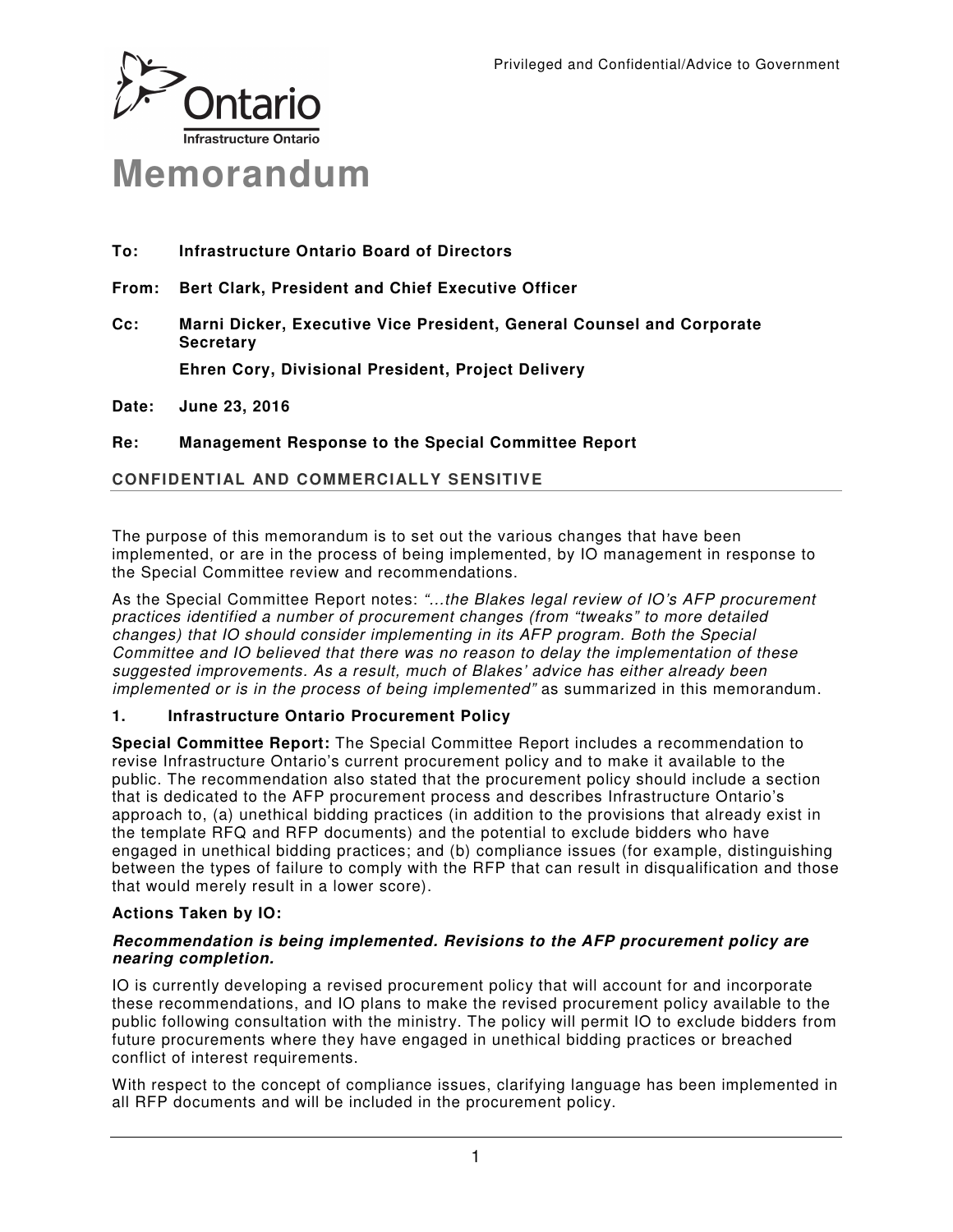Privileged and Confidential/Advice to Government

Ontario
Infrastructure Ontario

# Memorandum

**To:** **Infrastructure Ontario Board of Directors**

**From:** **Bert Clark, President and Chief Executive Officer**

**Cc:** **Marni Dicker, Executive Vice President, General Counsel and Corporate Secretary**

**Ehren Cory, Divisional President, Project Delivery**

**Date:** **June 23, 2016**

**Re:** **Management Response to the Special Committee Report**

**CONFIDENTIAL AND COMMERCIALLY SENSITIVE**

The purpose of this memorandum is to set out the various changes that have been implemented, or are in the process of being implemented, by IO management in response to the Special Committee review and recommendations.

As the Special Committee Report notes: *"…the Blakes legal review of IO's AFP procurement practices identified a number of procurement changes (from "tweaks" to more detailed changes) that IO should consider implementing in its AFP program. Both the Special Committee and IO believed that there was no reason to delay the implementation of these suggested improvements. As a result, much of Blakes' advice has either already been implemented or is in the process of being implemented"* as summarized in this memorandum.

### 1. Infrastructure Ontario Procurement Policy

**Special Committee Report:** The Special Committee Report includes a recommendation to revise Infrastructure Ontario's current procurement policy and to make it available to the public. The recommendation also stated that the procurement policy should include a section that is dedicated to the AFP procurement process and describes Infrastructure Ontario's approach to, (a) unethical bidding practices (in addition to the provisions that already exist in the template RFQ and RFP documents) and the potential to exclude bidders who have engaged in unethical bidding practices; and (b) compliance issues (for example, distinguishing between the types of failure to comply with the RFP that can result in disqualification and those that would merely result in a lower score).

**Actions Taken by IO:**

***Recommendation is being implemented. Revisions to the AFP procurement policy are nearing completion.***

IO is currently developing a revised procurement policy that will account for and incorporate these recommendations, and IO plans to make the revised procurement policy available to the public following consultation with the ministry. The policy will permit IO to exclude bidders from future procurements where they have engaged in unethical bidding practices or breached conflict of interest requirements.

With respect to the concept of compliance issues, clarifying language has been implemented in all RFP documents and will be included in the procurement policy.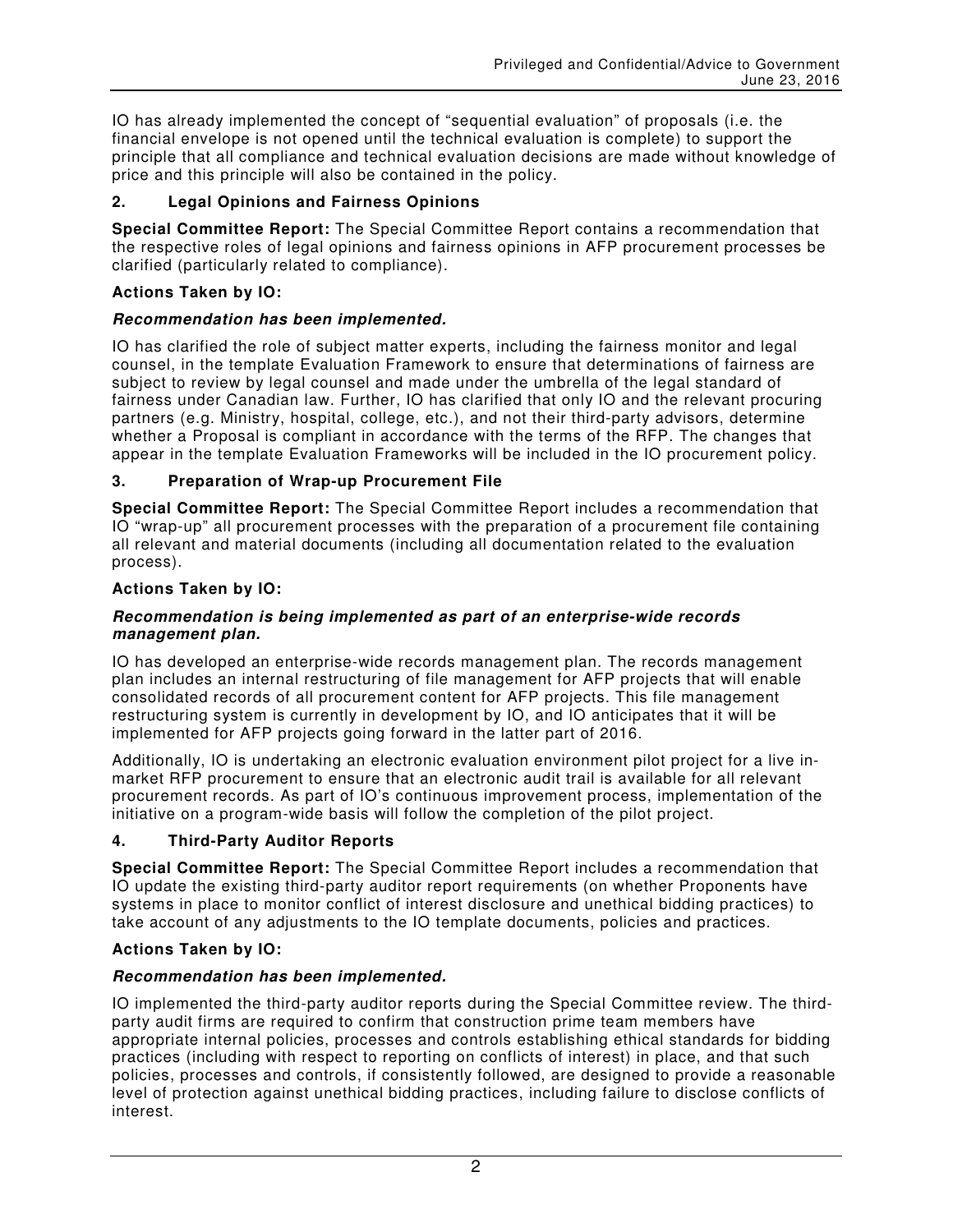IO has already implemented the concept of "sequential evaluation" of proposals (i.e. the financial envelope is not opened until the technical evaluation is complete) to support the principle that all compliance and technical evaluation decisions are made without knowledge of price and this principle will also be contained in the policy.

### 2. Legal Opinions and Fairness Opinions

**Special Committee Report:** The Special Committee Report contains a recommendation that the respective roles of legal opinions and fairness opinions in AFP procurement processes be clarified (particularly related to compliance).

**Actions Taken by IO:**

***Recommendation has been implemented.***

IO has clarified the role of subject matter experts, including the fairness monitor and legal counsel, in the template Evaluation Framework to ensure that determinations of fairness are subject to review by legal counsel and made under the umbrella of the legal standard of fairness under Canadian law. Further, IO has clarified that only IO and the relevant procuring partners (e.g. Ministry, hospital, college, etc.), and not their third-party advisors, determine whether a Proposal is compliant in accordance with the terms of the RFP. The changes that appear in the template Evaluation Frameworks will be included in the IO procurement policy.

### 3. Preparation of Wrap-up Procurement File

**Special Committee Report:** The Special Committee Report includes a recommendation that IO "wrap-up" all procurement processes with the preparation of a procurement file containing all relevant and material documents (including all documentation related to the evaluation process).

**Actions Taken by IO:**

***Recommendation is being implemented as part of an enterprise-wide records management plan.***

IO has developed an enterprise-wide records management plan. The records management plan includes an internal restructuring of file management for AFP projects that will enable consolidated records of all procurement content for AFP projects. This file management restructuring system is currently in development by IO, and IO anticipates that it will be implemented for AFP projects going forward in the latter part of 2016.

Additionally, IO is undertaking an electronic evaluation environment pilot project for a live in-market RFP procurement to ensure that an electronic audit trail is available for all relevant procurement records. As part of IO's continuous improvement process, implementation of the initiative on a program-wide basis will follow the completion of the pilot project.

### 4. Third-Party Auditor Reports

**Special Committee Report:** The Special Committee Report includes a recommendation that IO update the existing third-party auditor report requirements (on whether Proponents have systems in place to monitor conflict of interest disclosure and unethical bidding practices) to take account of any adjustments to the IO template documents, policies and practices.

**Actions Taken by IO:**

***Recommendation has been implemented.***

IO implemented the third-party auditor reports during the Special Committee review. The third-party audit firms are required to confirm that construction prime team members have appropriate internal policies, processes and controls establishing ethical standards for bidding practices (including with respect to reporting on conflicts of interest) in place, and that such policies, processes and controls, if consistently followed, are designed to provide a reasonable level of protection against unethical bidding practices, including failure to disclose conflicts of interest.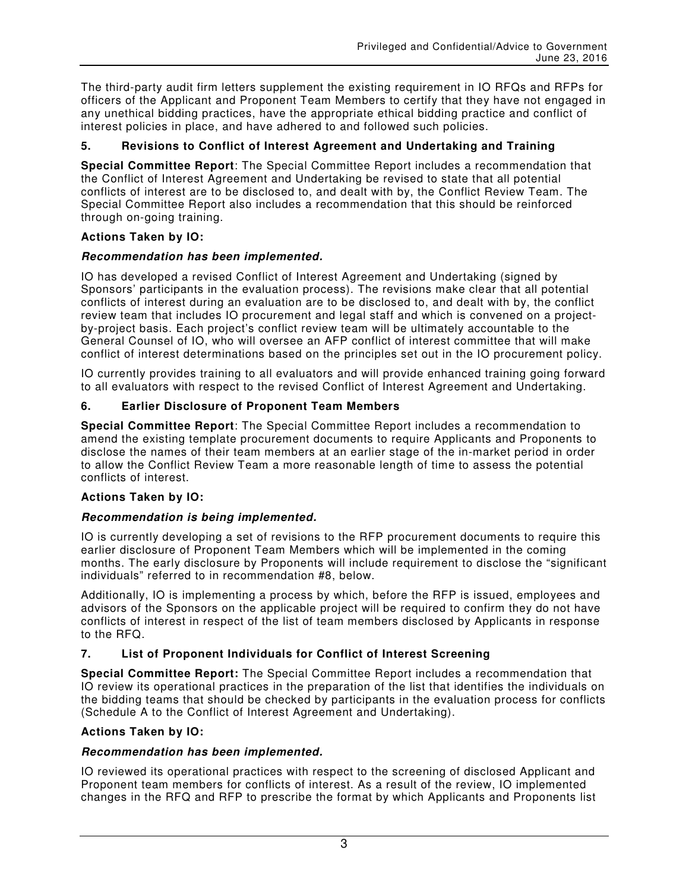The third-party audit firm letters supplement the existing requirement in IO RFQs and RFPs for officers of the Applicant and Proponent Team Members to certify that they have not engaged in any unethical bidding practices, have the appropriate ethical bidding practice and conflict of interest policies in place, and have adhered to and followed such policies.

### 5. Revisions to Conflict of Interest Agreement and Undertaking and Training

**Special Committee Report**: The Special Committee Report includes a recommendation that the Conflict of Interest Agreement and Undertaking be revised to state that all potential conflicts of interest are to be disclosed to, and dealt with by, the Conflict Review Team. The Special Committee Report also includes a recommendation that this should be reinforced through on-going training.

**Actions Taken by IO:**

***Recommendation has been implemented.***

IO has developed a revised Conflict of Interest Agreement and Undertaking (signed by Sponsors' participants in the evaluation process). The revisions make clear that all potential conflicts of interest during an evaluation are to be disclosed to, and dealt with by, the conflict review team that includes IO procurement and legal staff and which is convened on a project-by-project basis. Each project's conflict review team will be ultimately accountable to the General Counsel of IO, who will oversee an AFP conflict of interest committee that will make conflict of interest determinations based on the principles set out in the IO procurement policy.

IO currently provides training to all evaluators and will provide enhanced training going forward to all evaluators with respect to the revised Conflict of Interest Agreement and Undertaking.

### 6. Earlier Disclosure of Proponent Team Members

**Special Committee Report**: The Special Committee Report includes a recommendation to amend the existing template procurement documents to require Applicants and Proponents to disclose the names of their team members at an earlier stage of the in-market period in order to allow the Conflict Review Team a more reasonable length of time to assess the potential conflicts of interest.

**Actions Taken by IO:**

***Recommendation is being implemented.***

IO is currently developing a set of revisions to the RFP procurement documents to require this earlier disclosure of Proponent Team Members which will be implemented in the coming months. The early disclosure by Proponents will include requirement to disclose the "significant individuals" referred to in recommendation #8, below.

Additionally, IO is implementing a process by which, before the RFP is issued, employees and advisors of the Sponsors on the applicable project will be required to confirm they do not have conflicts of interest in respect of the list of team members disclosed by Applicants in response to the RFQ.

### 7. List of Proponent Individuals for Conflict of Interest Screening

**Special Committee Report:** The Special Committee Report includes a recommendation that IO review its operational practices in the preparation of the list that identifies the individuals on the bidding teams that should be checked by participants in the evaluation process for conflicts (Schedule A to the Conflict of Interest Agreement and Undertaking).

**Actions Taken by IO:**

***Recommendation has been implemented.***

IO reviewed its operational practices with respect to the screening of disclosed Applicant and Proponent team members for conflicts of interest. As a result of the review, IO implemented changes in the RFQ and RFP to prescribe the format by which Applicants and Proponents list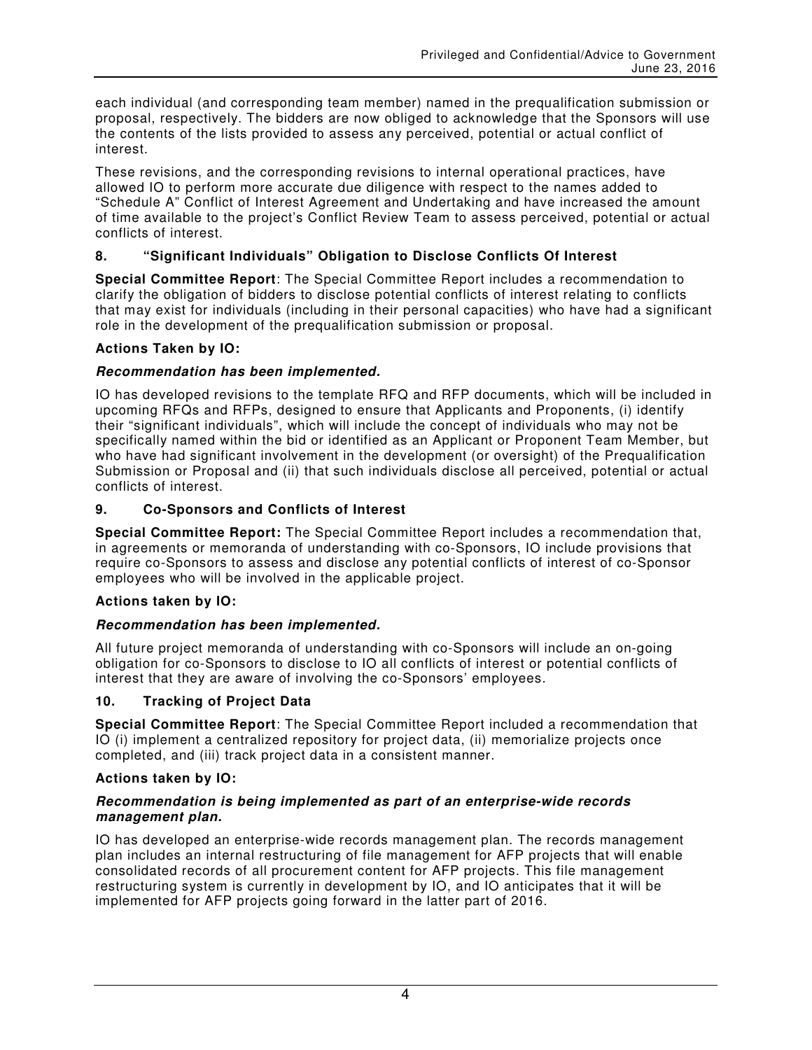each individual (and corresponding team member) named in the prequalification submission or proposal, respectively. The bidders are now obliged to acknowledge that the Sponsors will use the contents of the lists provided to assess any perceived, potential or actual conflict of interest.

These revisions, and the corresponding revisions to internal operational practices, have allowed IO to perform more accurate due diligence with respect to the names added to "Schedule A" Conflict of Interest Agreement and Undertaking and have increased the amount of time available to the project's Conflict Review Team to assess perceived, potential or actual conflicts of interest.

### 8. "Significant Individuals" Obligation to Disclose Conflicts Of Interest

**Special Committee Report**: The Special Committee Report includes a recommendation to clarify the obligation of bidders to disclose potential conflicts of interest relating to conflicts that may exist for individuals (including in their personal capacities) who have had a significant role in the development of the prequalification submission or proposal.

**Actions Taken by IO:**

***Recommendation has been implemented.***

IO has developed revisions to the template RFQ and RFP documents, which will be included in upcoming RFQs and RFPs, designed to ensure that Applicants and Proponents, (i) identify their "significant individuals", which will include the concept of individuals who may not be specifically named within the bid or identified as an Applicant or Proponent Team Member, but who have had significant involvement in the development (or oversight) of the Prequalification Submission or Proposal and (ii) that such individuals disclose all perceived, potential or actual conflicts of interest.

### 9. Co-Sponsors and Conflicts of Interest

**Special Committee Report:** The Special Committee Report includes a recommendation that, in agreements or memoranda of understanding with co-Sponsors, IO include provisions that require co-Sponsors to assess and disclose any potential conflicts of interest of co-Sponsor employees who will be involved in the applicable project.

**Actions taken by IO:**

***Recommendation has been implemented.***

All future project memoranda of understanding with co-Sponsors will include an on-going obligation for co-Sponsors to disclose to IO all conflicts of interest or potential conflicts of interest that they are aware of involving the co-Sponsors' employees.

### 10. Tracking of Project Data

**Special Committee Report**: The Special Committee Report included a recommendation that IO (i) implement a centralized repository for project data, (ii) memorialize projects once completed, and (iii) track project data in a consistent manner.

**Actions taken by IO:**

***Recommendation is being implemented as part of an enterprise-wide records management plan.***

IO has developed an enterprise-wide records management plan. The records management plan includes an internal restructuring of file management for AFP projects that will enable consolidated records of all procurement content for AFP projects. This file management restructuring system is currently in development by IO, and IO anticipates that it will be implemented for AFP projects going forward in the latter part of 2016.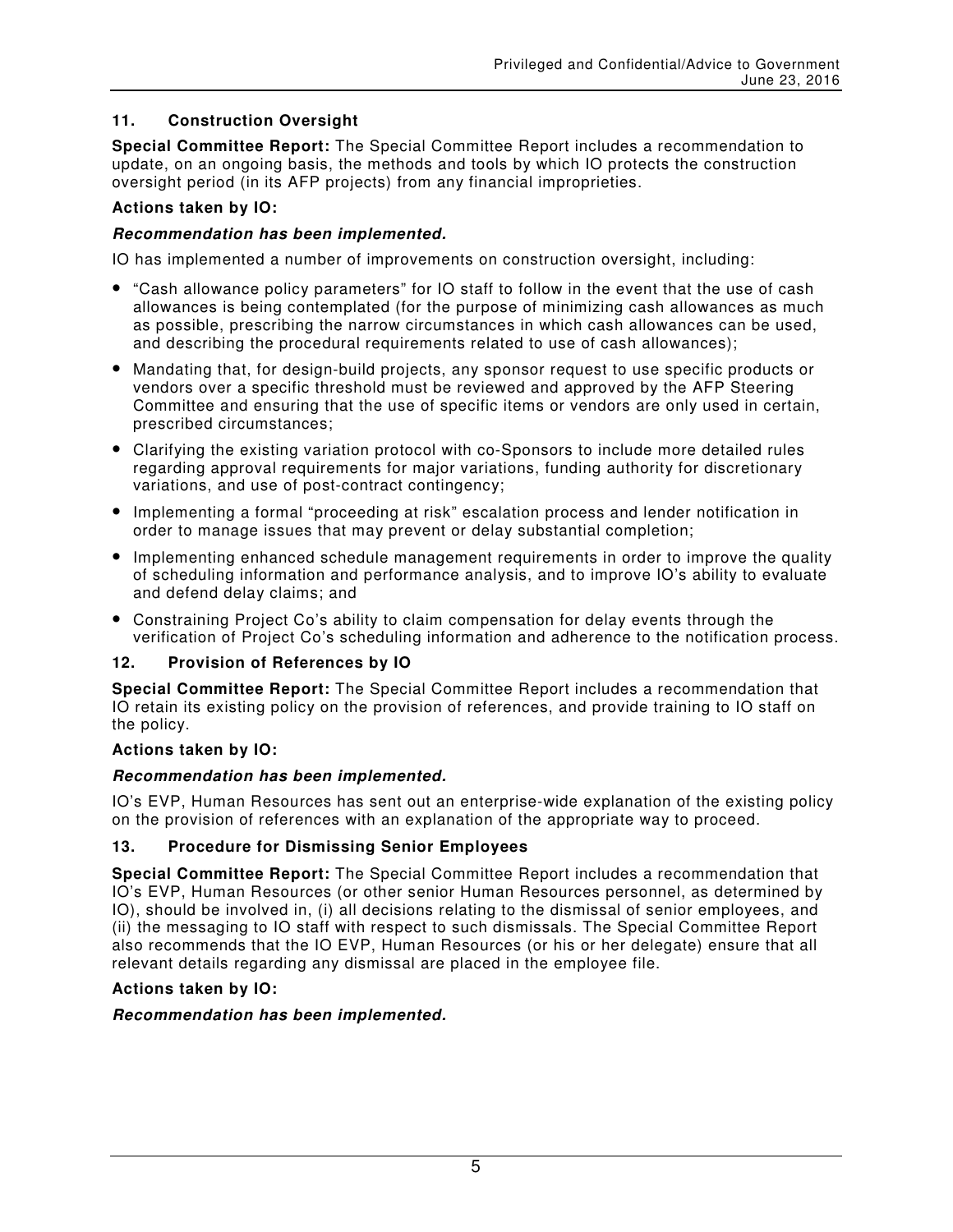### 11. Construction Oversight

**Special Committee Report:** The Special Committee Report includes a recommendation to update, on an ongoing basis, the methods and tools by which IO protects the construction oversight period (in its AFP projects) from any financial improprieties.

**Actions taken by IO:**

***Recommendation has been implemented.***

IO has implemented a number of improvements on construction oversight, including:

- "Cash allowance policy parameters" for IO staff to follow in the event that the use of cash allowances is being contemplated (for the purpose of minimizing cash allowances as much as possible, prescribing the narrow circumstances in which cash allowances can be used, and describing the procedural requirements related to use of cash allowances);
- Mandating that, for design-build projects, any sponsor request to use specific products or vendors over a specific threshold must be reviewed and approved by the AFP Steering Committee and ensuring that the use of specific items or vendors are only used in certain, prescribed circumstances;
- Clarifying the existing variation protocol with co-Sponsors to include more detailed rules regarding approval requirements for major variations, funding authority for discretionary variations, and use of post-contract contingency;
- Implementing a formal "proceeding at risk" escalation process and lender notification in order to manage issues that may prevent or delay substantial completion;
- Implementing enhanced schedule management requirements in order to improve the quality of scheduling information and performance analysis, and to improve IO's ability to evaluate and defend delay claims; and
- Constraining Project Co's ability to claim compensation for delay events through the verification of Project Co's scheduling information and adherence to the notification process.

### 12. Provision of References by IO

**Special Committee Report:** The Special Committee Report includes a recommendation that IO retain its existing policy on the provision of references, and provide training to IO staff on the policy.

**Actions taken by IO:**

***Recommendation has been implemented.***

IO's EVP, Human Resources has sent out an enterprise-wide explanation of the existing policy on the provision of references with an explanation of the appropriate way to proceed.

### 13. Procedure for Dismissing Senior Employees

**Special Committee Report:** The Special Committee Report includes a recommendation that IO's EVP, Human Resources (or other senior Human Resources personnel, as determined by IO), should be involved in, (i) all decisions relating to the dismissal of senior employees, and (ii) the messaging to IO staff with respect to such dismissals. The Special Committee Report also recommends that the IO EVP, Human Resources (or his or her delegate) ensure that all relevant details regarding any dismissal are placed in the employee file.

**Actions taken by IO:**

***Recommendation has been implemented.***